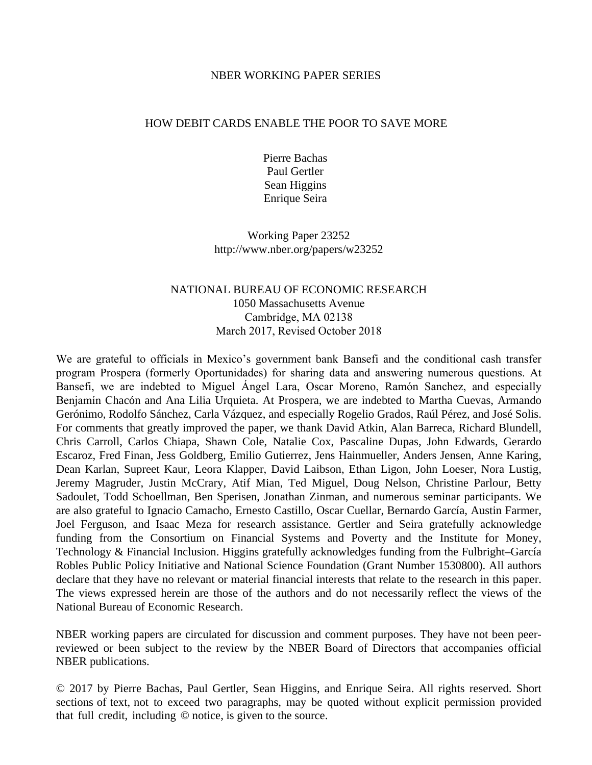NBER WORKING PAPER SERIES

# HOW DEBIT CARDS ENABLE THE POOR TO SAVE MORE

Pierre Bachas
Paul Gertler
Sean Higgins
Enrique Seira

Working Paper 23252
http://www.nber.org/papers/w23252

NATIONAL BUREAU OF ECONOMIC RESEARCH
1050 Massachusetts Avenue
Cambridge, MA 02138
March 2017, Revised October 2018

We are grateful to officials in Mexico's government bank Bansefi and the conditional cash transfer program Prospera (formerly Oportunidades) for sharing data and answering numerous questions. At Bansefi, we are indebted to Miguel Ángel Lara, Oscar Moreno, Ramón Sanchez, and especially Benjamín Chacón and Ana Lilia Urquieta. At Prospera, we are indebted to Martha Cuevas, Armando Gerónimo, Rodolfo Sánchez, Carla Vázquez, and especially Rogelio Grados, Raúl Pérez, and José Solis. For comments that greatly improved the paper, we thank David Atkin, Alan Barreca, Richard Blundell, Chris Carroll, Carlos Chiapa, Shawn Cole, Natalie Cox, Pascaline Dupas, John Edwards, Gerardo Escaroz, Fred Finan, Jess Goldberg, Emilio Gutierrez, Jens Hainmueller, Anders Jensen, Anne Karing, Dean Karlan, Supreet Kaur, Leora Klapper, David Laibson, Ethan Ligon, John Loeser, Nora Lustig, Jeremy Magruder, Justin McCrary, Atif Mian, Ted Miguel, Doug Nelson, Christine Parlour, Betty Sadoulet, Todd Schoellman, Ben Sperisen, Jonathan Zinman, and numerous seminar participants. We are also grateful to Ignacio Camacho, Ernesto Castillo, Oscar Cuellar, Bernardo García, Austin Farmer, Joel Ferguson, and Isaac Meza for research assistance. Gertler and Seira gratefully acknowledge funding from the Consortium on Financial Systems and Poverty and the Institute for Money, Technology & Financial Inclusion. Higgins gratefully acknowledges funding from the Fulbright–García Robles Public Policy Initiative and National Science Foundation (Grant Number 1530800). All authors declare that they have no relevant or material financial interests that relate to the research in this paper. The views expressed herein are those of the authors and do not necessarily reflect the views of the National Bureau of Economic Research.

NBER working papers are circulated for discussion and comment purposes. They have not been peer-reviewed or been subject to the review by the NBER Board of Directors that accompanies official NBER publications.

© 2017 by Pierre Bachas, Paul Gertler, Sean Higgins, and Enrique Seira. All rights reserved. Short sections of text, not to exceed two paragraphs, may be quoted without explicit permission provided that full credit, including © notice, is given to the source.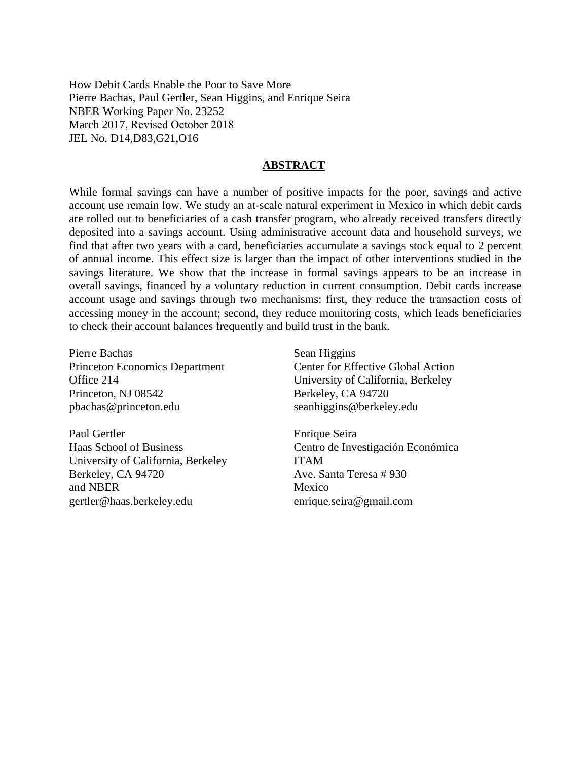How Debit Cards Enable the Poor to Save More
Pierre Bachas, Paul Gertler, Sean Higgins, and Enrique Seira
NBER Working Paper No. 23252
March 2017, Revised October 2018
JEL No. D14,D83,G21,O16

## ABSTRACT

While formal savings can have a number of positive impacts for the poor, savings and active account use remain low. We study an at-scale natural experiment in Mexico in which debit cards are rolled out to beneficiaries of a cash transfer program, who already received transfers directly deposited into a savings account. Using administrative account data and household surveys, we find that after two years with a card, beneficiaries accumulate a savings stock equal to 2 percent of annual income. This effect size is larger than the impact of other interventions studied in the savings literature. We show that the increase in formal savings appears to be an increase in overall savings, financed by a voluntary reduction in current consumption. Debit cards increase account usage and savings through two mechanisms: first, they reduce the transaction costs of accessing money in the account; second, they reduce monitoring costs, which leads beneficiaries to check their account balances frequently and build trust in the bank.

Pierre Bachas
Princeton Economics Department
Office 214
Princeton, NJ 08542
pbachas@princeton.edu

Paul Gertler
Haas School of Business
University of California, Berkeley
Berkeley, CA 94720
and NBER
gertler@haas.berkeley.edu

Sean Higgins
Center for Effective Global Action
University of California, Berkeley
Berkeley, CA 94720
seanhiggins@berkeley.edu

Enrique Seira
Centro de Investigación Económica
ITAM
Ave. Santa Teresa # 930
Mexico
enrique.seira@gmail.com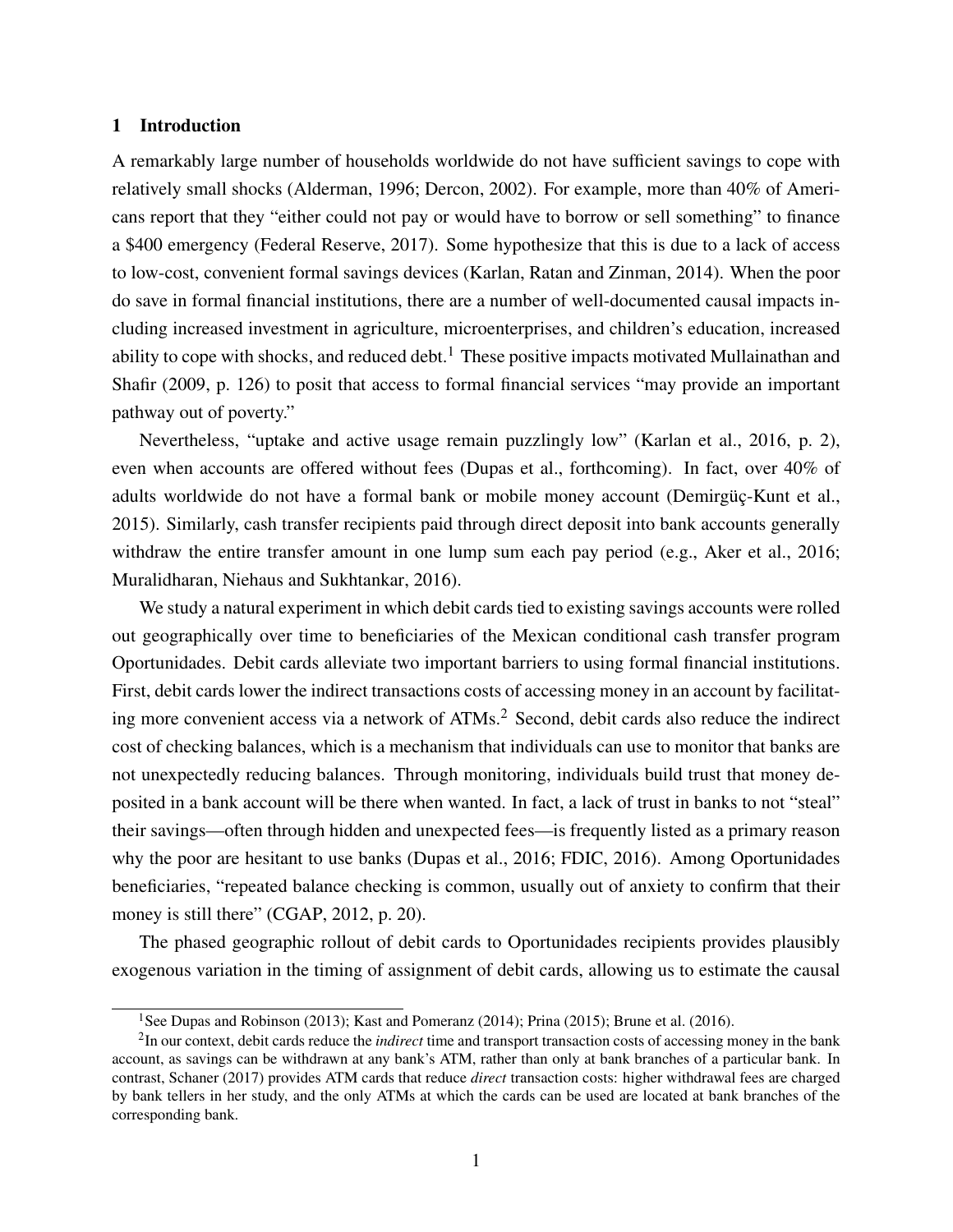# 1 Introduction

A remarkably large number of households worldwide do not have sufficient savings to cope with relatively small shocks (Alderman, 1996; Dercon, 2002). For example, more than 40% of Americans report that they "either could not pay or would have to borrow or sell something" to finance a $400 emergency (Federal Reserve, 2017). Some hypothesize that this is due to a lack of access to low-cost, convenient formal savings devices (Karlan, Ratan and Zinman, 2014). When the poor do save in formal financial institutions, there are a number of well-documented causal impacts including increased investment in agriculture, microenterprises, and children's education, increased ability to cope with shocks, and reduced debt.[1] These positive impacts motivated Mullainathan and Shafir (2009, p. 126) to posit that access to formal financial services "may provide an important pathway out of poverty."

Nevertheless, "uptake and active usage remain puzzlingly low" (Karlan et al., 2016, p. 2), even when accounts are offered without fees (Dupas et al., forthcoming). In fact, over 40% of adults worldwide do not have a formal bank or mobile money account (Demirgüç-Kunt et al., 2015). Similarly, cash transfer recipients paid through direct deposit into bank accounts generally withdraw the entire transfer amount in one lump sum each pay period (e.g., Aker et al., 2016; Muralidharan, Niehaus and Sukhtankar, 2016).

We study a natural experiment in which debit cards tied to existing savings accounts were rolled out geographically over time to beneficiaries of the Mexican conditional cash transfer program Oportunidades. Debit cards alleviate two important barriers to using formal financial institutions. First, debit cards lower the indirect transactions costs of accessing money in an account by facilitating more convenient access via a network of ATMs.[2] Second, debit cards also reduce the indirect cost of checking balances, which is a mechanism that individuals can use to monitor that banks are not unexpectedly reducing balances. Through monitoring, individuals build trust that money deposited in a bank account will be there when wanted. In fact, a lack of trust in banks to not "steal" their savings—often through hidden and unexpected fees—is frequently listed as a primary reason why the poor are hesitant to use banks (Dupas et al., 2016; FDIC, 2016). Among Oportunidades beneficiaries, "repeated balance checking is common, usually out of anxiety to confirm that their money is still there" (CGAP, 2012, p. 20).

The phased geographic rollout of debit cards to Oportunidades recipients provides plausibly exogenous variation in the timing of assignment of debit cards, allowing us to estimate the causal

---

[1] See Dupas and Robinson (2013); Kast and Pomeranz (2014); Prina (2015); Brune et al. (2016).

[2] In our context, debit cards reduce the *indirect* time and transport transaction costs of accessing money in the bank account, as savings can be withdrawn at any bank's ATM, rather than only at bank branches of a particular bank. In contrast, Schaner (2017) provides ATM cards that reduce *direct* transaction costs: higher withdrawal fees are charged by bank tellers in her study, and the only ATMs at which the cards can be used are located at bank branches of the corresponding bank.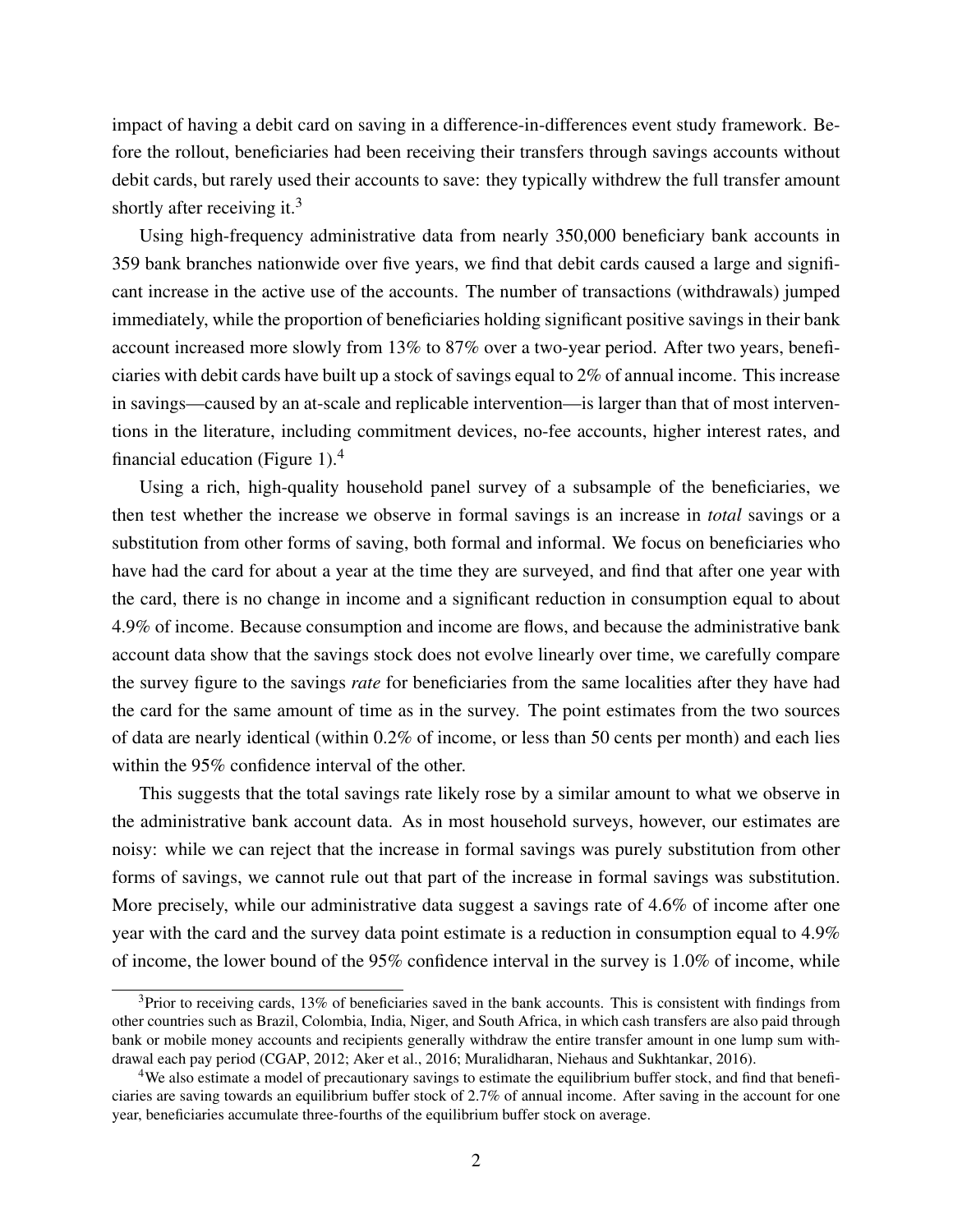impact of having a debit card on saving in a difference-in-differences event study framework. Before the rollout, beneficiaries had been receiving their transfers through savings accounts without debit cards, but rarely used their accounts to save: they typically withdrew the full transfer amount shortly after receiving it.[3]

Using high-frequency administrative data from nearly 350,000 beneficiary bank accounts in 359 bank branches nationwide over five years, we find that debit cards caused a large and significant increase in the active use of the accounts. The number of transactions (withdrawals) jumped immediately, while the proportion of beneficiaries holding significant positive savings in their bank account increased more slowly from 13% to 87% over a two-year period. After two years, beneficiaries with debit cards have built up a stock of savings equal to 2% of annual income. This increase in savings—caused by an at-scale and replicable intervention—is larger than that of most interventions in the literature, including commitment devices, no-fee accounts, higher interest rates, and financial education (Figure 1).[4]

Using a rich, high-quality household panel survey of a subsample of the beneficiaries, we then test whether the increase we observe in formal savings is an increase in *total* savings or a substitution from other forms of saving, both formal and informal. We focus on beneficiaries who have had the card for about a year at the time they are surveyed, and find that after one year with the card, there is no change in income and a significant reduction in consumption equal to about 4.9% of income. Because consumption and income are flows, and because the administrative bank account data show that the savings stock does not evolve linearly over time, we carefully compare the survey figure to the savings *rate* for beneficiaries from the same localities after they have had the card for the same amount of time as in the survey. The point estimates from the two sources of data are nearly identical (within 0.2% of income, or less than 50 cents per month) and each lies within the 95% confidence interval of the other.

This suggests that the total savings rate likely rose by a similar amount to what we observe in the administrative bank account data. As in most household surveys, however, our estimates are noisy: while we can reject that the increase in formal savings was purely substitution from other forms of savings, we cannot rule out that part of the increase in formal savings was substitution. More precisely, while our administrative data suggest a savings rate of 4.6% of income after one year with the card and the survey data point estimate is a reduction in consumption equal to 4.9% of income, the lower bound of the 95% confidence interval in the survey is 1.0% of income, while

[3] Prior to receiving cards, 13% of beneficiaries saved in the bank accounts. This is consistent with findings from other countries such as Brazil, Colombia, India, Niger, and South Africa, in which cash transfers are also paid through bank or mobile money accounts and recipients generally withdraw the entire transfer amount in one lump sum withdrawal each pay period (CGAP, 2012; Aker et al., 2016; Muralidharan, Niehaus and Sukhtankar, 2016).

[4] We also estimate a model of precautionary savings to estimate the equilibrium buffer stock, and find that beneficiaries are saving towards an equilibrium buffer stock of 2.7% of annual income. After saving in the account for one year, beneficiaries accumulate three-fourths of the equilibrium buffer stock on average.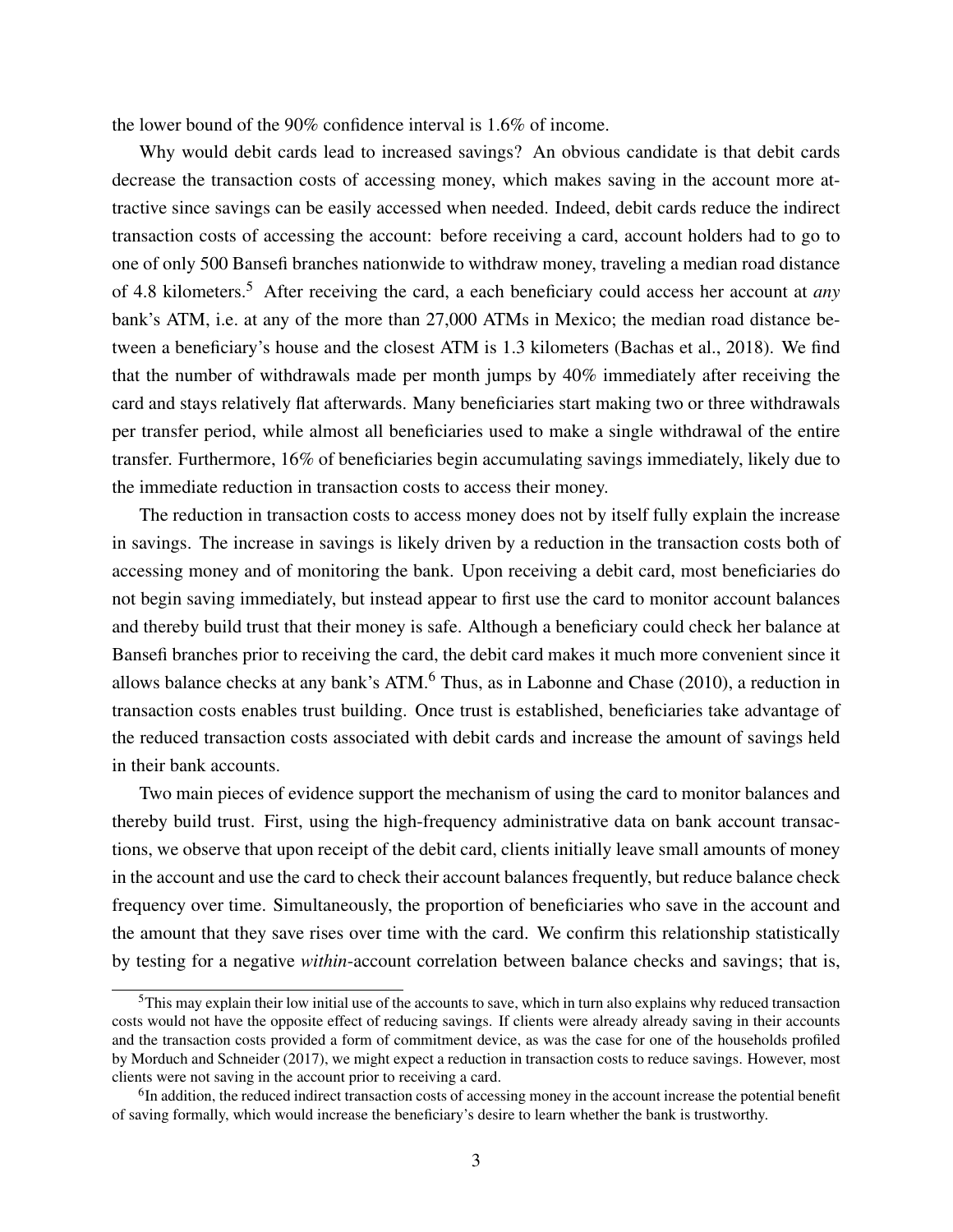the lower bound of the 90% confidence interval is 1.6% of income.

Why would debit cards lead to increased savings? An obvious candidate is that debit cards decrease the transaction costs of accessing money, which makes saving in the account more attractive since savings can be easily accessed when needed. Indeed, debit cards reduce the indirect transaction costs of accessing the account: before receiving a card, account holders had to go to one of only 500 Bansefi branches nationwide to withdraw money, traveling a median road distance of 4.8 kilometers.[5] After receiving the card, a each beneficiary could access her account at *any* bank's ATM, i.e. at any of the more than 27,000 ATMs in Mexico; the median road distance between a beneficiary's house and the closest ATM is 1.3 kilometers (Bachas et al., 2018). We find that the number of withdrawals made per month jumps by 40% immediately after receiving the card and stays relatively flat afterwards. Many beneficiaries start making two or three withdrawals per transfer period, while almost all beneficiaries used to make a single withdrawal of the entire transfer. Furthermore, 16% of beneficiaries begin accumulating savings immediately, likely due to the immediate reduction in transaction costs to access their money.

The reduction in transaction costs to access money does not by itself fully explain the increase in savings. The increase in savings is likely driven by a reduction in the transaction costs both of accessing money and of monitoring the bank. Upon receiving a debit card, most beneficiaries do not begin saving immediately, but instead appear to first use the card to monitor account balances and thereby build trust that their money is safe. Although a beneficiary could check her balance at Bansefi branches prior to receiving the card, the debit card makes it much more convenient since it allows balance checks at any bank's ATM.[6] Thus, as in Labonne and Chase (2010), a reduction in transaction costs enables trust building. Once trust is established, beneficiaries take advantage of the reduced transaction costs associated with debit cards and increase the amount of savings held in their bank accounts.

Two main pieces of evidence support the mechanism of using the card to monitor balances and thereby build trust. First, using the high-frequency administrative data on bank account transactions, we observe that upon receipt of the debit card, clients initially leave small amounts of money in the account and use the card to check their account balances frequently, but reduce balance check frequency over time. Simultaneously, the proportion of beneficiaries who save in the account and the amount that they save rises over time with the card. We confirm this relationship statistically by testing for a negative *within*-account correlation between balance checks and savings; that is,

---

[5] This may explain their low initial use of the accounts to save, which in turn also explains why reduced transaction costs would not have the opposite effect of reducing savings. If clients were already already saving in their accounts and the transaction costs provided a form of commitment device, as was the case for one of the households profiled by Morduch and Schneider (2017), we might expect a reduction in transaction costs to reduce savings. However, most clients were not saving in the account prior to receiving a card.

[6] In addition, the reduced indirect transaction costs of accessing money in the account increase the potential benefit of saving formally, which would increase the beneficiary's desire to learn whether the bank is trustworthy.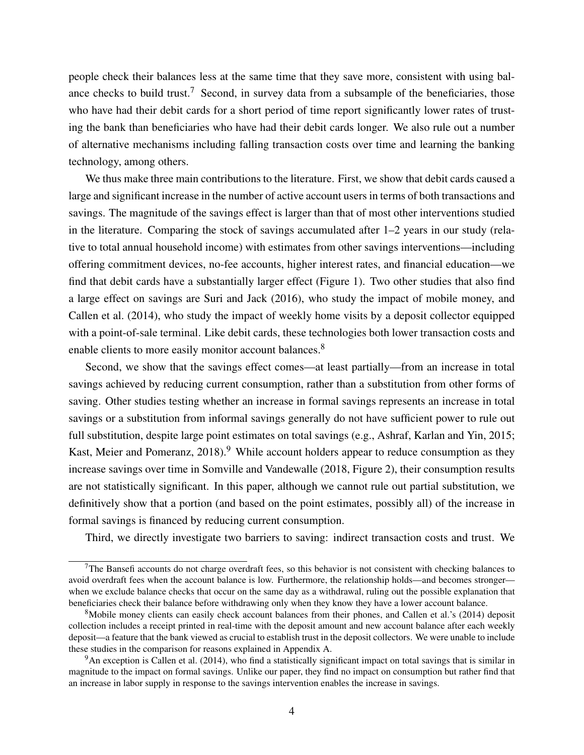people check their balances less at the same time that they save more, consistent with using balance checks to build trust.[7] Second, in survey data from a subsample of the beneficiaries, those who have had their debit cards for a short period of time report significantly lower rates of trusting the bank than beneficiaries who have had their debit cards longer. We also rule out a number of alternative mechanisms including falling transaction costs over time and learning the banking technology, among others.

We thus make three main contributions to the literature. First, we show that debit cards caused a large and significant increase in the number of active account users in terms of both transactions and savings. The magnitude of the savings effect is larger than that of most other interventions studied in the literature. Comparing the stock of savings accumulated after 1–2 years in our study (relative to total annual household income) with estimates from other savings interventions—including offering commitment devices, no-fee accounts, higher interest rates, and financial education—we find that debit cards have a substantially larger effect (Figure 1). Two other studies that also find a large effect on savings are Suri and Jack (2016), who study the impact of mobile money, and Callen et al. (2014), who study the impact of weekly home visits by a deposit collector equipped with a point-of-sale terminal. Like debit cards, these technologies both lower transaction costs and enable clients to more easily monitor account balances.[8]

Second, we show that the savings effect comes—at least partially—from an increase in total savings achieved by reducing current consumption, rather than a substitution from other forms of saving. Other studies testing whether an increase in formal savings represents an increase in total savings or a substitution from informal savings generally do not have sufficient power to rule out full substitution, despite large point estimates on total savings (e.g., Ashraf, Karlan and Yin, 2015; Kast, Meier and Pomeranz, 2018).[9] While account holders appear to reduce consumption as they increase savings over time in Somville and Vandewalle (2018, Figure 2), their consumption results are not statistically significant. In this paper, although we cannot rule out partial substitution, we definitively show that a portion (and based on the point estimates, possibly all) of the increase in formal savings is financed by reducing current consumption.

Third, we directly investigate two barriers to saving: indirect transaction costs and trust. We

---

[7] The Bansefi accounts do not charge overdraft fees, so this behavior is not consistent with checking balances to avoid overdraft fees when the account balance is low. Furthermore, the relationship holds—and becomes stronger—when we exclude balance checks that occur on the same day as a withdrawal, ruling out the possible explanation that beneficiaries check their balance before withdrawing only when they know they have a lower account balance.

[8] Mobile money clients can easily check account balances from their phones, and Callen et al.'s (2014) deposit collection includes a receipt printed in real-time with the deposit amount and new account balance after each weekly deposit—a feature that the bank viewed as crucial to establish trust in the deposit collectors. We were unable to include these studies in the comparison for reasons explained in Appendix A.

[9] An exception is Callen et al. (2014), who find a statistically significant impact on total savings that is similar in magnitude to the impact on formal savings. Unlike our paper, they find no impact on consumption but rather find that an increase in labor supply in response to the savings intervention enables the increase in savings.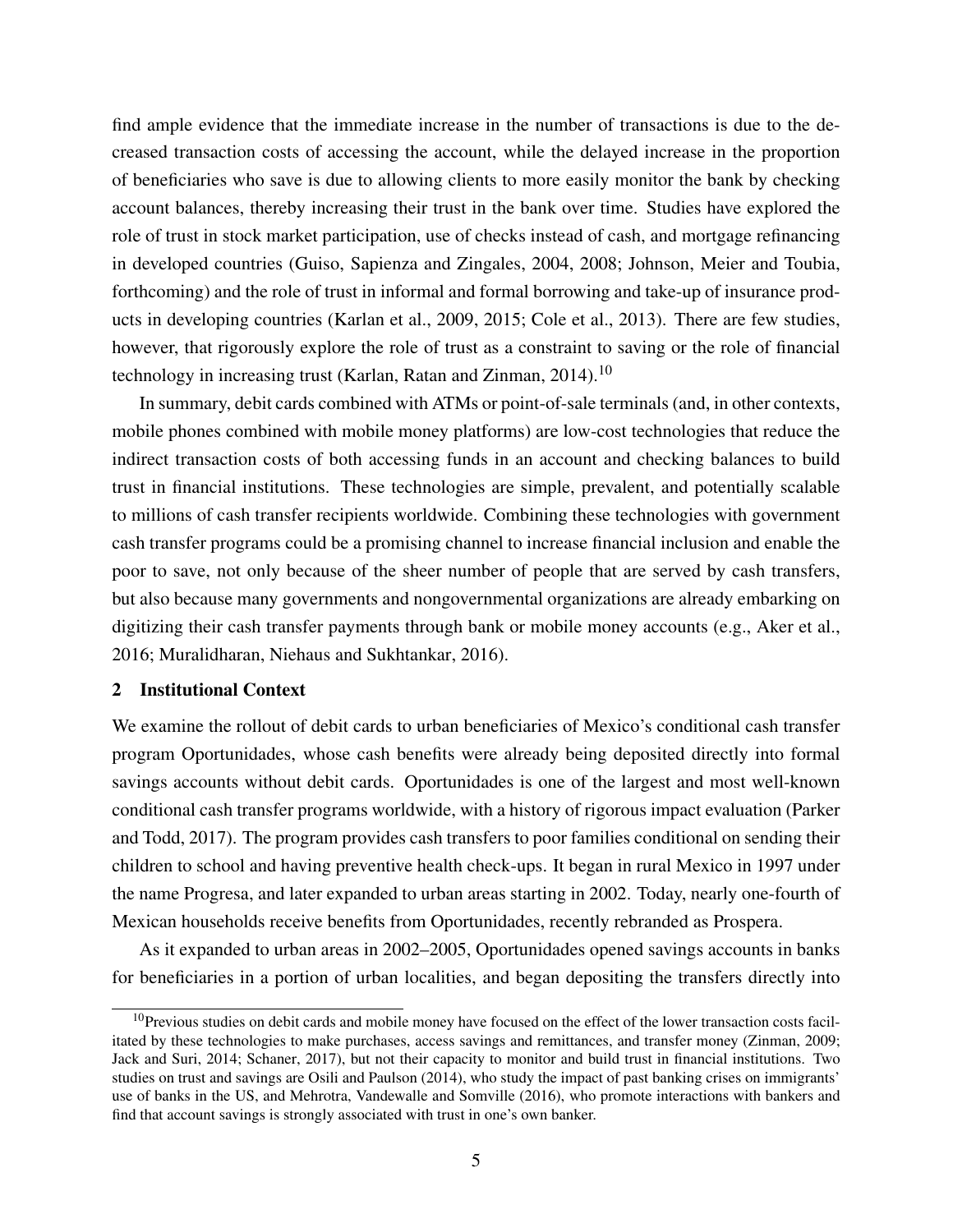find ample evidence that the immediate increase in the number of transactions is due to the decreased transaction costs of accessing the account, while the delayed increase in the proportion of beneficiaries who save is due to allowing clients to more easily monitor the bank by checking account balances, thereby increasing their trust in the bank over time. Studies have explored the role of trust in stock market participation, use of checks instead of cash, and mortgage refinancing in developed countries (Guiso, Sapienza and Zingales, 2004, 2008; Johnson, Meier and Toubia, forthcoming) and the role of trust in informal and formal borrowing and take-up of insurance products in developing countries (Karlan et al., 2009, 2015; Cole et al., 2013). There are few studies, however, that rigorously explore the role of trust as a constraint to saving or the role of financial technology in increasing trust (Karlan, Ratan and Zinman, 2014).[10]

In summary, debit cards combined with ATMs or point-of-sale terminals (and, in other contexts, mobile phones combined with mobile money platforms) are low-cost technologies that reduce the indirect transaction costs of both accessing funds in an account and checking balances to build trust in financial institutions. These technologies are simple, prevalent, and potentially scalable to millions of cash transfer recipients worldwide. Combining these technologies with government cash transfer programs could be a promising channel to increase financial inclusion and enable the poor to save, not only because of the sheer number of people that are served by cash transfers, but also because many governments and nongovernmental organizations are already embarking on digitizing their cash transfer payments through bank or mobile money accounts (e.g., Aker et al., 2016; Muralidharan, Niehaus and Sukhtankar, 2016).

## 2 Institutional Context

We examine the rollout of debit cards to urban beneficiaries of Mexico's conditional cash transfer program Oportunidades, whose cash benefits were already being deposited directly into formal savings accounts without debit cards. Oportunidades is one of the largest and most well-known conditional cash transfer programs worldwide, with a history of rigorous impact evaluation (Parker and Todd, 2017). The program provides cash transfers to poor families conditional on sending their children to school and having preventive health check-ups. It began in rural Mexico in 1997 under the name Progresa, and later expanded to urban areas starting in 2002. Today, nearly one-fourth of Mexican households receive benefits from Oportunidades, recently rebranded as Prospera.

As it expanded to urban areas in 2002–2005, Oportunidades opened savings accounts in banks for beneficiaries in a portion of urban localities, and began depositing the transfers directly into

[10] Previous studies on debit cards and mobile money have focused on the effect of the lower transaction costs facilitated by these technologies to make purchases, access savings and remittances, and transfer money (Zinman, 2009; Jack and Suri, 2014; Schaner, 2017), but not their capacity to monitor and build trust in financial institutions. Two studies on trust and savings are Osili and Paulson (2014), who study the impact of past banking crises on immigrants' use of banks in the US, and Mehrotra, Vandewalle and Somville (2016), who promote interactions with bankers and find that account savings is strongly associated with trust in one's own banker.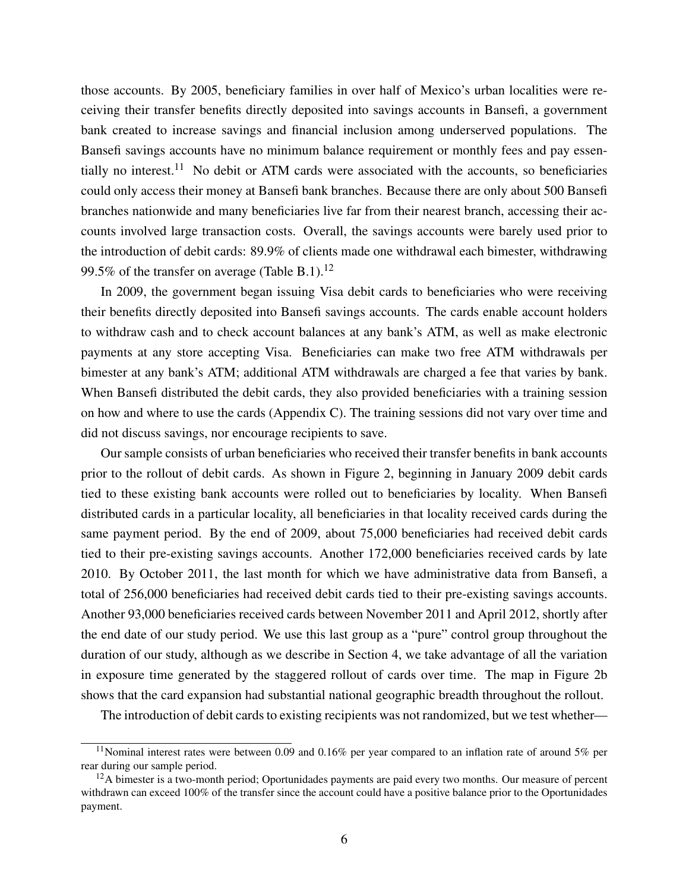those accounts. By 2005, beneficiary families in over half of Mexico's urban localities were receiving their transfer benefits directly deposited into savings accounts in Bansefi, a government bank created to increase savings and financial inclusion among underserved populations. The Bansefi savings accounts have no minimum balance requirement or monthly fees and pay essentially no interest.[11] No debit or ATM cards were associated with the accounts, so beneficiaries could only access their money at Bansefi bank branches. Because there are only about 500 Bansefi branches nationwide and many beneficiaries live far from their nearest branch, accessing their accounts involved large transaction costs. Overall, the savings accounts were barely used prior to the introduction of debit cards: 89.9% of clients made one withdrawal each bimester, withdrawing 99.5% of the transfer on average (Table B.1).[12]

In 2009, the government began issuing Visa debit cards to beneficiaries who were receiving their benefits directly deposited into Bansefi savings accounts. The cards enable account holders to withdraw cash and to check account balances at any bank's ATM, as well as make electronic payments at any store accepting Visa. Beneficiaries can make two free ATM withdrawals per bimester at any bank's ATM; additional ATM withdrawals are charged a fee that varies by bank. When Bansefi distributed the debit cards, they also provided beneficiaries with a training session on how and where to use the cards (Appendix C). The training sessions did not vary over time and did not discuss savings, nor encourage recipients to save.

Our sample consists of urban beneficiaries who received their transfer benefits in bank accounts prior to the rollout of debit cards. As shown in Figure 2, beginning in January 2009 debit cards tied to these existing bank accounts were rolled out to beneficiaries by locality. When Bansefi distributed cards in a particular locality, all beneficiaries in that locality received cards during the same payment period. By the end of 2009, about 75,000 beneficiaries had received debit cards tied to their pre-existing savings accounts. Another 172,000 beneficiaries received cards by late 2010. By October 2011, the last month for which we have administrative data from Bansefi, a total of 256,000 beneficiaries had received debit cards tied to their pre-existing savings accounts. Another 93,000 beneficiaries received cards between November 2011 and April 2012, shortly after the end date of our study period. We use this last group as a "pure" control group throughout the duration of our study, although as we describe in Section 4, we take advantage of all the variation in exposure time generated by the staggered rollout of cards over time. The map in Figure 2b shows that the card expansion had substantial national geographic breadth throughout the rollout.

The introduction of debit cards to existing recipients was not randomized, but we test whether—

---

[11] Nominal interest rates were between 0.09 and 0.16% per year compared to an inflation rate of around 5% per year during our sample period.

[12] A bimester is a two-month period; Oportunidades payments are paid every two months. Our measure of percent withdrawn can exceed 100% of the transfer since the account could have a positive balance prior to the Oportunidades payment.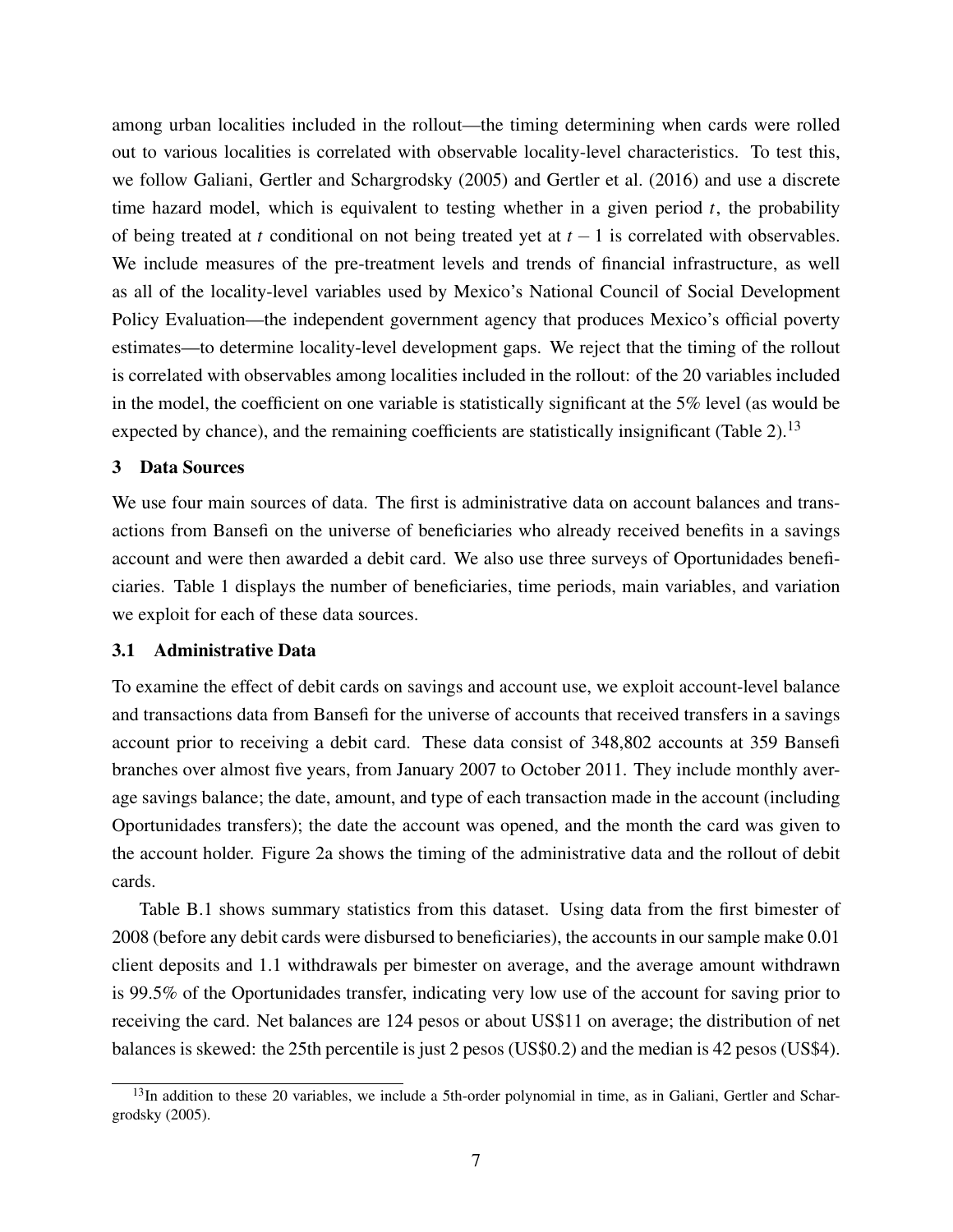among urban localities included in the rollout—the timing determining when cards were rolled out to various localities is correlated with observable locality-level characteristics. To test this, we follow Galiani, Gertler and Schargrodsky (2005) and Gertler et al. (2016) and use a discrete time hazard model, which is equivalent to testing whether in a given period $t$, the probability of being treated at $t$ conditional on not being treated yet at $t-1$ is correlated with observables. We include measures of the pre-treatment levels and trends of financial infrastructure, as well as all of the locality-level variables used by Mexico's National Council of Social Development Policy Evaluation—the independent government agency that produces Mexico's official poverty estimates—to determine locality-level development gaps. We reject that the timing of the rollout is correlated with observables among localities included in the rollout: of the 20 variables included in the model, the coefficient on one variable is statistically significant at the 5% level (as would be expected by chance), and the remaining coefficients are statistically insignificant (Table 2).[13]

## 3 Data Sources

We use four main sources of data. The first is administrative data on account balances and transactions from Bansefi on the universe of beneficiaries who already received benefits in a savings account and were then awarded a debit card. We also use three surveys of Oportunidades beneficiaries. Table 1 displays the number of beneficiaries, time periods, main variables, and variation we exploit for each of these data sources.

### 3.1 Administrative Data

To examine the effect of debit cards on savings and account use, we exploit account-level balance and transactions data from Bansefi for the universe of accounts that received transfers in a savings account prior to receiving a debit card. These data consist of 348,802 accounts at 359 Bansefi branches over almost five years, from January 2007 to October 2011. They include monthly average savings balance; the date, amount, and type of each transaction made in the account (including Oportunidades transfers); the date the account was opened, and the month the card was given to the account holder. Figure 2a shows the timing of the administrative data and the rollout of debit cards.

Table B.1 shows summary statistics from this dataset. Using data from the first bimester of 2008 (before any debit cards were disbursed to beneficiaries), the accounts in our sample make 0.01 client deposits and 1.1 withdrawals per bimester on average, and the average amount withdrawn is 99.5% of the Oportunidades transfer, indicating very low use of the account for saving prior to receiving the card. Net balances are 124 pesos or about US$11 on average; the distribution of net balances is skewed: the 25th percentile is just 2 pesos (US$0.2) and the median is 42 pesos (US$4).

[13] In addition to these 20 variables, we include a 5th-order polynomial in time, as in Galiani, Gertler and Schargrodsky (2005).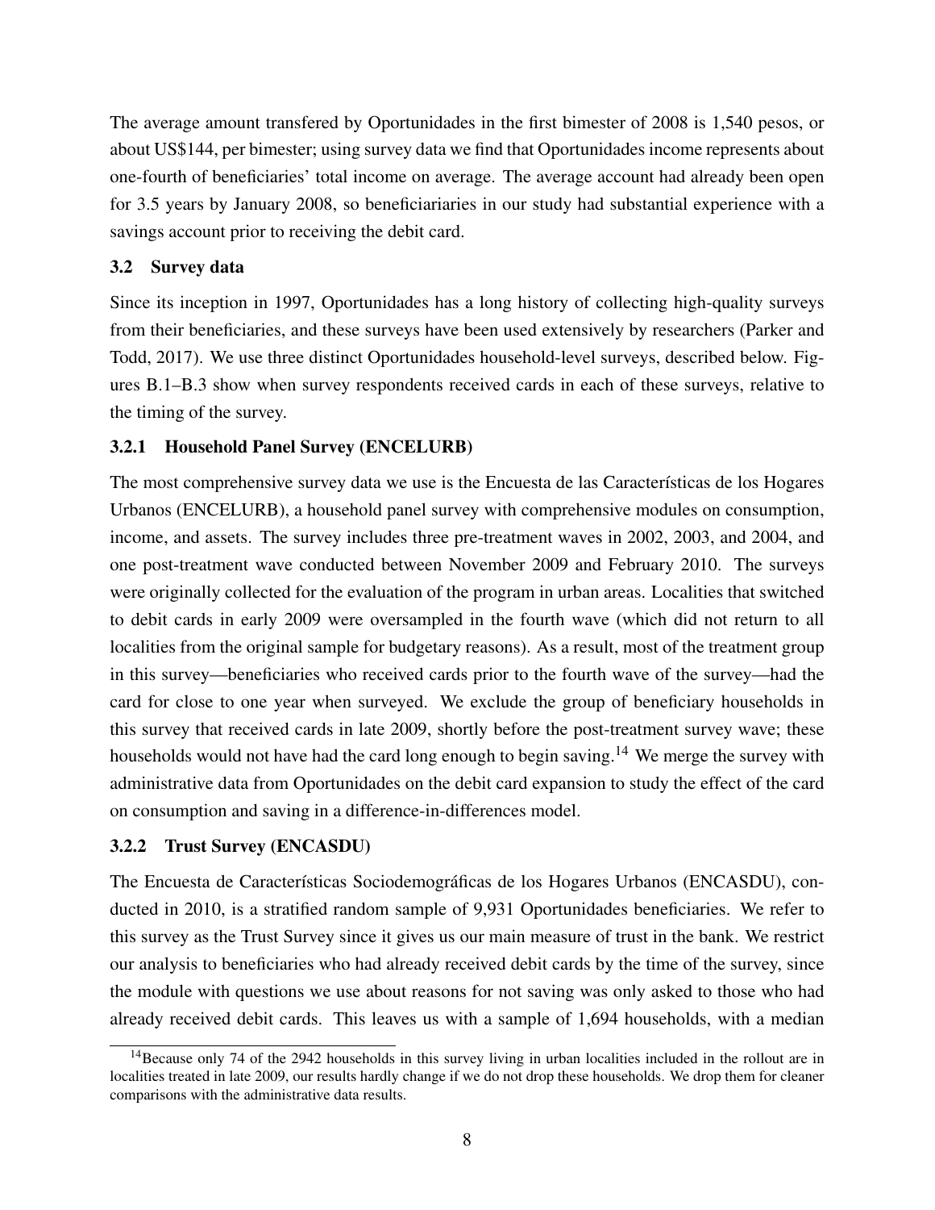The average amount transfered by Oportunidades in the first bimester of 2008 is 1,540 pesos, or about US$144, per bimester; using survey data we find that Oportunidades income represents about one-fourth of beneficiaries' total income on average. The average account had already been open for 3.5 years by January 2008, so beneficiariaries in our study had substantial experience with a savings account prior to receiving the debit card.

### 3.2 Survey data

Since its inception in 1997, Oportunidades has a long history of collecting high-quality surveys from their beneficiaries, and these surveys have been used extensively by researchers (Parker and Todd, 2017). We use three distinct Oportunidades household-level surveys, described below. Figures B.1–B.3 show when survey respondents received cards in each of these surveys, relative to the timing of the survey.

#### 3.2.1 Household Panel Survey (ENCELURB)

The most comprehensive survey data we use is the Encuesta de las Características de los Hogares Urbanos (ENCELURB), a household panel survey with comprehensive modules on consumption, income, and assets. The survey includes three pre-treatment waves in 2002, 2003, and 2004, and one post-treatment wave conducted between November 2009 and February 2010. The surveys were originally collected for the evaluation of the program in urban areas. Localities that switched to debit cards in early 2009 were oversampled in the fourth wave (which did not return to all localities from the original sample for budgetary reasons). As a result, most of the treatment group in this survey—beneficiaries who received cards prior to the fourth wave of the survey—had the card for close to one year when surveyed. We exclude the group of beneficiary households in this survey that received cards in late 2009, shortly before the post-treatment survey wave; these households would not have had the card long enough to begin saving.[14] We merge the survey with administrative data from Oportunidades on the debit card expansion to study the effect of the card on consumption and saving in a difference-in-differences model.

#### 3.2.2 Trust Survey (ENCASDU)

The Encuesta de Características Sociodemográficas de los Hogares Urbanos (ENCASDU), conducted in 2010, is a stratified random sample of 9,931 Oportunidades beneficiaries. We refer to this survey as the Trust Survey since it gives us our main measure of trust in the bank. We restrict our analysis to beneficiaries who had already received debit cards by the time of the survey, since the module with questions we use about reasons for not saving was only asked to those who had already received debit cards. This leaves us with a sample of 1,694 households, with a median

[14] Because only 74 of the 2942 households in this survey living in urban localities included in the rollout are in localities treated in late 2009, our results hardly change if we do not drop these households. We drop them for cleaner comparisons with the administrative data results.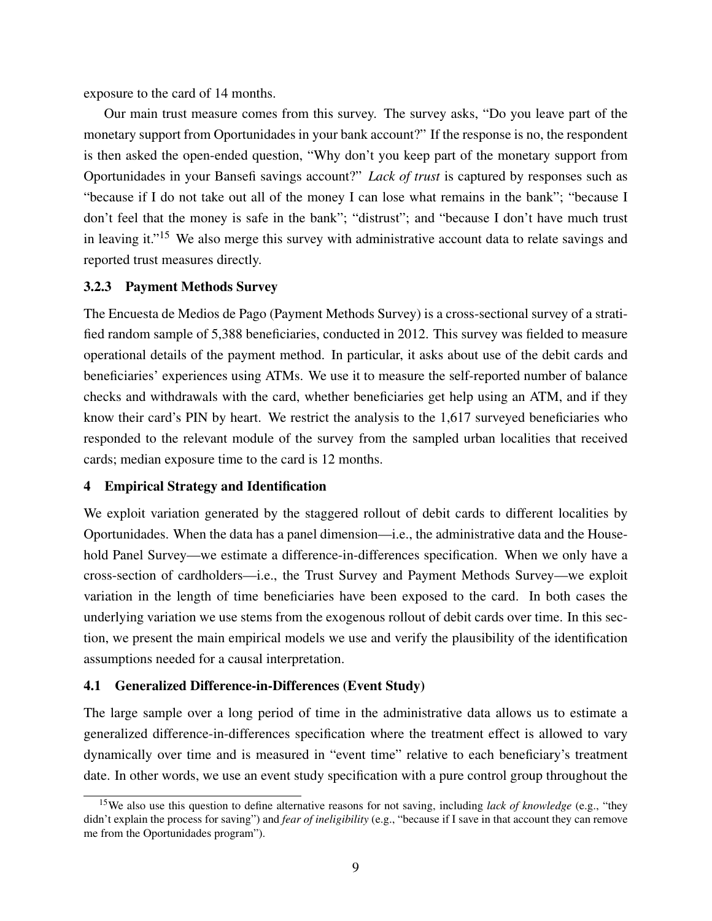exposure to the card of 14 months.

Our main trust measure comes from this survey. The survey asks, "Do you leave part of the monetary support from Oportunidades in your bank account?" If the response is no, the respondent is then asked the open-ended question, "Why don't you keep part of the monetary support from Oportunidades in your Bansefi savings account?" *Lack of trust* is captured by responses such as "because if I do not take out all of the money I can lose what remains in the bank"; "because I don't feel that the money is safe in the bank"; "distrust"; and "because I don't have much trust in leaving it."[15] We also merge this survey with administrative account data to relate savings and reported trust measures directly.

#### 3.2.3 Payment Methods Survey

The Encuesta de Medios de Pago (Payment Methods Survey) is a cross-sectional survey of a stratified random sample of 5,388 beneficiaries, conducted in 2012. This survey was fielded to measure operational details of the payment method. In particular, it asks about use of the debit cards and beneficiaries' experiences using ATMs. We use it to measure the self-reported number of balance checks and withdrawals with the card, whether beneficiaries get help using an ATM, and if they know their card's PIN by heart. We restrict the analysis to the 1,617 surveyed beneficiaries who responded to the relevant module of the survey from the sampled urban localities that received cards; median exposure time to the card is 12 months.

## 4 Empirical Strategy and Identification

We exploit variation generated by the staggered rollout of debit cards to different localities by Oportunidades. When the data has a panel dimension—i.e., the administrative data and the Household Panel Survey—we estimate a difference-in-differences specification. When we only have a cross-section of cardholders—i.e., the Trust Survey and Payment Methods Survey—we exploit variation in the length of time beneficiaries have been exposed to the card. In both cases the underlying variation we use stems from the exogenous rollout of debit cards over time. In this section, we present the main empirical models we use and verify the plausibility of the identification assumptions needed for a causal interpretation.

### 4.1 Generalized Difference-in-Differences (Event Study)

The large sample over a long period of time in the administrative data allows us to estimate a generalized difference-in-differences specification where the treatment effect is allowed to vary dynamically over time and is measured in "event time" relative to each beneficiary's treatment date. In other words, we use an event study specification with a pure control group throughout the

[15] We also use this question to define alternative reasons for not saving, including *lack of knowledge* (e.g., "they didn't explain the process for saving") and *fear of ineligibility* (e.g., "because if I save in that account they can remove me from the Oportunidades program").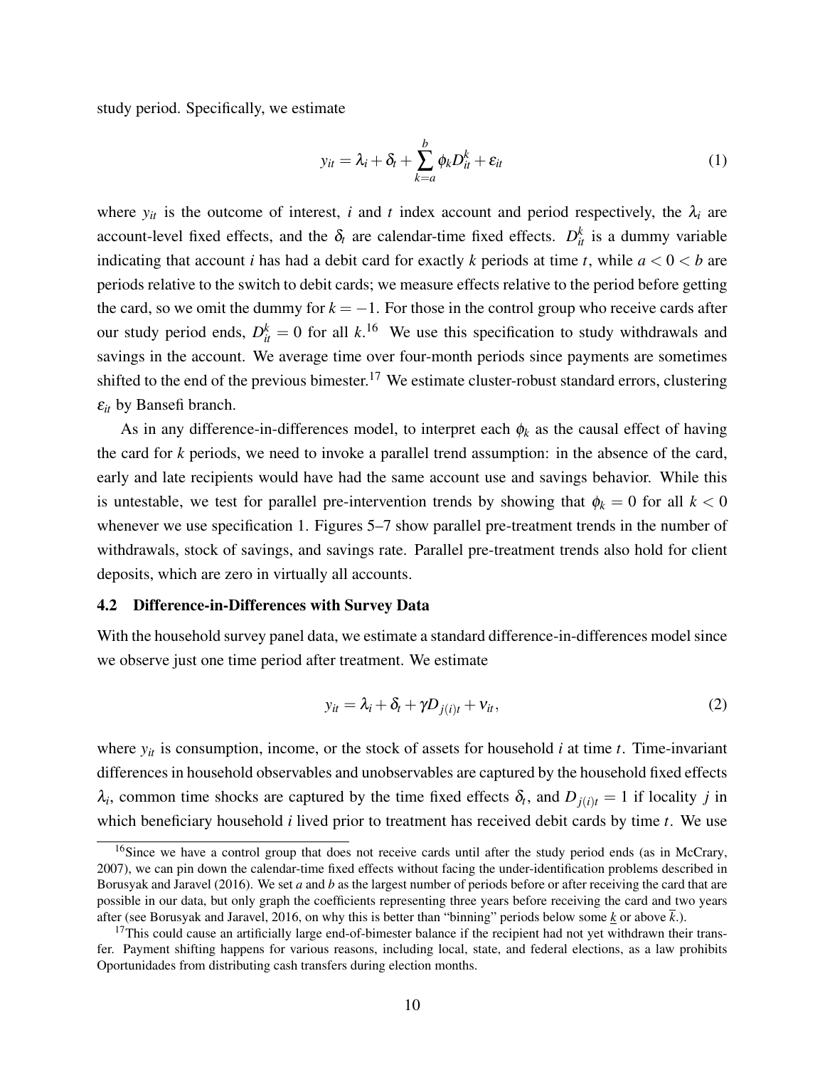study period. Specifically, we estimate

$$y_{it} = \lambda_i + \delta_t + \sum_{k=a}^{b} \phi_k D_{it}^k + \varepsilon_{it} \tag{1}$$

where $y_{it}$ is the outcome of interest, $i$ and $t$ index account and period respectively, the $\lambda_i$ are account-level fixed effects, and the $\delta_t$ are calendar-time fixed effects. $D_{it}^k$ is a dummy variable indicating that account $i$ has had a debit card for exactly $k$ periods at time $t$, while $a < 0 < b$ are periods relative to the switch to debit cards; we measure effects relative to the period before getting the card, so we omit the dummy for $k = -1$. For those in the control group who receive cards after our study period ends, $D_{it}^k = 0$ for all $k$.[16] We use this specification to study withdrawals and savings in the account. We average time over four-month periods since payments are sometimes shifted to the end of the previous bimester.[17] We estimate cluster-robust standard errors, clustering $\varepsilon_{it}$ by Bansefi branch.

As in any difference-in-differences model, to interpret each $\phi_k$ as the causal effect of having the card for $k$ periods, we need to invoke a parallel trend assumption: in the absence of the card, early and late recipients would have had the same account use and savings behavior. While this is untestable, we test for parallel pre-intervention trends by showing that $\phi_k = 0$ for all $k < 0$ whenever we use specification 1. Figures 5–7 show parallel pre-treatment trends in the number of withdrawals, stock of savings, and savings rate. Parallel pre-treatment trends also hold for client deposits, which are zero in virtually all accounts.

### 4.2 Difference-in-Differences with Survey Data

With the household survey panel data, we estimate a standard difference-in-differences model since we observe just one time period after treatment. We estimate

$$y_{it} = \lambda_i + \delta_t + \gamma D_{j(i)t} + \nu_{it}, \tag{2}$$

where $y_{it}$ is consumption, income, or the stock of assets for household $i$ at time $t$. Time-invariant differences in household observables and unobservables are captured by the household fixed effects $\lambda_i$, common time shocks are captured by the time fixed effects $\delta_t$, and $D_{j(i)t} = 1$ if locality $j$ in which beneficiary household $i$ lived prior to treatment has received debit cards by time $t$. We use

[16] Since we have a control group that does not receive cards until after the study period ends (as in McCrary, 2007), we can pin down the calendar-time fixed effects without facing the under-identification problems described in Borusyak and Jaravel (2016). We set $a$ and $b$ as the largest number of periods before or after receiving the card that are possible in our data, but only graph the coefficients representing three years before receiving the card and two years after (see Borusyak and Jaravel, 2016, on why this is better than "binning" periods below some $\underline{k}$ or above $\overline{k}$.).

[17] This could cause an artificially large end-of-bimester balance if the recipient had not yet withdrawn their transfer. Payment shifting happens for various reasons, including local, state, and federal elections, as a law prohibits Oportunidades from distributing cash transfers during election months.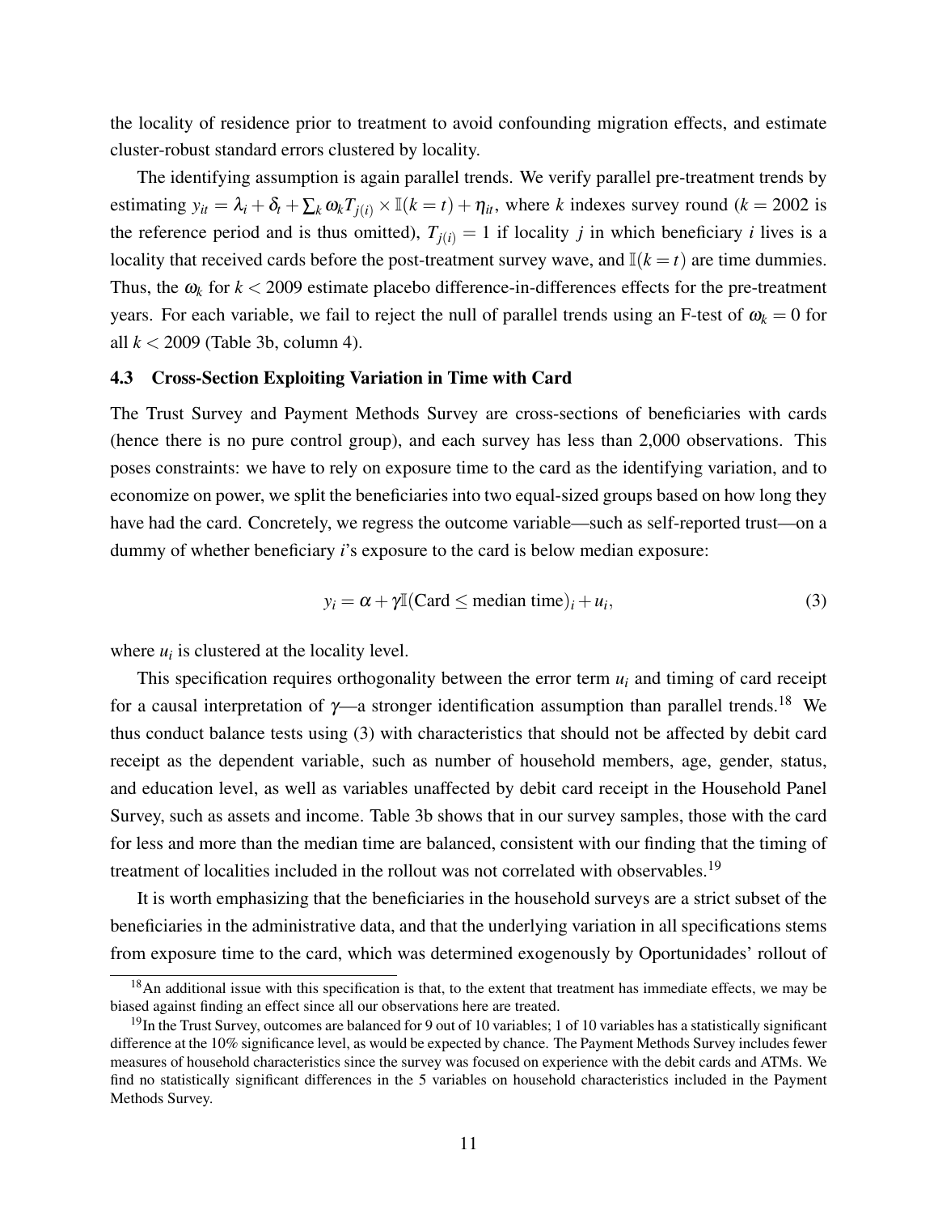the locality of residence prior to treatment to avoid confounding migration effects, and estimate cluster-robust standard errors clustered by locality.

The identifying assumption is again parallel trends. We verify parallel pre-treatment trends by estimating $y_{it} = \lambda_i + \delta_t + \sum_k \omega_k T_{j(i)} \times \mathbb{I}(k=t) + \eta_{it}$, where $k$ indexes survey round ($k = 2002$ is the reference period and is thus omitted), $T_{j(i)} = 1$ if locality $j$ in which beneficiary $i$ lives is a locality that received cards before the post-treatment survey wave, and $\mathbb{I}(k=t)$ are time dummies. Thus, the $\omega_k$ for $k < 2009$ estimate placebo difference-in-differences effects for the pre-treatment years. For each variable, we fail to reject the null of parallel trends using an F-test of $\omega_k = 0$ for all $k < 2009$ (Table 3b, column 4).

### 4.3 Cross-Section Exploiting Variation in Time with Card

The Trust Survey and Payment Methods Survey are cross-sections of beneficiaries with cards (hence there is no pure control group), and each survey has less than 2,000 observations. This poses constraints: we have to rely on exposure time to the card as the identifying variation, and to economize on power, we split the beneficiaries into two equal-sized groups based on how long they have had the card. Concretely, we regress the outcome variable—such as self-reported trust—on a dummy of whether beneficiary $i$'s exposure to the card is below median exposure:

$$y_i = \alpha + \gamma \mathbb{I}(\text{Card} \leq \text{median time})_i + u_i, \tag{3}$$

where $u_i$ is clustered at the locality level.

This specification requires orthogonality between the error term $u_i$ and timing of card receipt for a causal interpretation of $\gamma$—a stronger identification assumption than parallel trends.[18] We thus conduct balance tests using (3) with characteristics that should not be affected by debit card receipt as the dependent variable, such as number of household members, age, gender, status, and education level, as well as variables unaffected by debit card receipt in the Household Panel Survey, such as assets and income. Table 3b shows that in our survey samples, those with the card for less and more than the median time are balanced, consistent with our finding that the timing of treatment of localities included in the rollout was not correlated with observables.[19]

It is worth emphasizing that the beneficiaries in the household surveys are a strict subset of the beneficiaries in the administrative data, and that the underlying variation in all specifications stems from exposure time to the card, which was determined exogenously by Oportunidades' rollout of

[18] An additional issue with this specification is that, to the extent that treatment has immediate effects, we may be biased against finding an effect since all our observations here are treated.

[19] In the Trust Survey, outcomes are balanced for 9 out of 10 variables; 1 of 10 variables has a statistically significant difference at the 10% significance level, as would be expected by chance. The Payment Methods Survey includes fewer measures of household characteristics since the survey was focused on experience with the debit cards and ATMs. We find no statistically significant differences in the 5 variables on household characteristics included in the Payment Methods Survey.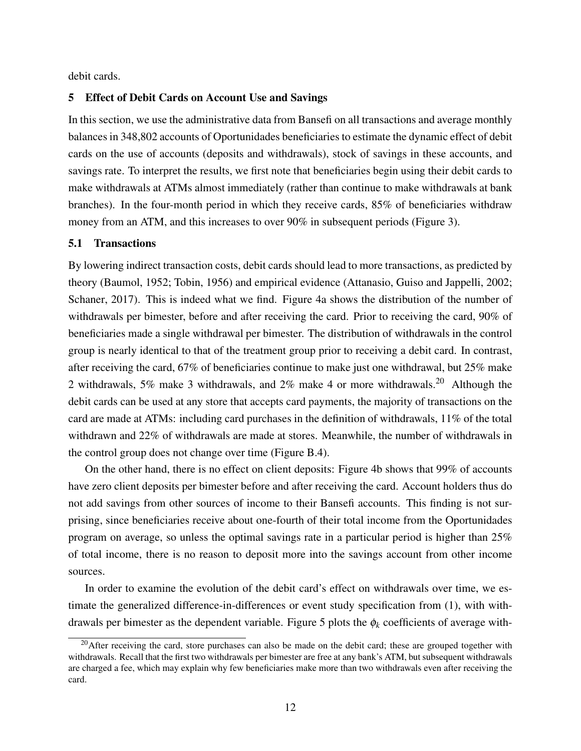debit cards.

## 5 Effect of Debit Cards on Account Use and Savings

In this section, we use the administrative data from Bansefi on all transactions and average monthly balances in 348,802 accounts of Oportunidades beneficiaries to estimate the dynamic effect of debit cards on the use of accounts (deposits and withdrawals), stock of savings in these accounts, and savings rate. To interpret the results, we first note that beneficiaries begin using their debit cards to make withdrawals at ATMs almost immediately (rather than continue to make withdrawals at bank branches). In the four-month period in which they receive cards, 85% of beneficiaries withdraw money from an ATM, and this increases to over 90% in subsequent periods (Figure 3).

### 5.1 Transactions

By lowering indirect transaction costs, debit cards should lead to more transactions, as predicted by theory (Baumol, 1952; Tobin, 1956) and empirical evidence (Attanasio, Guiso and Jappelli, 2002; Schaner, 2017). This is indeed what we find. Figure 4a shows the distribution of the number of withdrawals per bimester, before and after receiving the card. Prior to receiving the card, 90% of beneficiaries made a single withdrawal per bimester. The distribution of withdrawals in the control group is nearly identical to that of the treatment group prior to receiving a debit card. In contrast, after receiving the card, 67% of beneficiaries continue to make just one withdrawal, but 25% make 2 withdrawals, 5% make 3 withdrawals, and 2% make 4 or more withdrawals.[20] Although the debit cards can be used at any store that accepts card payments, the majority of transactions on the card are made at ATMs: including card purchases in the definition of withdrawals, 11% of the total withdrawn and 22% of withdrawals are made at stores. Meanwhile, the number of withdrawals in the control group does not change over time (Figure B.4).

On the other hand, there is no effect on client deposits: Figure 4b shows that 99% of accounts have zero client deposits per bimester before and after receiving the card. Account holders thus do not add savings from other sources of income to their Bansefi accounts. This finding is not surprising, since beneficiaries receive about one-fourth of their total income from the Oportunidades program on average, so unless the optimal savings rate in a particular period is higher than 25% of total income, there is no reason to deposit more into the savings account from other income sources.

In order to examine the evolution of the debit card's effect on withdrawals over time, we estimate the generalized difference-in-differences or event study specification from (1), with withdrawals per bimester as the dependent variable. Figure 5 plots the $\phi_k$ coefficients of average with-

[20] After receiving the card, store purchases can also be made on the debit card; these are grouped together with withdrawals. Recall that the first two withdrawals per bimester are free at any bank's ATM, but subsequent withdrawals are charged a fee, which may explain why few beneficiaries make more than two withdrawals even after receiving the card.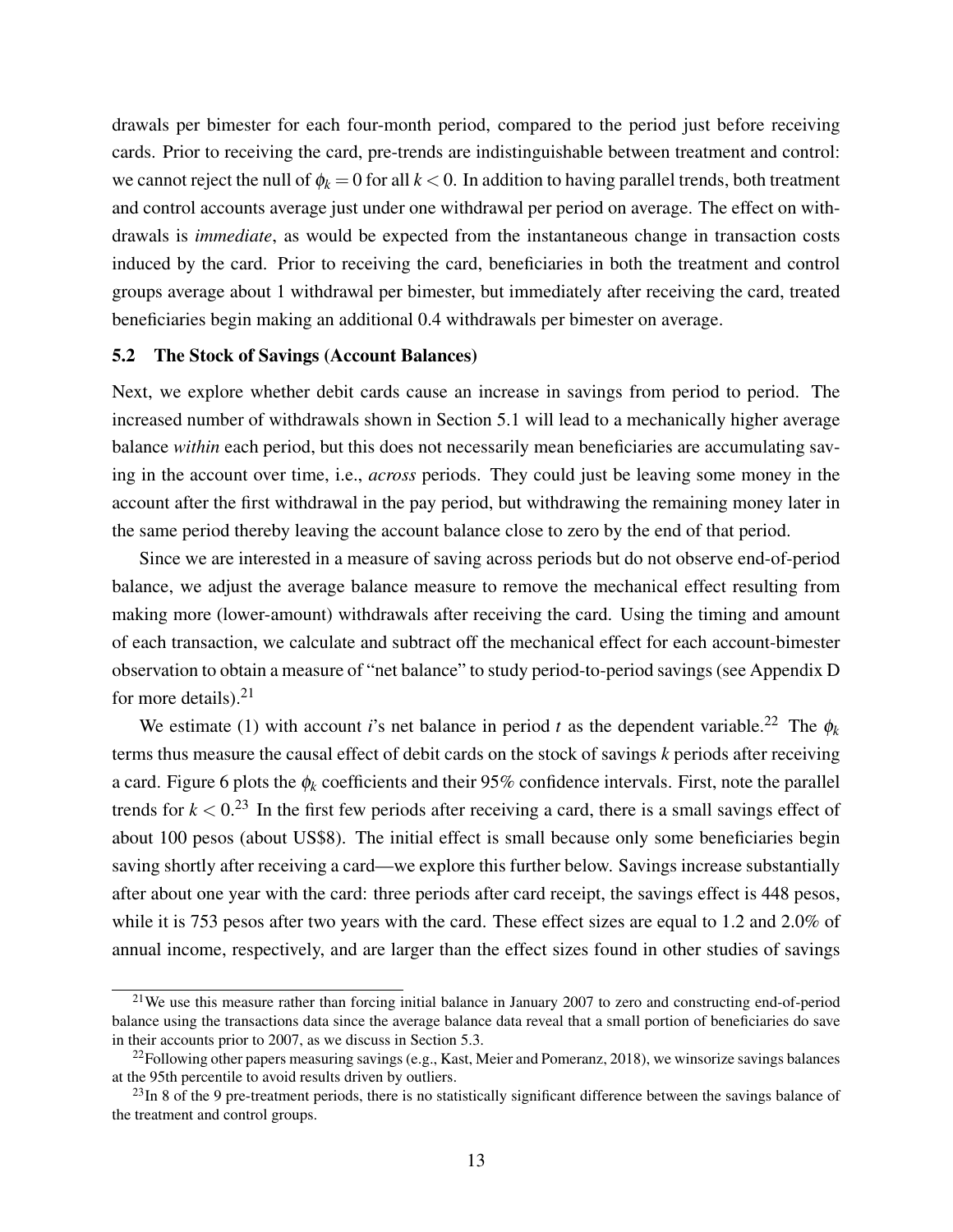drawals per bimester for each four-month period, compared to the period just before receiving cards. Prior to receiving the card, pre-trends are indistinguishable between treatment and control: we cannot reject the null of $\phi_k = 0$ for all $k < 0$. In addition to having parallel trends, both treatment and control accounts average just under one withdrawal per period on average. The effect on withdrawals is *immediate*, as would be expected from the instantaneous change in transaction costs induced by the card. Prior to receiving the card, beneficiaries in both the treatment and control groups average about 1 withdrawal per bimester, but immediately after receiving the card, treated beneficiaries begin making an additional 0.4 withdrawals per bimester on average.

### 5.2 The Stock of Savings (Account Balances)

Next, we explore whether debit cards cause an increase in savings from period to period. The increased number of withdrawals shown in Section 5.1 will lead to a mechanically higher average balance *within* each period, but this does not necessarily mean beneficiaries are accumulating saving in the account over time, i.e., *across* periods. They could just be leaving some money in the account after the first withdrawal in the pay period, but withdrawing the remaining money later in the same period thereby leaving the account balance close to zero by the end of that period.

Since we are interested in a measure of saving across periods but do not observe end-of-period balance, we adjust the average balance measure to remove the mechanical effect resulting from making more (lower-amount) withdrawals after receiving the card. Using the timing and amount of each transaction, we calculate and subtract off the mechanical effect for each account-bimester observation to obtain a measure of "net balance" to study period-to-period savings (see Appendix D for more details).[21]

We estimate (1) with account $i$'s net balance in period $t$ as the dependent variable.[22] The $\phi_k$ terms thus measure the causal effect of debit cards on the stock of savings $k$ periods after receiving a card. Figure 6 plots the $\phi_k$ coefficients and their 95% confidence intervals. First, note the parallel trends for $k < 0$.[23] In the first few periods after receiving a card, there is a small savings effect of about 100 pesos (about US$8). The initial effect is small because only some beneficiaries begin saving shortly after receiving a card—we explore this further below. Savings increase substantially after about one year with the card: three periods after card receipt, the savings effect is 448 pesos, while it is 753 pesos after two years with the card. These effect sizes are equal to 1.2 and 2.0% of annual income, respectively, and are larger than the effect sizes found in other studies of savings

---

[21] We use this measure rather than forcing initial balance in January 2007 to zero and constructing end-of-period balance using the transactions data since the average balance data reveal that a small portion of beneficiaries do save in their accounts prior to 2007, as we discuss in Section 5.3.

[22] Following other papers measuring savings (e.g., Kast, Meier and Pomeranz, 2018), we winsorize savings balances at the 95th percentile to avoid results driven by outliers.

[23] In 8 of the 9 pre-treatment periods, there is no statistically significant difference between the savings balance of the treatment and control groups.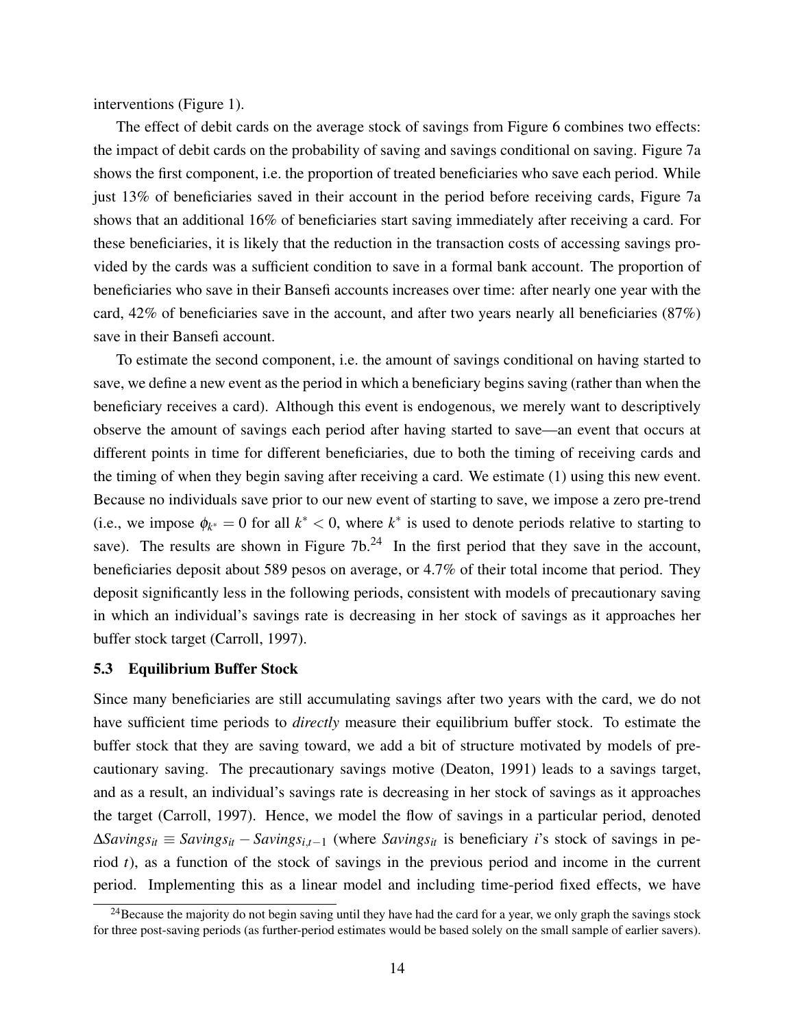interventions (Figure 1).

The effect of debit cards on the average stock of savings from Figure 6 combines two effects: the impact of debit cards on the probability of saving and savings conditional on saving. Figure 7a shows the first component, i.e. the proportion of treated beneficiaries who save each period. While just 13% of beneficiaries saved in their account in the period before receiving cards, Figure 7a shows that an additional 16% of beneficiaries start saving immediately after receiving a card. For these beneficiaries, it is likely that the reduction in the transaction costs of accessing savings provided by the cards was a sufficient condition to save in a formal bank account. The proportion of beneficiaries who save in their Bansefi accounts increases over time: after nearly one year with the card, 42% of beneficiaries save in the account, and after two years nearly all beneficiaries (87%) save in their Bansefi account.

To estimate the second component, i.e. the amount of savings conditional on having started to save, we define a new event as the period in which a beneficiary begins saving (rather than when the beneficiary receives a card). Although this event is endogenous, we merely want to descriptively observe the amount of savings each period after having started to save—an event that occurs at different points in time for different beneficiaries, due to both the timing of receiving cards and the timing of when they begin saving after receiving a card. We estimate (1) using this new event. Because no individuals save prior to our new event of starting to save, we impose a zero pre-trend (i.e., we impose $\phi_{k^*} = 0$ for all $k^* < 0$, where $k^*$ is used to denote periods relative to starting to save). The results are shown in Figure 7b.[24] In the first period that they save in the account, beneficiaries deposit about 589 pesos on average, or 4.7% of their total income that period. They deposit significantly less in the following periods, consistent with models of precautionary saving in which an individual's savings rate is decreasing in her stock of savings as it approaches her buffer stock target (Carroll, 1997).

### 5.3 Equilibrium Buffer Stock

Since many beneficiaries are still accumulating savings after two years with the card, we do not have sufficient time periods to *directly* measure their equilibrium buffer stock. To estimate the buffer stock that they are saving toward, we add a bit of structure motivated by models of precautionary saving. The precautionary savings motive (Deaton, 1991) leads to a savings target, and as a result, an individual's savings rate is decreasing in her stock of savings as it approaches the target (Carroll, 1997). Hence, we model the flow of savings in a particular period, denoted $\Delta Savings_{it} \equiv Savings_{it} - Savings_{i,t-1}$ (where $Savings_{it}$ is beneficiary $i$'s stock of savings in period $t$), as a function of the stock of savings in the previous period and income in the current period. Implementing this as a linear model and including time-period fixed effects, we have

[24] Because the majority do not begin saving until they have had the card for a year, we only graph the savings stock for three post-saving periods (as further-period estimates would be based solely on the small sample of earlier savers).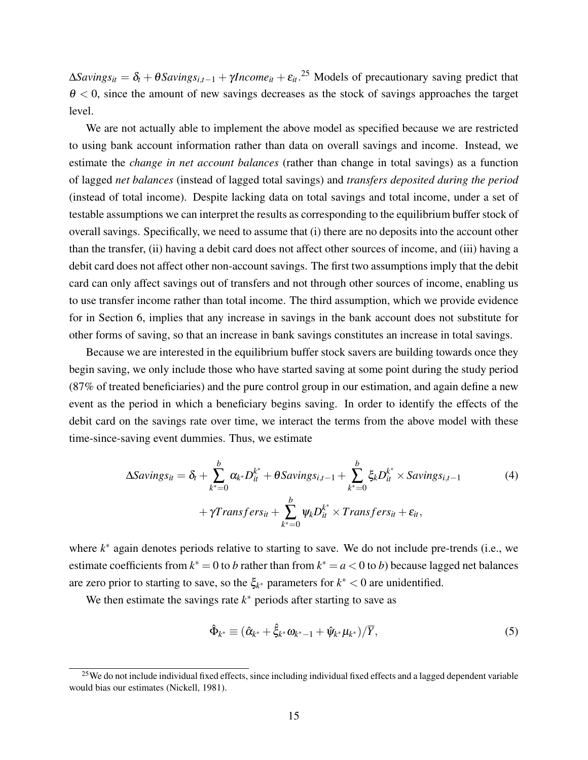$\Delta Savings_{it} = \delta_t + \theta Savings_{i,t-1} + \gamma Income_{it} + \varepsilon_{it}$.[25] Models of precautionary saving predict that $\theta < 0$, since the amount of new savings decreases as the stock of savings approaches the target level.

We are not actually able to implement the above model as specified because we are restricted to using bank account information rather than data on overall savings and income. Instead, we estimate the *change in net account balances* (rather than change in total savings) as a function of lagged *net balances* (instead of lagged total savings) and *transfers deposited during the period* (instead of total income). Despite lacking data on total savings and total income, under a set of testable assumptions we can interpret the results as corresponding to the equilibrium buffer stock of overall savings. Specifically, we need to assume that (i) there are no deposits into the account other than the transfer, (ii) having a debit card does not affect other sources of income, and (iii) having a debit card does not affect other non-account savings. The first two assumptions imply that the debit card can only affect savings out of transfers and not through other sources of income, enabling us to use transfer income rather than total income. The third assumption, which we provide evidence for in Section 6, implies that any increase in savings in the bank account does not substitute for other forms of saving, so that an increase in bank savings constitutes an increase in total savings.

Because we are interested in the equilibrium buffer stock savers are building towards once they begin saving, we only include those who have started saving at some point during the study period (87% of treated beneficiaries) and the pure control group in our estimation, and again define a new event as the period in which a beneficiary begins saving. In order to identify the effects of the debit card on the savings rate over time, we interact the terms from the above model with these time-since-saving event dummies. Thus, we estimate

$$
\begin{aligned}
\Delta Savings_{it} = \delta_t + \sum_{k^*=0}^{b} \alpha_{k^*} D_{it}^{k^*} + \theta Savings_{i,t-1} + \sum_{k^*=0}^{b} \xi_k D_{it}^{k^*} \times Savings_{i,t-1} \\
+ \gamma Transfers_{it} + \sum_{k^*=0}^{b} \psi_k D_{it}^{k^*} \times Transfers_{it} + \varepsilon_{it},
\end{aligned} \tag{4}
$$

where $k^*$ again denotes periods relative to starting to save. We do not include pre-trends (i.e., we estimate coefficients from $k^* = 0$ to $b$ rather than from $k^* = a < 0$ to $b$) because lagged net balances are zero prior to starting to save, so the $\xi_{k^*}$ parameters for $k^* < 0$ are unidentified.

We then estimate the savings rate $k^*$ periods after starting to save as

$$
\hat{\Phi}_{k^*} \equiv (\hat{\alpha}_{k^*} + \hat{\xi}_{k^*} \omega_{k^*-1} + \hat{\psi}_{k^*} \mu_{k^*}) / \overline{Y}, \tag{5}
$$

[25] We do not include individual fixed effects, since including individual fixed effects and a lagged dependent variable would bias our estimates (Nickell, 1981).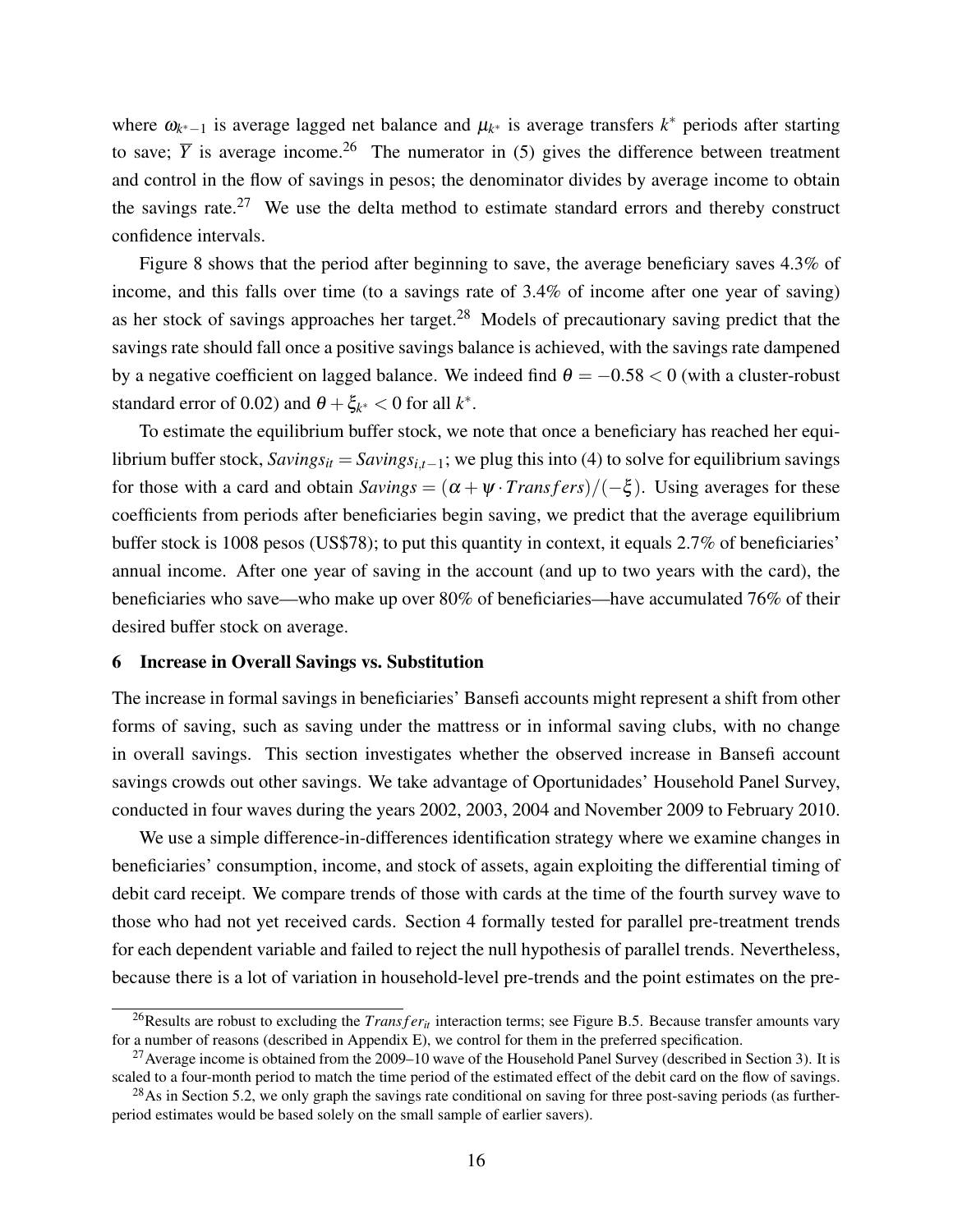where $\omega_{k^*-1}$ is average lagged net balance and $\mu_{k^*}$ is average transfers $k^*$ periods after starting to save; $\overline{Y}$ is average income.[26] The numerator in (5) gives the difference between treatment and control in the flow of savings in pesos; the denominator divides by average income to obtain the savings rate.[27] We use the delta method to estimate standard errors and thereby construct confidence intervals.

Figure 8 shows that the period after beginning to save, the average beneficiary saves 4.3% of income, and this falls over time (to a savings rate of 3.4% of income after one year of saving) as her stock of savings approaches her target.[28] Models of precautionary saving predict that the savings rate should fall once a positive savings balance is achieved, with the savings rate dampened by a negative coefficient on lagged balance. We indeed find $\theta = -0.58 < 0$ (with a cluster-robust standard error of 0.02) and $\theta + \xi_{k^*} < 0$ for all $k^*$.

To estimate the equilibrium buffer stock, we note that once a beneficiary has reached her equilibrium buffer stock, $Savings_{it} = Savings_{i,t-1}$; we plug this into (4) to solve for equilibrium savings for those with a card and obtain $Savings = (\alpha + \psi \cdot Transfers)/(-\xi)$. Using averages for these coefficients from periods after beneficiaries begin saving, we predict that the average equilibrium buffer stock is 1008 pesos (US$78); to put this quantity in context, it equals 2.7% of beneficiaries' annual income. After one year of saving in the account (and up to two years with the card), the beneficiaries who save—who make up over 80% of beneficiaries—have accumulated 76% of their desired buffer stock on average.

## 6 Increase in Overall Savings vs. Substitution

The increase in formal savings in beneficiaries' Bansefi accounts might represent a shift from other forms of saving, such as saving under the mattress or in informal saving clubs, with no change in overall savings. This section investigates whether the observed increase in Bansefi account savings crowds out other savings. We take advantage of Oportunidades' Household Panel Survey, conducted in four waves during the years 2002, 2003, 2004 and November 2009 to February 2010.

We use a simple difference-in-differences identification strategy where we examine changes in beneficiaries' consumption, income, and stock of assets, again exploiting the differential timing of debit card receipt. We compare trends of those with cards at the time of the fourth survey wave to those who had not yet received cards. Section 4 formally tested for parallel pre-treatment trends for each dependent variable and failed to reject the null hypothesis of parallel trends. Nevertheless, because there is a lot of variation in household-level pre-trends and the point estimates on the pre-

---

[26] Results are robust to excluding the $Transfer_{it}$ interaction terms; see Figure B.5. Because transfer amounts vary for a number of reasons (described in Appendix E), we control for them in the preferred specification.

[27] Average income is obtained from the 2009–10 wave of the Household Panel Survey (described in Section 3). It is scaled to a four-month period to match the time period of the estimated effect of the debit card on the flow of savings.

[28] As in Section 5.2, we only graph the savings rate conditional on saving for three post-saving periods (as further-period estimates would be based solely on the small sample of earlier savers).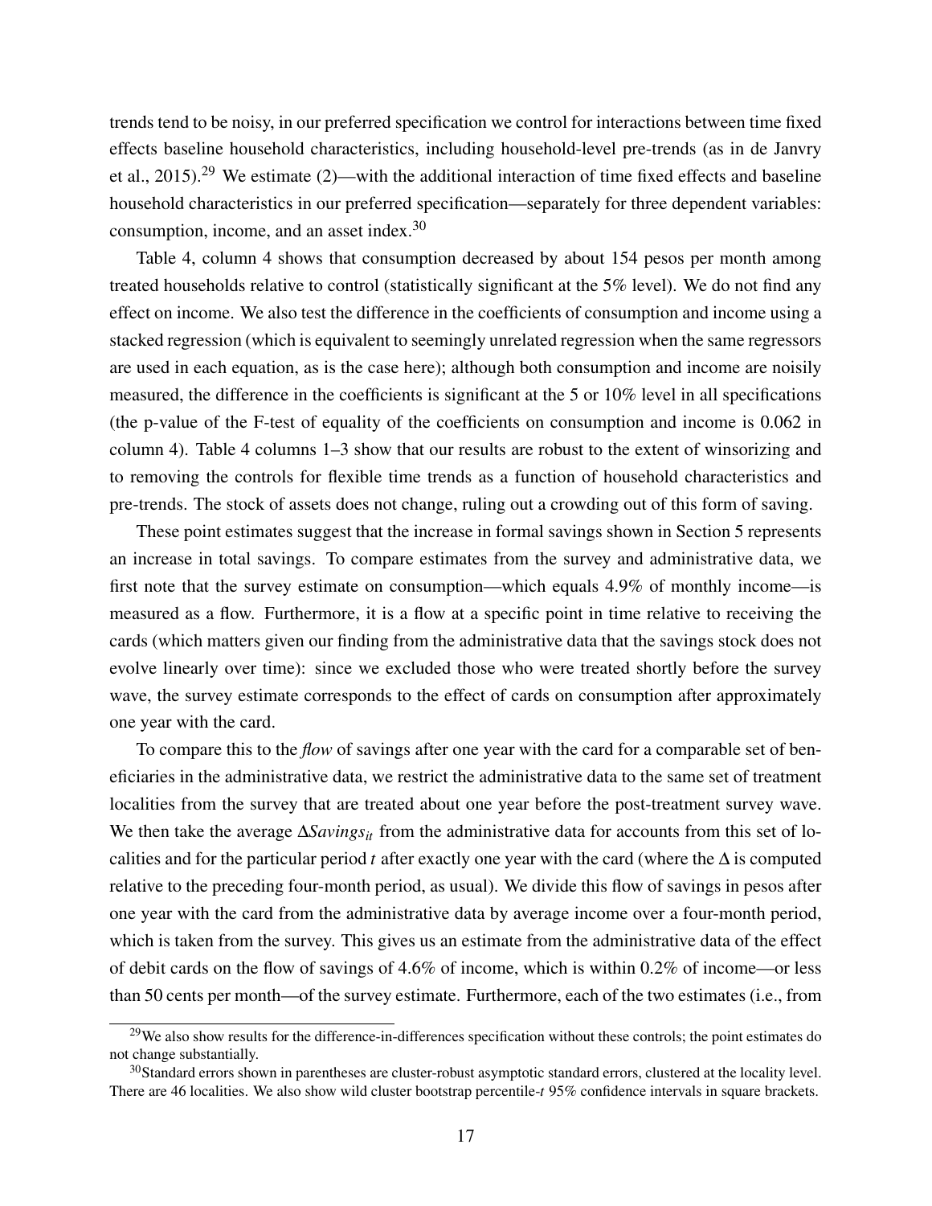trends tend to be noisy, in our preferred specification we control for interactions between time fixed effects baseline household characteristics, including household-level pre-trends (as in de Janvry et al., 2015).[29] We estimate (2)—with the additional interaction of time fixed effects and baseline household characteristics in our preferred specification—separately for three dependent variables: consumption, income, and an asset index.[30]

Table 4, column 4 shows that consumption decreased by about 154 pesos per month among treated households relative to control (statistically significant at the 5% level). We do not find any effect on income. We also test the difference in the coefficients of consumption and income using a stacked regression (which is equivalent to seemingly unrelated regression when the same regressors are used in each equation, as is the case here); although both consumption and income are noisily measured, the difference in the coefficients is significant at the 5 or 10% level in all specifications (the p-value of the F-test of equality of the coefficients on consumption and income is 0.062 in column 4). Table 4 columns 1–3 show that our results are robust to the extent of winsorizing and to removing the controls for flexible time trends as a function of household characteristics and pre-trends. The stock of assets does not change, ruling out a crowding out of this form of saving.

These point estimates suggest that the increase in formal savings shown in Section 5 represents an increase in total savings. To compare estimates from the survey and administrative data, we first note that the survey estimate on consumption—which equals 4.9% of monthly income—is measured as a flow. Furthermore, it is a flow at a specific point in time relative to receiving the cards (which matters given our finding from the administrative data that the savings stock does not evolve linearly over time): since we excluded those who were treated shortly before the survey wave, the survey estimate corresponds to the effect of cards on consumption after approximately one year with the card.

To compare this to the *flow* of savings after one year with the card for a comparable set of beneficiaries in the administrative data, we restrict the administrative data to the same set of treatment localities from the survey that are treated about one year before the post-treatment survey wave. We then take the average $\Delta Savings_{it}$ from the administrative data for accounts from this set of localities and for the particular period $t$ after exactly one year with the card (where the $\Delta$ is computed relative to the preceding four-month period, as usual). We divide this flow of savings in pesos after one year with the card from the administrative data by average income over a four-month period, which is taken from the survey. This gives us an estimate from the administrative data of the effect of debit cards on the flow of savings of 4.6% of income, which is within 0.2% of income—or less than 50 cents per month—of the survey estimate. Furthermore, each of the two estimates (i.e., from

[29] We also show results for the difference-in-differences specification without these controls; the point estimates do not change substantially.

[30] Standard errors shown in parentheses are cluster-robust asymptotic standard errors, clustered at the locality level. There are 46 localities. We also show wild cluster bootstrap percentile-$t$ 95% confidence intervals in square brackets.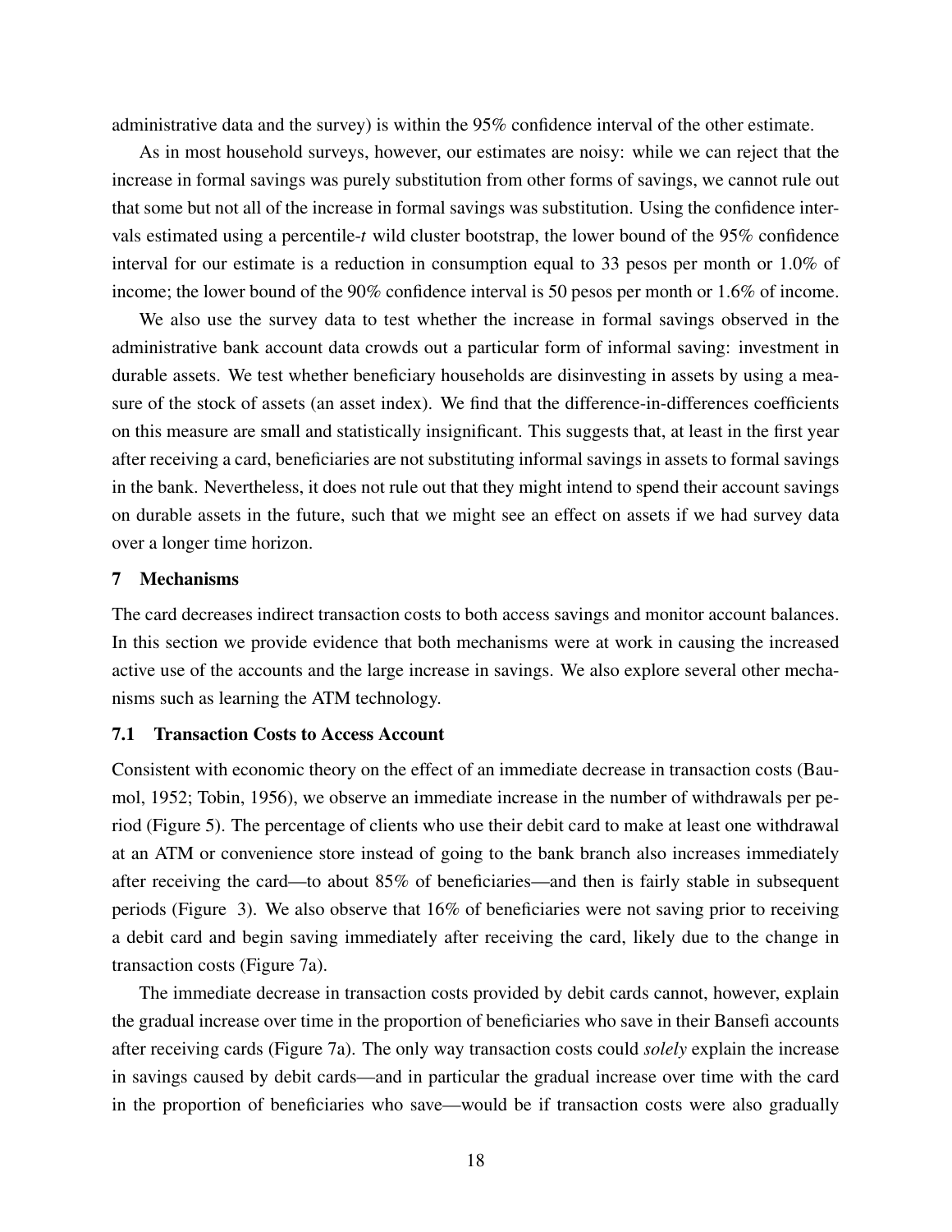administrative data and the survey) is within the 95% confidence interval of the other estimate.

As in most household surveys, however, our estimates are noisy: while we can reject that the increase in formal savings was purely substitution from other forms of savings, we cannot rule out that some but not all of the increase in formal savings was substitution. Using the confidence intervals estimated using a percentile-*t* wild cluster bootstrap, the lower bound of the 95% confidence interval for our estimate is a reduction in consumption equal to 33 pesos per month or 1.0% of income; the lower bound of the 90% confidence interval is 50 pesos per month or 1.6% of income.

We also use the survey data to test whether the increase in formal savings observed in the administrative bank account data crowds out a particular form of informal saving: investment in durable assets. We test whether beneficiary households are disinvesting in assets by using a measure of the stock of assets (an asset index). We find that the difference-in-differences coefficients on this measure are small and statistically insignificant. This suggests that, at least in the first year after receiving a card, beneficiaries are not substituting informal savings in assets to formal savings in the bank. Nevertheless, it does not rule out that they might intend to spend their account savings on durable assets in the future, such that we might see an effect on assets if we had survey data over a longer time horizon.

## 7 Mechanisms

The card decreases indirect transaction costs to both access savings and monitor account balances. In this section we provide evidence that both mechanisms were at work in causing the increased active use of the accounts and the large increase in savings. We also explore several other mechanisms such as learning the ATM technology.

### 7.1 Transaction Costs to Access Account

Consistent with economic theory on the effect of an immediate decrease in transaction costs (Baumol, 1952; Tobin, 1956), we observe an immediate increase in the number of withdrawals per period (Figure 5). The percentage of clients who use their debit card to make at least one withdrawal at an ATM or convenience store instead of going to the bank branch also increases immediately after receiving the card—to about 85% of beneficiaries—and then is fairly stable in subsequent periods (Figure 3). We also observe that 16% of beneficiaries were not saving prior to receiving a debit card and begin saving immediately after receiving the card, likely due to the change in transaction costs (Figure 7a).

The immediate decrease in transaction costs provided by debit cards cannot, however, explain the gradual increase over time in the proportion of beneficiaries who save in their Bansefi accounts after receiving cards (Figure 7a). The only way transaction costs could *solely* explain the increase in savings caused by debit cards—and in particular the gradual increase over time with the card in the proportion of beneficiaries who save—would be if transaction costs were also gradually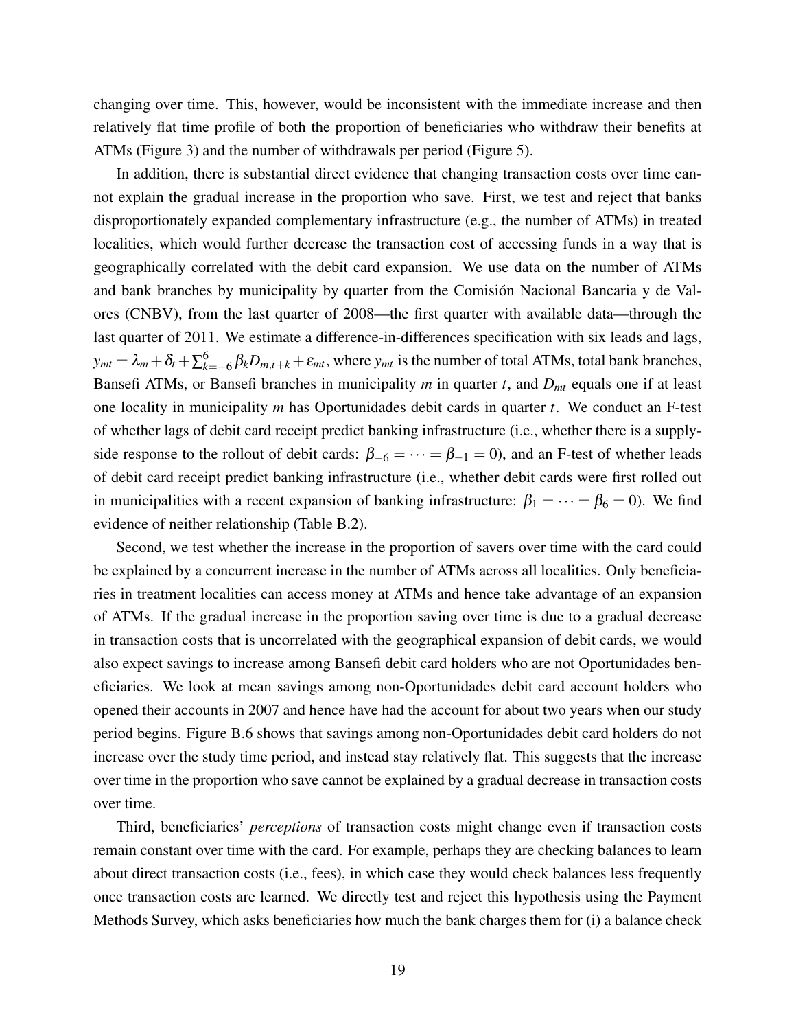changing over time. This, however, would be inconsistent with the immediate increase and then relatively flat time profile of both the proportion of beneficiaries who withdraw their benefits at ATMs (Figure 3) and the number of withdrawals per period (Figure 5).

In addition, there is substantial direct evidence that changing transaction costs over time cannot explain the gradual increase in the proportion who save. First, we test and reject that banks disproportionately expanded complementary infrastructure (e.g., the number of ATMs) in treated localities, which would further decrease the transaction cost of accessing funds in a way that is geographically correlated with the debit card expansion. We use data on the number of ATMs and bank branches by municipality by quarter from the Comisión Nacional Bancaria y de Valores (CNBV), from the last quarter of 2008—the first quarter with available data—through the last quarter of 2011. We estimate a difference-in-differences specification with six leads and lags, $y_{mt} = \lambda_m + \delta_t + \sum_{k=-6}^{6} \beta_k D_{m,t+k} + \varepsilon_{mt}$, where $y_{mt}$ is the number of total ATMs, total bank branches, Bansefi ATMs, or Bansefi branches in municipality $m$ in quarter $t$, and $D_{mt}$ equals one if at least one locality in municipality $m$ has Oportunidades debit cards in quarter $t$. We conduct an F-test of whether lags of debit card receipt predict banking infrastructure (i.e., whether there is a supply-side response to the rollout of debit cards: $\beta_{-6} = \cdots = \beta_{-1} = 0$), and an F-test of whether leads of debit card receipt predict banking infrastructure (i.e., whether debit cards were first rolled out in municipalities with a recent expansion of banking infrastructure: $\beta_1 = \cdots = \beta_6 = 0$). We find evidence of neither relationship (Table B.2).

Second, we test whether the increase in the proportion of savers over time with the card could be explained by a concurrent increase in the number of ATMs across all localities. Only beneficiaries in treatment localities can access money at ATMs and hence take advantage of an expansion of ATMs. If the gradual increase in the proportion saving over time is due to a gradual decrease in transaction costs that is uncorrelated with the geographical expansion of debit cards, we would also expect savings to increase among Bansefi debit card holders who are not Oportunidades beneficiaries. We look at mean savings among non-Oportunidades debit card account holders who opened their accounts in 2007 and hence have had the account for about two years when our study period begins. Figure B.6 shows that savings among non-Oportunidades debit card holders do not increase over the study time period, and instead stay relatively flat. This suggests that the increase over time in the proportion who save cannot be explained by a gradual decrease in transaction costs over time.

Third, beneficiaries' *perceptions* of transaction costs might change even if transaction costs remain constant over time with the card. For example, perhaps they are checking balances to learn about direct transaction costs (i.e., fees), in which case they would check balances less frequently once transaction costs are learned. We directly test and reject this hypothesis using the Payment Methods Survey, which asks beneficiaries how much the bank charges them for (i) a balance check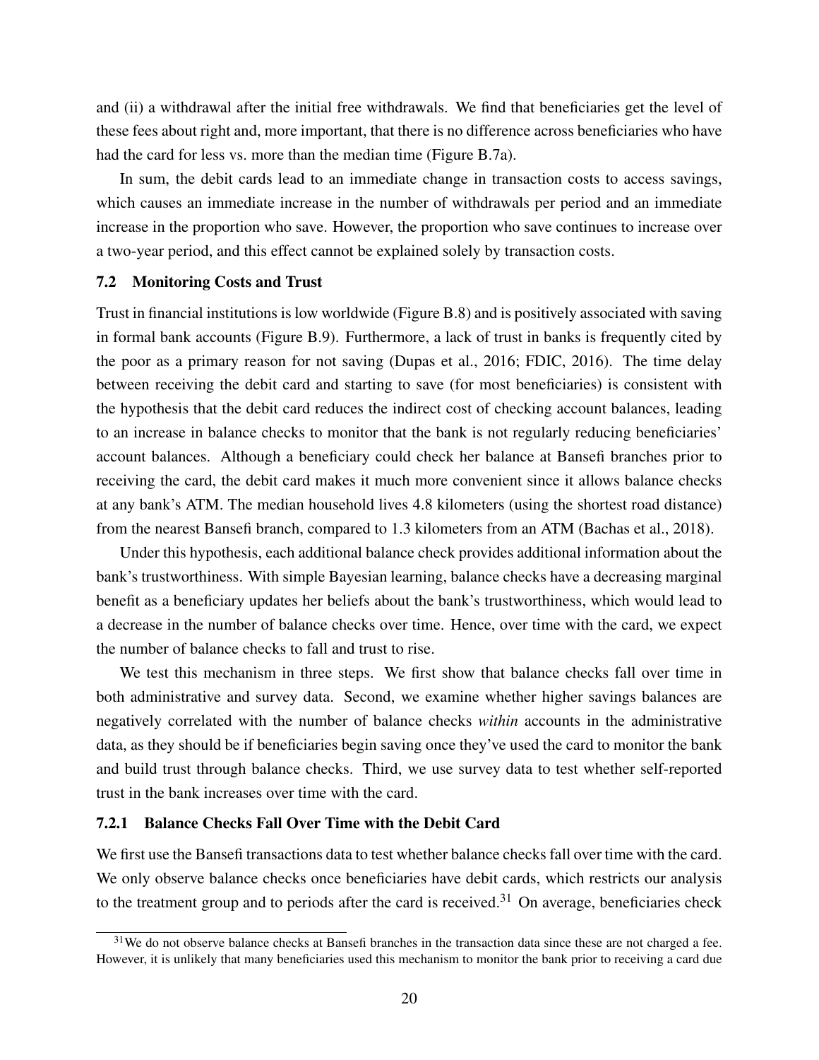and (ii) a withdrawal after the initial free withdrawals. We find that beneficiaries get the level of these fees about right and, more important, that there is no difference across beneficiaries who have had the card for less vs. more than the median time (Figure B.7a).

In sum, the debit cards lead to an immediate change in transaction costs to access savings, which causes an immediate increase in the number of withdrawals per period and an immediate increase in the proportion who save. However, the proportion who save continues to increase over a two-year period, and this effect cannot be explained solely by transaction costs.

### 7.2 Monitoring Costs and Trust

Trust in financial institutions is low worldwide (Figure B.8) and is positively associated with saving in formal bank accounts (Figure B.9). Furthermore, a lack of trust in banks is frequently cited by the poor as a primary reason for not saving (Dupas et al., 2016; FDIC, 2016). The time delay between receiving the debit card and starting to save (for most beneficiaries) is consistent with the hypothesis that the debit card reduces the indirect cost of checking account balances, leading to an increase in balance checks to monitor that the bank is not regularly reducing beneficiaries' account balances. Although a beneficiary could check her balance at Bansefi branches prior to receiving the card, the debit card makes it much more convenient since it allows balance checks at any bank's ATM. The median household lives 4.8 kilometers (using the shortest road distance) from the nearest Bansefi branch, compared to 1.3 kilometers from an ATM (Bachas et al., 2018).

Under this hypothesis, each additional balance check provides additional information about the bank's trustworthiness. With simple Bayesian learning, balance checks have a decreasing marginal benefit as a beneficiary updates her beliefs about the bank's trustworthiness, which would lead to a decrease in the number of balance checks over time. Hence, over time with the card, we expect the number of balance checks to fall and trust to rise.

We test this mechanism in three steps. We first show that balance checks fall over time in both administrative and survey data. Second, we examine whether higher savings balances are negatively correlated with the number of balance checks *within* accounts in the administrative data, as they should be if beneficiaries begin saving once they've used the card to monitor the bank and build trust through balance checks. Third, we use survey data to test whether self-reported trust in the bank increases over time with the card.

#### 7.2.1 Balance Checks Fall Over Time with the Debit Card

We first use the Bansefi transactions data to test whether balance checks fall over time with the card. We only observe balance checks once beneficiaries have debit cards, which restricts our analysis to the treatment group and to periods after the card is received.[31] On average, beneficiaries check

[31] We do not observe balance checks at Bansefi branches in the transaction data since these are not charged a fee. However, it is unlikely that many beneficiaries used this mechanism to monitor the bank prior to receiving a card due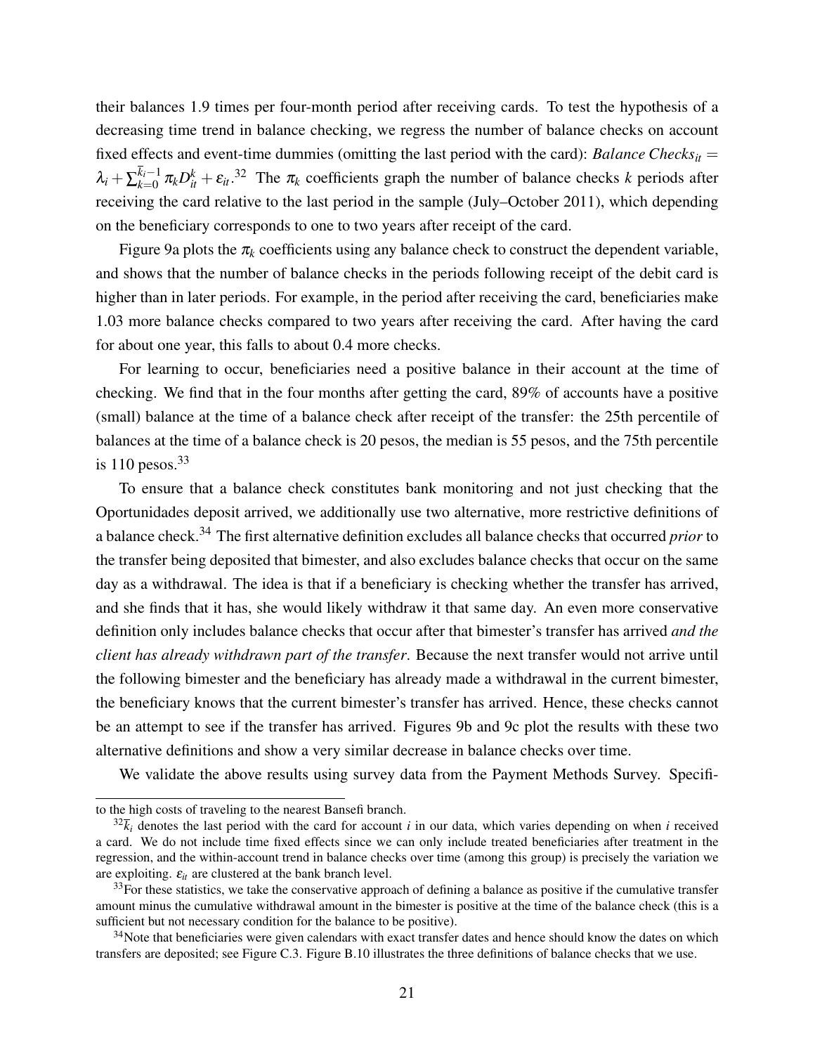their balances 1.9 times per four-month period after receiving cards. To test the hypothesis of a decreasing time trend in balance checking, we regress the number of balance checks on account fixed effects and event-time dummies (omitting the last period with the card): *Balance Checks*$_{it} = \lambda_i + \sum_{k=0}^{\bar{k}_i - 1} \pi_k D_{it}^k + \varepsilon_{it}$.[32] The $\pi_k$ coefficients graph the number of balance checks $k$ periods after receiving the card relative to the last period in the sample (July–October 2011), which depending on the beneficiary corresponds to one to two years after receipt of the card.

Figure 9a plots the $\pi_k$ coefficients using any balance check to construct the dependent variable, and shows that the number of balance checks in the periods following receipt of the debit card is higher than in later periods. For example, in the period after receiving the card, beneficiaries make 1.03 more balance checks compared to two years after receiving the card. After having the card for about one year, this falls to about 0.4 more checks.

For learning to occur, beneficiaries need a positive balance in their account at the time of checking. We find that in the four months after getting the card, 89% of accounts have a positive (small) balance at the time of a balance check after receipt of the transfer: the 25th percentile of balances at the time of a balance check is 20 pesos, the median is 55 pesos, and the 75th percentile is 110 pesos.[33]

To ensure that a balance check constitutes bank monitoring and not just checking that the Oportunidades deposit arrived, we additionally use two alternative, more restrictive definitions of a balance check.[34] The first alternative definition excludes all balance checks that occurred *prior* to the transfer being deposited that bimester, and also excludes balance checks that occur on the same day as a withdrawal. The idea is that if a beneficiary is checking whether the transfer has arrived, and she finds that it has, she would likely withdraw it that same day. An even more conservative definition only includes balance checks that occur after that bimester's transfer has arrived *and the client has already withdrawn part of the transfer*. Because the next transfer would not arrive until the following bimester and the beneficiary has already made a withdrawal in the current bimester, the beneficiary knows that the current bimester's transfer has arrived. Hence, these checks cannot be an attempt to see if the transfer has arrived. Figures 9b and 9c plot the results with these two alternative definitions and show a very similar decrease in balance checks over time.

We validate the above results using survey data from the Payment Methods Survey. Specifi-

---

to the high costs of traveling to the nearest Bansefi branch.

[32] $\bar{k}_i$ denotes the last period with the card for account $i$ in our data, which varies depending on when $i$ received a card. We do not include time fixed effects since we can only include treated beneficiaries after treatment in the regression, and the within-account trend in balance checks over time (among this group) is precisely the variation we are exploiting. $\varepsilon_{it}$ are clustered at the bank branch level.

[33] For these statistics, we take the conservative approach of defining a balance as positive if the cumulative transfer amount minus the cumulative withdrawal amount in the bimester is positive at the time of the balance check (this is a sufficient but not necessary condition for the balance to be positive).

[34] Note that beneficiaries were given calendars with exact transfer dates and hence should know the dates on which transfers are deposited; see Figure C.3. Figure B.10 illustrates the three definitions of balance checks that we use.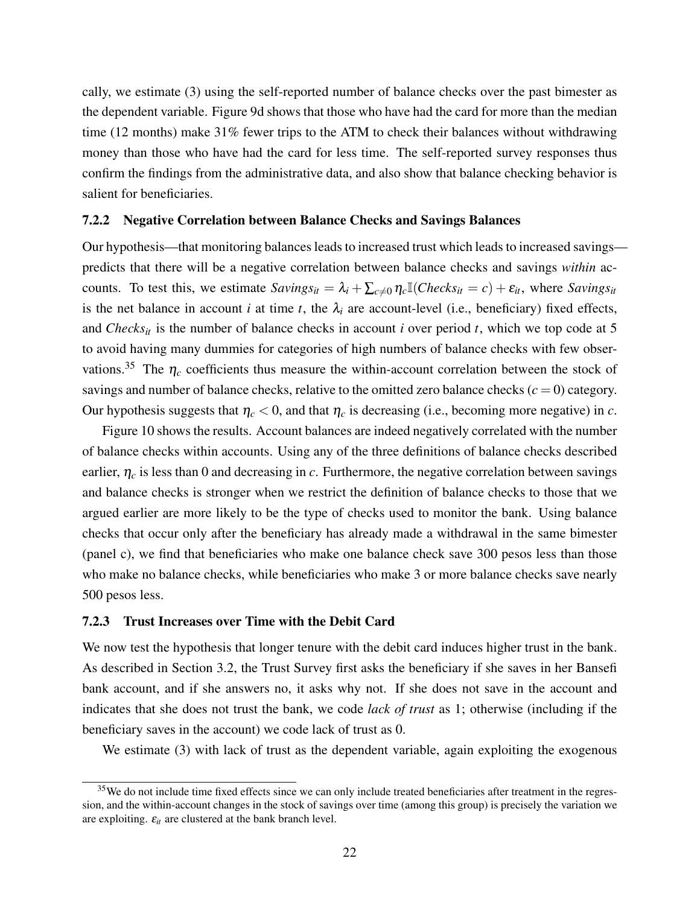cally, we estimate (3) using the self-reported number of balance checks over the past bimester as the dependent variable. Figure 9d shows that those who have had the card for more than the median time (12 months) make 31% fewer trips to the ATM to check their balances without withdrawing money than those who have had the card for less time. The self-reported survey responses thus confirm the findings from the administrative data, and also show that balance checking behavior is salient for beneficiaries.

### 7.2.2 Negative Correlation between Balance Checks and Savings Balances

Our hypothesis—that monitoring balances leads to increased trust which leads to increased savings—predicts that there will be a negative correlation between balance checks and savings *within* accounts. To test this, we estimate $Savings_{it} = \lambda_i + \sum_{c \neq 0} \eta_c \mathbb{I}(Checks_{it} = c) + \varepsilon_{it}$, where $Savings_{it}$ is the net balance in account $i$ at time $t$, the $\lambda_i$ are account-level (i.e., beneficiary) fixed effects, and $Checks_{it}$ is the number of balance checks in account $i$ over period $t$, which we top code at 5 to avoid having many dummies for categories of high numbers of balance checks with few observations.[35] The $\eta_c$ coefficients thus measure the within-account correlation between the stock of savings and number of balance checks, relative to the omitted zero balance checks ($c = 0$) category. Our hypothesis suggests that $\eta_c < 0$, and that $\eta_c$ is decreasing (i.e., becoming more negative) in $c$.

Figure 10 shows the results. Account balances are indeed negatively correlated with the number of balance checks within accounts. Using any of the three definitions of balance checks described earlier, $\eta_c$ is less than 0 and decreasing in $c$. Furthermore, the negative correlation between savings and balance checks is stronger when we restrict the definition of balance checks to those that we argued earlier are more likely to be the type of checks used to monitor the bank. Using balance checks that occur only after the beneficiary has already made a withdrawal in the same bimester (panel c), we find that beneficiaries who make one balance check save 300 pesos less than those who make no balance checks, while beneficiaries who make 3 or more balance checks save nearly 500 pesos less.

### 7.2.3 Trust Increases over Time with the Debit Card

We now test the hypothesis that longer tenure with the debit card induces higher trust in the bank. As described in Section 3.2, the Trust Survey first asks the beneficiary if she saves in her Bansefi bank account, and if she answers no, it asks why not. If she does not save in the account and indicates that she does not trust the bank, we code *lack of trust* as 1; otherwise (including if the beneficiary saves in the account) we code lack of trust as 0.

We estimate (3) with lack of trust as the dependent variable, again exploiting the exogenous

[35] We do not include time fixed effects since we can only include treated beneficiaries after treatment in the regression, and the within-account changes in the stock of savings over time (among this group) is precisely the variation we are exploiting. $\varepsilon_{it}$ are clustered at the bank branch level.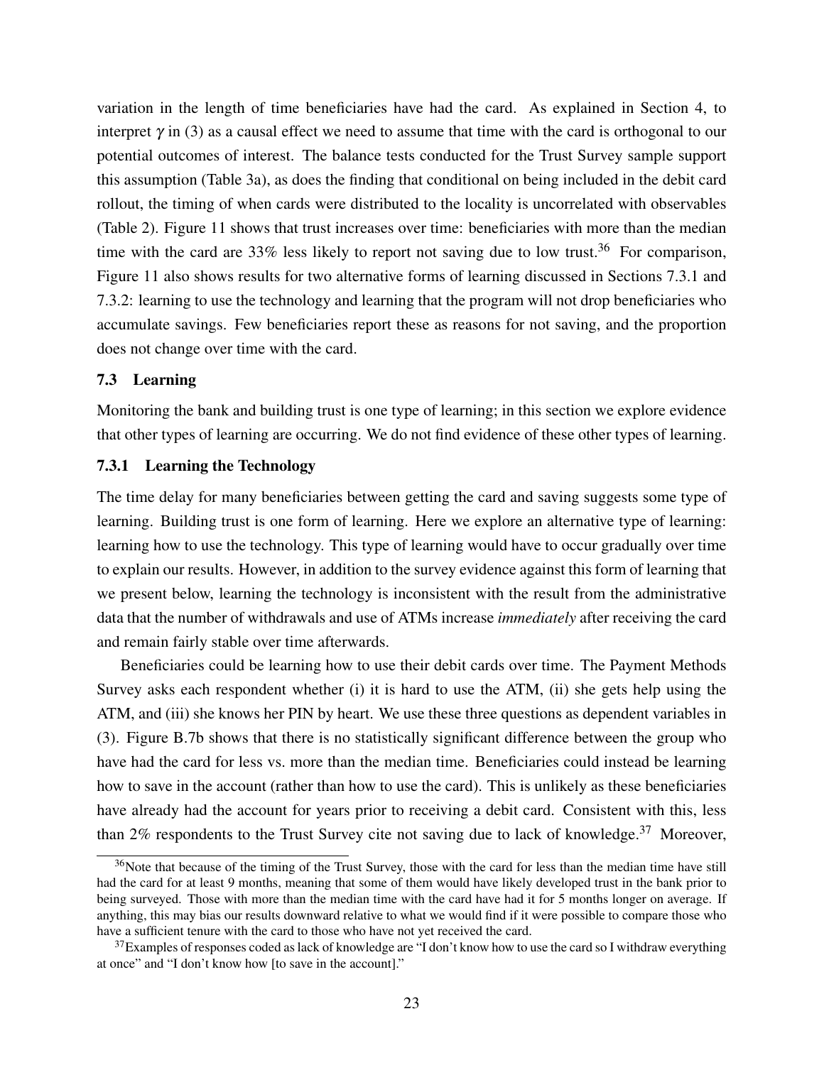variation in the length of time beneficiaries have had the card. As explained in Section 4, to interpret $\gamma$ in (3) as a causal effect we need to assume that time with the card is orthogonal to our potential outcomes of interest. The balance tests conducted for the Trust Survey sample support this assumption (Table 3a), as does the finding that conditional on being included in the debit card rollout, the timing of when cards were distributed to the locality is uncorrelated with observables (Table 2). Figure 11 shows that trust increases over time: beneficiaries with more than the median time with the card are 33% less likely to report not saving due to low trust.[36] For comparison, Figure 11 also shows results for two alternative forms of learning discussed in Sections 7.3.1 and 7.3.2: learning to use the technology and learning that the program will not drop beneficiaries who accumulate savings. Few beneficiaries report these as reasons for not saving, and the proportion does not change over time with the card.

### 7.3 Learning

Monitoring the bank and building trust is one type of learning; in this section we explore evidence that other types of learning are occurring. We do not find evidence of these other types of learning.

#### 7.3.1 Learning the Technology

The time delay for many beneficiaries between getting the card and saving suggests some type of learning. Building trust is one form of learning. Here we explore an alternative type of learning: learning how to use the technology. This type of learning would have to occur gradually over time to explain our results. However, in addition to the survey evidence against this form of learning that we present below, learning the technology is inconsistent with the result from the administrative data that the number of withdrawals and use of ATMs increase *immediately* after receiving the card and remain fairly stable over time afterwards.

Beneficiaries could be learning how to use their debit cards over time. The Payment Methods Survey asks each respondent whether (i) it is hard to use the ATM, (ii) she gets help using the ATM, and (iii) she knows her PIN by heart. We use these three questions as dependent variables in (3). Figure B.7b shows that there is no statistically significant difference between the group who have had the card for less vs. more than the median time. Beneficiaries could instead be learning how to save in the account (rather than how to use the card). This is unlikely as these beneficiaries have already had the account for years prior to receiving a debit card. Consistent with this, less than 2% respondents to the Trust Survey cite not saving due to lack of knowledge.[37] Moreover,

[36] Note that because of the timing of the Trust Survey, those with the card for less than the median time have still had the card for at least 9 months, meaning that some of them would have likely developed trust in the bank prior to being surveyed. Those with more than the median time with the card have had it for 5 months longer on average. If anything, this may bias our results downward relative to what we would find if it were possible to compare those who have a sufficient tenure with the card to those who have not yet received the card.

[37] Examples of responses coded as lack of knowledge are "I don't know how to use the card so I withdraw everything at once" and "I don't know how [to save in the account]."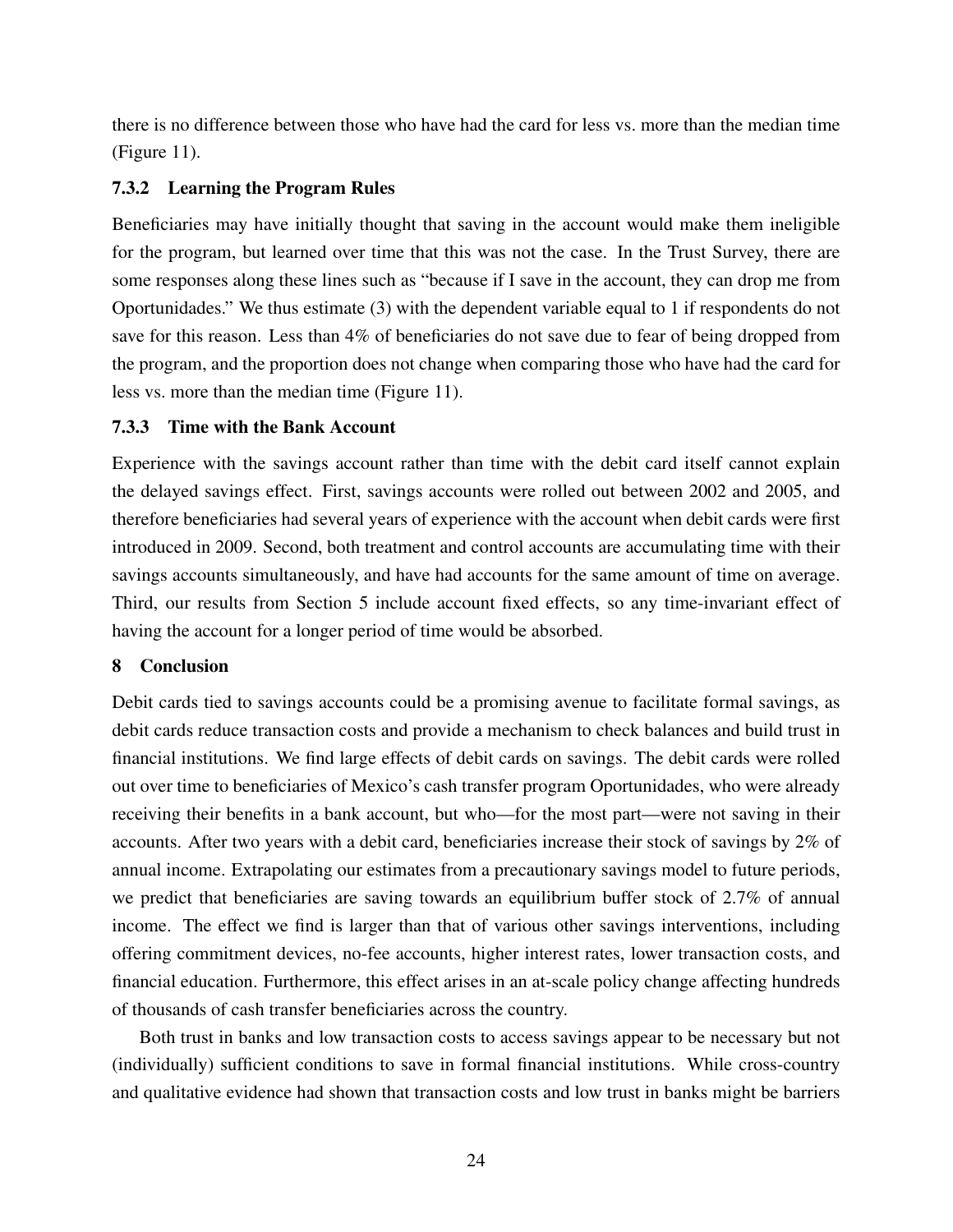there is no difference between those who have had the card for less vs. more than the median time (Figure 11).

### 7.3.2 Learning the Program Rules

Beneficiaries may have initially thought that saving in the account would make them ineligible for the program, but learned over time that this was not the case. In the Trust Survey, there are some responses along these lines such as "because if I save in the account, they can drop me from Oportunidades." We thus estimate (3) with the dependent variable equal to 1 if respondents do not save for this reason. Less than 4% of beneficiaries do not save due to fear of being dropped from the program, and the proportion does not change when comparing those who have had the card for less vs. more than the median time (Figure 11).

### 7.3.3 Time with the Bank Account

Experience with the savings account rather than time with the debit card itself cannot explain the delayed savings effect. First, savings accounts were rolled out between 2002 and 2005, and therefore beneficiaries had several years of experience with the account when debit cards were first introduced in 2009. Second, both treatment and control accounts are accumulating time with their savings accounts simultaneously, and have had accounts for the same amount of time on average. Third, our results from Section 5 include account fixed effects, so any time-invariant effect of having the account for a longer period of time would be absorbed.

## 8 Conclusion

Debit cards tied to savings accounts could be a promising avenue to facilitate formal savings, as debit cards reduce transaction costs and provide a mechanism to check balances and build trust in financial institutions. We find large effects of debit cards on savings. The debit cards were rolled out over time to beneficiaries of Mexico's cash transfer program Oportunidades, who were already receiving their benefits in a bank account, but who—for the most part—were not saving in their accounts. After two years with a debit card, beneficiaries increase their stock of savings by 2% of annual income. Extrapolating our estimates from a precautionary savings model to future periods, we predict that beneficiaries are saving towards an equilibrium buffer stock of 2.7% of annual income. The effect we find is larger than that of various other savings interventions, including offering commitment devices, no-fee accounts, higher interest rates, lower transaction costs, and financial education. Furthermore, this effect arises in an at-scale policy change affecting hundreds of thousands of cash transfer beneficiaries across the country.

Both trust in banks and low transaction costs to access savings appear to be necessary but not (individually) sufficient conditions to save in formal financial institutions. While cross-country and qualitative evidence had shown that transaction costs and low trust in banks might be barriers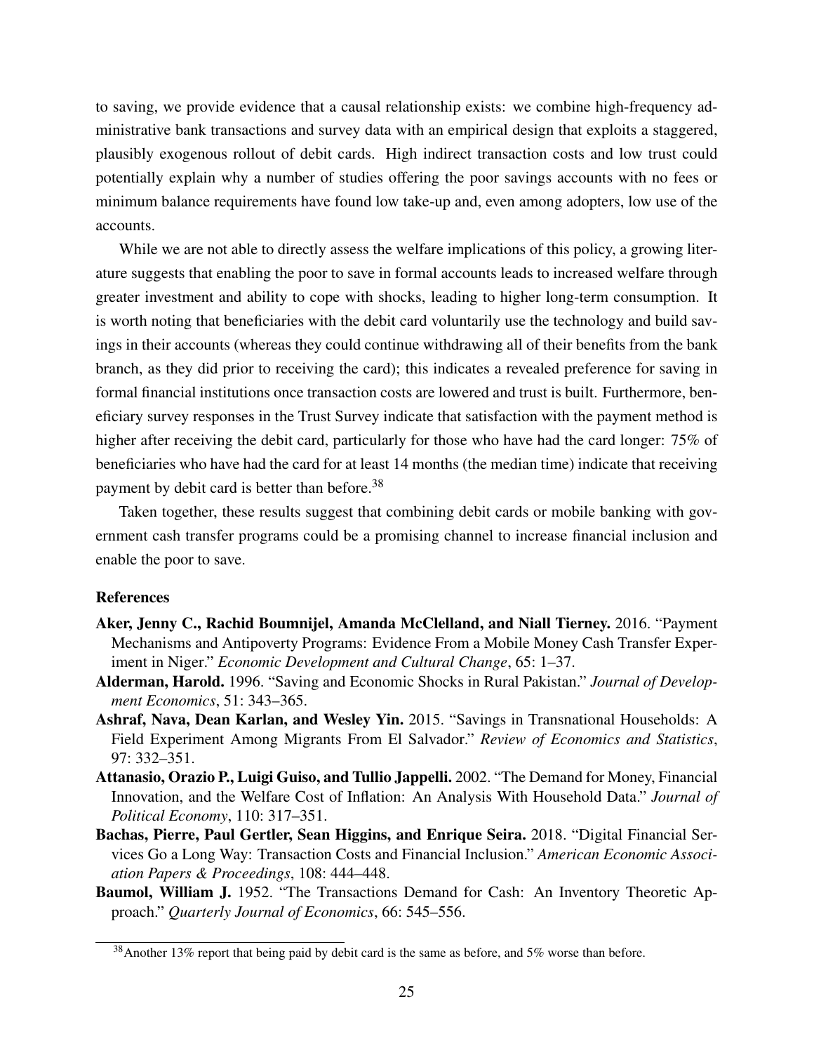to saving, we provide evidence that a causal relationship exists: we combine high-frequency administrative bank transactions and survey data with an empirical design that exploits a staggered, plausibly exogenous rollout of debit cards. High indirect transaction costs and low trust could potentially explain why a number of studies offering the poor savings accounts with no fees or minimum balance requirements have found low take-up and, even among adopters, low use of the accounts.

While we are not able to directly assess the welfare implications of this policy, a growing literature suggests that enabling the poor to save in formal accounts leads to increased welfare through greater investment and ability to cope with shocks, leading to higher long-term consumption. It is worth noting that beneficiaries with the debit card voluntarily use the technology and build savings in their accounts (whereas they could continue withdrawing all of their benefits from the bank branch, as they did prior to receiving the card); this indicates a revealed preference for saving in formal financial institutions once transaction costs are lowered and trust is built. Furthermore, beneficiary survey responses in the Trust Survey indicate that satisfaction with the payment method is higher after receiving the debit card, particularly for those who have had the card longer: 75% of beneficiaries who have had the card for at least 14 months (the median time) indicate that receiving payment by debit card is better than before.[38]

Taken together, these results suggest that combining debit cards or mobile banking with government cash transfer programs could be a promising channel to increase financial inclusion and enable the poor to save.

## References

**Aker, Jenny C., Rachid Boumnijel, Amanda McClelland, and Niall Tierney.** 2016. "Payment Mechanisms and Antipoverty Programs: Evidence From a Mobile Money Cash Transfer Experiment in Niger." *Economic Development and Cultural Change*, 65: 1–37.

**Alderman, Harold.** 1996. "Saving and Economic Shocks in Rural Pakistan." *Journal of Development Economics*, 51: 343–365.

**Ashraf, Nava, Dean Karlan, and Wesley Yin.** 2015. "Savings in Transnational Households: A Field Experiment Among Migrants From El Salvador." *Review of Economics and Statistics*, 97: 332–351.

**Attanasio, Orazio P., Luigi Guiso, and Tullio Jappelli.** 2002. "The Demand for Money, Financial Innovation, and the Welfare Cost of Inflation: An Analysis With Household Data." *Journal of Political Economy*, 110: 317–351.

**Bachas, Pierre, Paul Gertler, Sean Higgins, and Enrique Seira.** 2018. "Digital Financial Services Go a Long Way: Transaction Costs and Financial Inclusion." *American Economic Association Papers & Proceedings*, 108: 444–448.

**Baumol, William J.** 1952. "The Transactions Demand for Cash: An Inventory Theoretic Approach." *Quarterly Journal of Economics*, 66: 545–556.

[38] Another 13% report that being paid by debit card is the same as before, and 5% worse than before.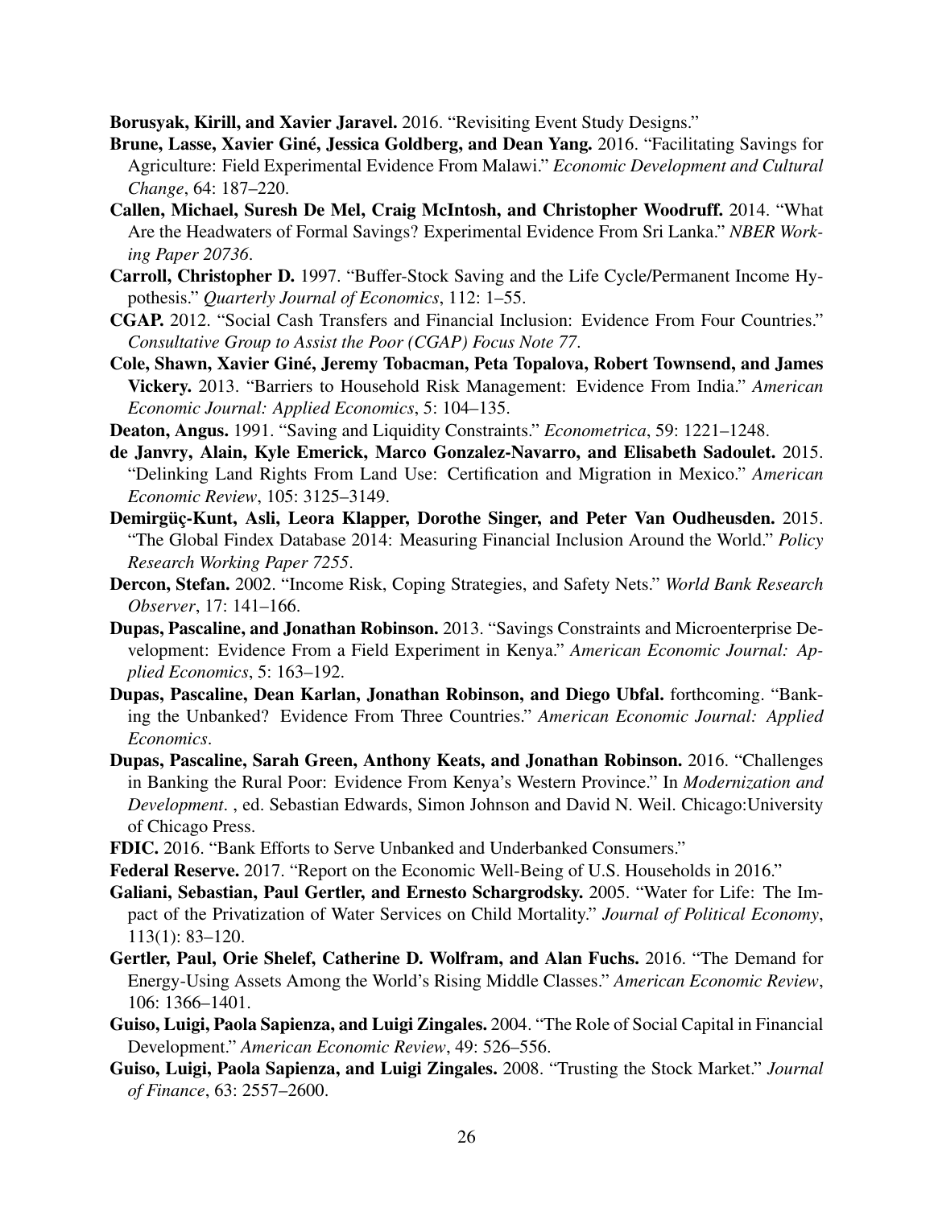**Borusyak, Kirill, and Xavier Jaravel.** 2016. "Revisiting Event Study Designs."

**Brune, Lasse, Xavier Giné, Jessica Goldberg, and Dean Yang.** 2016. "Facilitating Savings for Agriculture: Field Experimental Evidence From Malawi." *Economic Development and Cultural Change*, 64: 187–220.

**Callen, Michael, Suresh De Mel, Craig McIntosh, and Christopher Woodruff.** 2014. "What Are the Headwaters of Formal Savings? Experimental Evidence From Sri Lanka." *NBER Working Paper 20736*.

**Carroll, Christopher D.** 1997. "Buffer-Stock Saving and the Life Cycle/Permanent Income Hypothesis." *Quarterly Journal of Economics*, 112: 1–55.

**CGAP.** 2012. "Social Cash Transfers and Financial Inclusion: Evidence From Four Countries." *Consultative Group to Assist the Poor (CGAP) Focus Note 77*.

**Cole, Shawn, Xavier Giné, Jeremy Tobacman, Peta Topalova, Robert Townsend, and James Vickery.** 2013. "Barriers to Household Risk Management: Evidence From India." *American Economic Journal: Applied Economics*, 5: 104–135.

**Deaton, Angus.** 1991. "Saving and Liquidity Constraints." *Econometrica*, 59: 1221–1248.

**de Janvry, Alain, Kyle Emerick, Marco Gonzalez-Navarro, and Elisabeth Sadoulet.** 2015. "Delinking Land Rights From Land Use: Certification and Migration in Mexico." *American Economic Review*, 105: 3125–3149.

**Demirgüç-Kunt, Asli, Leora Klapper, Dorothe Singer, and Peter Van Oudheusden.** 2015. "The Global Findex Database 2014: Measuring Financial Inclusion Around the World." *Policy Research Working Paper 7255*.

**Dercon, Stefan.** 2002. "Income Risk, Coping Strategies, and Safety Nets." *World Bank Research Observer*, 17: 141–166.

**Dupas, Pascaline, and Jonathan Robinson.** 2013. "Savings Constraints and Microenterprise Development: Evidence From a Field Experiment in Kenya." *American Economic Journal: Applied Economics*, 5: 163–192.

**Dupas, Pascaline, Dean Karlan, Jonathan Robinson, and Diego Ubfal.** forthcoming. "Banking the Unbanked? Evidence From Three Countries." *American Economic Journal: Applied Economics*.

**Dupas, Pascaline, Sarah Green, Anthony Keats, and Jonathan Robinson.** 2016. "Challenges in Banking the Rural Poor: Evidence From Kenya's Western Province." In *Modernization and Development*. , ed. Sebastian Edwards, Simon Johnson and David N. Weil. Chicago:University of Chicago Press.

**FDIC.** 2016. "Bank Efforts to Serve Unbanked and Underbanked Consumers."

**Federal Reserve.** 2017. "Report on the Economic Well-Being of U.S. Households in 2016."

**Galiani, Sebastian, Paul Gertler, and Ernesto Schargrodsky.** 2005. "Water for Life: The Impact of the Privatization of Water Services on Child Mortality." *Journal of Political Economy*, 113(1): 83–120.

**Gertler, Paul, Orie Shelef, Catherine D. Wolfram, and Alan Fuchs.** 2016. "The Demand for Energy-Using Assets Among the World's Rising Middle Classes." *American Economic Review*, 106: 1366–1401.

**Guiso, Luigi, Paola Sapienza, and Luigi Zingales.** 2004. "The Role of Social Capital in Financial Development." *American Economic Review*, 49: 526–556.

**Guiso, Luigi, Paola Sapienza, and Luigi Zingales.** 2008. "Trusting the Stock Market." *Journal of Finance*, 63: 2557–2600.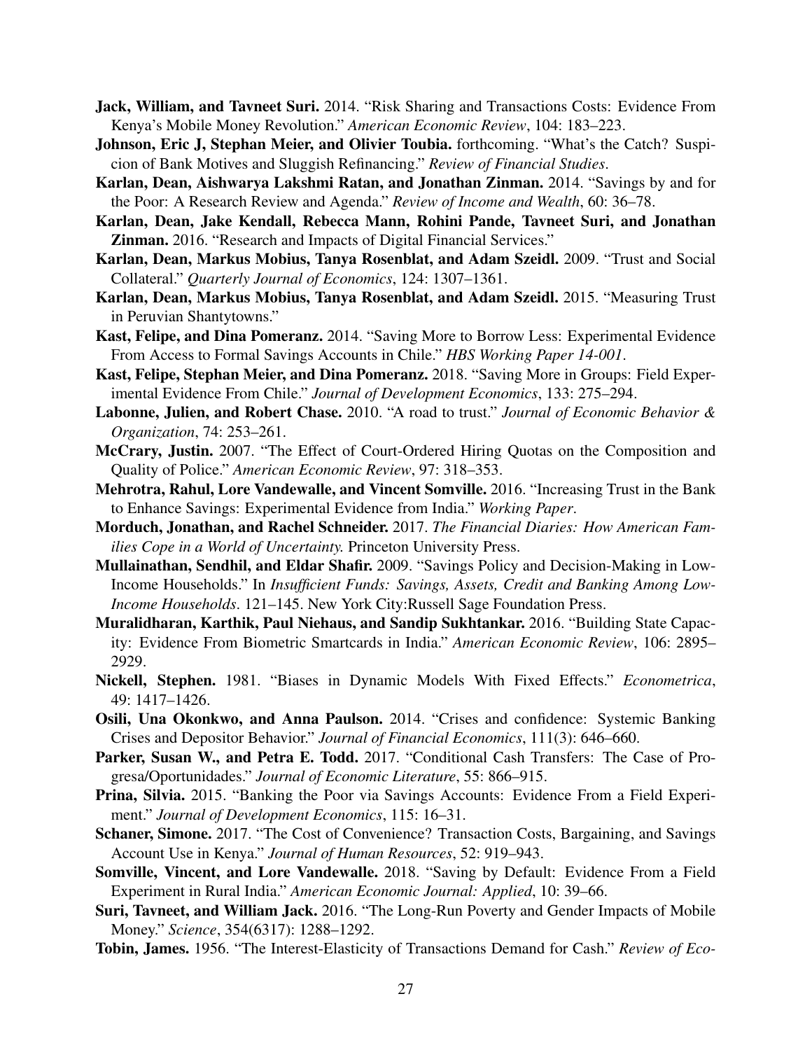**Jack, William, and Tavneet Suri.** 2014. "Risk Sharing and Transactions Costs: Evidence From Kenya's Mobile Money Revolution." *American Economic Review*, 104: 183–223.

**Johnson, Eric J, Stephan Meier, and Olivier Toubia.** forthcoming. "What's the Catch? Suspicion of Bank Motives and Sluggish Refinancing." *Review of Financial Studies*.

**Karlan, Dean, Aishwarya Lakshmi Ratan, and Jonathan Zinman.** 2014. "Savings by and for the Poor: A Research Review and Agenda." *Review of Income and Wealth*, 60: 36–78.

**Karlan, Dean, Jake Kendall, Rebecca Mann, Rohini Pande, Tavneet Suri, and Jonathan Zinman.** 2016. "Research and Impacts of Digital Financial Services."

**Karlan, Dean, Markus Mobius, Tanya Rosenblat, and Adam Szeidl.** 2009. "Trust and Social Collateral." *Quarterly Journal of Economics*, 124: 1307–1361.

**Karlan, Dean, Markus Mobius, Tanya Rosenblat, and Adam Szeidl.** 2015. "Measuring Trust in Peruvian Shantytowns."

**Kast, Felipe, and Dina Pomeranz.** 2014. "Saving More to Borrow Less: Experimental Evidence From Access to Formal Savings Accounts in Chile." *HBS Working Paper 14-001*.

**Kast, Felipe, Stephan Meier, and Dina Pomeranz.** 2018. "Saving More in Groups: Field Experimental Evidence From Chile." *Journal of Development Economics*, 133: 275–294.

**Labonne, Julien, and Robert Chase.** 2010. "A road to trust." *Journal of Economic Behavior & Organization*, 74: 253–261.

**McCrary, Justin.** 2007. "The Effect of Court-Ordered Hiring Quotas on the Composition and Quality of Police." *American Economic Review*, 97: 318–353.

**Mehrotra, Rahul, Lore Vandewalle, and Vincent Somville.** 2016. "Increasing Trust in the Bank to Enhance Savings: Experimental Evidence from India." *Working Paper*.

**Morduch, Jonathan, and Rachel Schneider.** 2017. *The Financial Diaries: How American Families Cope in a World of Uncertainty.* Princeton University Press.

**Mullainathan, Sendhil, and Eldar Shafir.** 2009. "Savings Policy and Decision-Making in Low-Income Households." In *Insufficient Funds: Savings, Assets, Credit and Banking Among Low-Income Households*. 121–145. New York City:Russell Sage Foundation Press.

**Muralidharan, Karthik, Paul Niehaus, and Sandip Sukhtankar.** 2016. "Building State Capacity: Evidence From Biometric Smartcards in India." *American Economic Review*, 106: 2895–2929.

**Nickell, Stephen.** 1981. "Biases in Dynamic Models With Fixed Effects." *Econometrica*, 49: 1417–1426.

**Osili, Una Okonkwo, and Anna Paulson.** 2014. "Crises and confidence: Systemic Banking Crises and Depositor Behavior." *Journal of Financial Economics*, 111(3): 646–660.

**Parker, Susan W., and Petra E. Todd.** 2017. "Conditional Cash Transfers: The Case of Progresa/Oportunidades." *Journal of Economic Literature*, 55: 866–915.

**Prina, Silvia.** 2015. "Banking the Poor via Savings Accounts: Evidence From a Field Experiment." *Journal of Development Economics*, 115: 16–31.

**Schaner, Simone.** 2017. "The Cost of Convenience? Transaction Costs, Bargaining, and Savings Account Use in Kenya." *Journal of Human Resources*, 52: 919–943.

**Somville, Vincent, and Lore Vandewalle.** 2018. "Saving by Default: Evidence From a Field Experiment in Rural India." *American Economic Journal: Applied*, 10: 39–66.

**Suri, Tavneet, and William Jack.** 2016. "The Long-Run Poverty and Gender Impacts of Mobile Money." *Science*, 354(6317): 1288–1292.

**Tobin, James.** 1956. "The Interest-Elasticity of Transactions Demand for Cash." *Review of Eco-*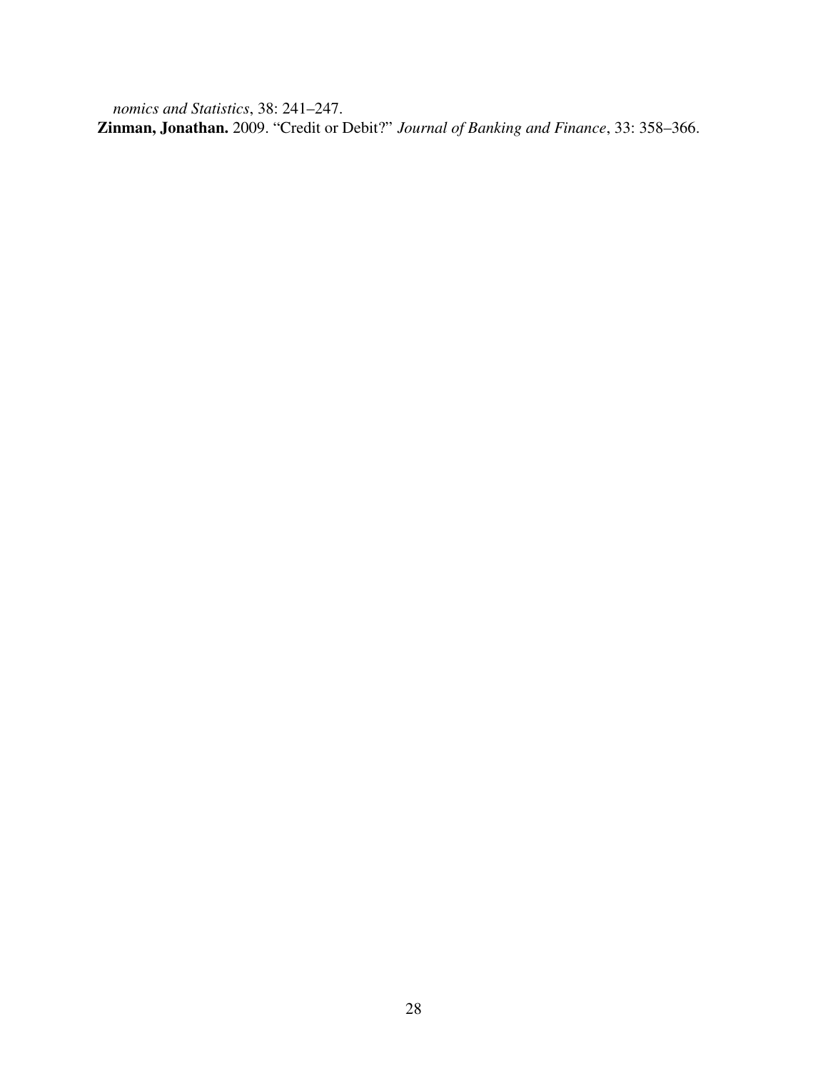*nomics and Statistics*, 38: 241–247.

**Zinman, Jonathan.** 2009. "Credit or Debit?" *Journal of Banking and Finance*, 33: 358–366.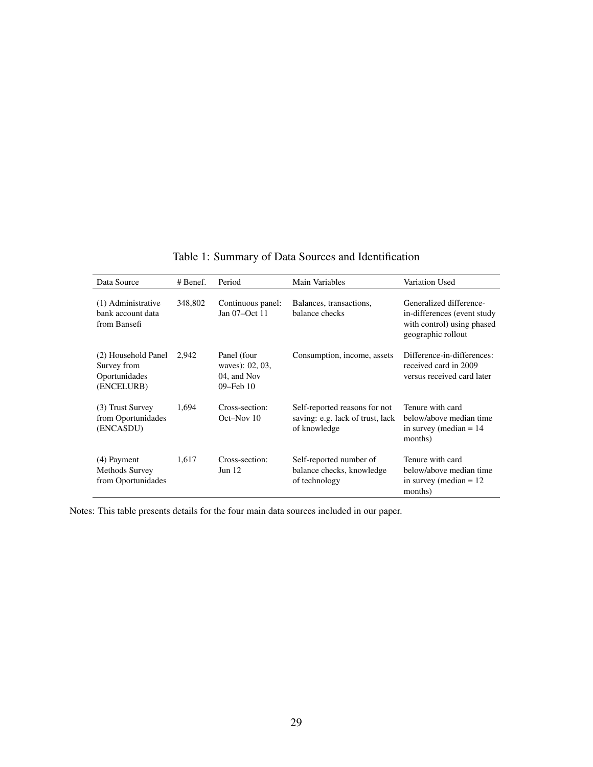Table 1: Summary of Data Sources and Identification

| Data Source | # Benef. | Period | Main Variables | Variation Used |
|---|---|---|---|---|
| (1) Administrative bank account data from Bansefi | 348,802 | Continuous panel: Jan 07–Oct 11 | Balances, transactions, balance checks | Generalized difference-in-differences (event study with control) using phased geographic rollout |
| (2) Household Panel Survey from Oportunidades (ENCELURB) | 2,942 | Panel (four waves): 02, 03, 04, and Nov 09–Feb 10 | Consumption, income, assets | Difference-in-differences: received card in 2009 versus received card later |
| (3) Trust Survey from Oportunidades (ENCASDU) | 1,694 | Cross-section: Oct–Nov 10 | Self-reported reasons for not saving: e.g. lack of trust, lack of knowledge | Tenure with card below/above median time in survey (median = 14 months) |
| (4) Payment Methods Survey from Oportunidades | 1,617 | Cross-section: Jun 12 | Self-reported number of balance checks, knowledge of technology | Tenure with card below/above median time in survey (median = 12 months) |

Notes: This table presents details for the four main data sources included in our paper.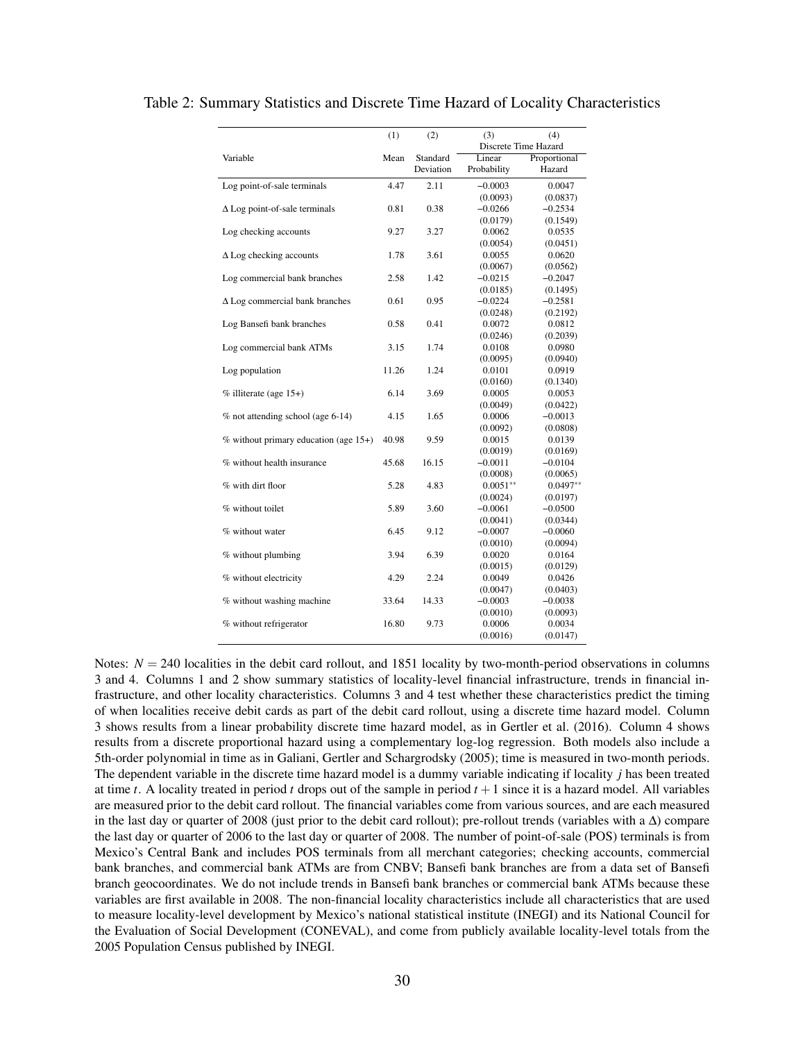Table 2: Summary Statistics and Discrete Time Hazard of Locality Characteristics

| Variable | (1) Mean | (2) Standard Deviation | (3) Discrete Time Hazard: Linear Probability | (4) Discrete Time Hazard: Proportional Hazard |
|---|---|---|---|---|
| Log point-of-sale terminals | 4.47 | 2.11 | −0.0003 | 0.0047 |
| | | | (0.0093) | (0.0837) |
| Δ Log point-of-sale terminals | 0.81 | 0.38 | −0.0266 | −0.2534 |
| | | | (0.0179) | (0.1549) |
| Log checking accounts | 9.27 | 3.27 | 0.0062 | 0.0535 |
| | | | (0.0054) | (0.0451) |
| Δ Log checking accounts | 1.78 | 3.61 | 0.0055 | 0.0620 |
| | | | (0.0067) | (0.0562) |
| Log commercial bank branches | 2.58 | 1.42 | −0.0215 | −0.2047 |
| | | | (0.0185) | (0.1495) |
| Δ Log commercial bank branches | 0.61 | 0.95 | −0.0224 | −0.2581 |
| | | | (0.0248) | (0.2192) |
| Log Bansefi bank branches | 0.58 | 0.41 | 0.0072 | 0.0812 |
| | | | (0.0246) | (0.2039) |
| Log commercial bank ATMs | 3.15 | 1.74 | 0.0108 | 0.0980 |
| | | | (0.0095) | (0.0940) |
| Log population | 11.26 | 1.24 | 0.0101 | 0.0919 |
| | | | (0.0160) | (0.1340) |
| % illiterate (age 15+) | 6.14 | 3.69 | 0.0005 | 0.0053 |
| | | | (0.0049) | (0.0422) |
| % not attending school (age 6-14) | 4.15 | 1.65 | 0.0006 | −0.0013 |
| | | | (0.0092) | (0.0808) |
| % without primary education (age 15+) | 40.98 | 9.59 | 0.0015 | 0.0139 |
| | | | (0.0019) | (0.0169) |
| % without health insurance | 45.68 | 16.15 | −0.0011 | −0.0104 |
| | | | (0.0008) | (0.0065) |
| % with dirt floor | 5.28 | 4.83 | 0.0051** | 0.0497** |
| | | | (0.0024) | (0.0197) |
| % without toilet | 5.89 | 3.60 | −0.0061 | −0.0500 |
| | | | (0.0041) | (0.0344) |
| % without water | 6.45 | 9.12 | −0.0007 | −0.0060 |
| | | | (0.0010) | (0.0094) |
| % without plumbing | 3.94 | 6.39 | 0.0020 | 0.0164 |
| | | | (0.0015) | (0.0129) |
| % without electricity | 4.29 | 2.24 | 0.0049 | 0.0426 |
| | | | (0.0047) | (0.0403) |
| % without washing machine | 33.64 | 14.33 | −0.0003 | −0.0038 |
| | | | (0.0010) | (0.0093) |
| % without refrigerator | 16.80 | 9.73 | 0.0006 | 0.0034 |
| | | | (0.0016) | (0.0147) |

Notes: $N = 240$ localities in the debit card rollout, and 1851 locality by two-month-period observations in columns 3 and 4. Columns 1 and 2 show summary statistics of locality-level financial infrastructure, trends in financial infrastructure, and other locality characteristics. Columns 3 and 4 test whether these characteristics predict the timing of when localities receive debit cards as part of the debit card rollout, using a discrete time hazard model. Column 3 shows results from a linear probability discrete time hazard model, as in Gertler et al. (2016). Column 4 shows results from a discrete proportional hazard using a complementary log-log regression. Both models also include a 5th-order polynomial in time as in Galiani, Gertler and Schargrodsky (2005); time is measured in two-month periods. The dependent variable in the discrete time hazard model is a dummy variable indicating if locality $j$ has been treated at time $t$. A locality treated in period $t$ drops out of the sample in period $t+1$ since it is a hazard model. All variables are measured prior to the debit card rollout. The financial variables come from various sources, and are each measured in the last day or quarter of 2008 (just prior to the debit card rollout); pre-rollout trends (variables with a Δ) compare the last day or quarter of 2006 to the last day or quarter of 2008. The number of point-of-sale (POS) terminals is from Mexico's Central Bank and includes POS terminals from all merchant categories; checking accounts, commercial bank branches, and commercial bank ATMs are from CNBV; Bansefi bank branches are from a data set of Bansefi branch geocoordinates. We do not include trends in Bansefi bank branches or commercial bank ATMs because these variables are first available in 2008. The non-financial locality characteristics include all characteristics that are used to measure locality-level development by Mexico's national statistical institute (INEGI) and its National Council for the Evaluation of Social Development (CONEVAL), and come from publicly available locality-level totals from the 2005 Population Census published by INEGI.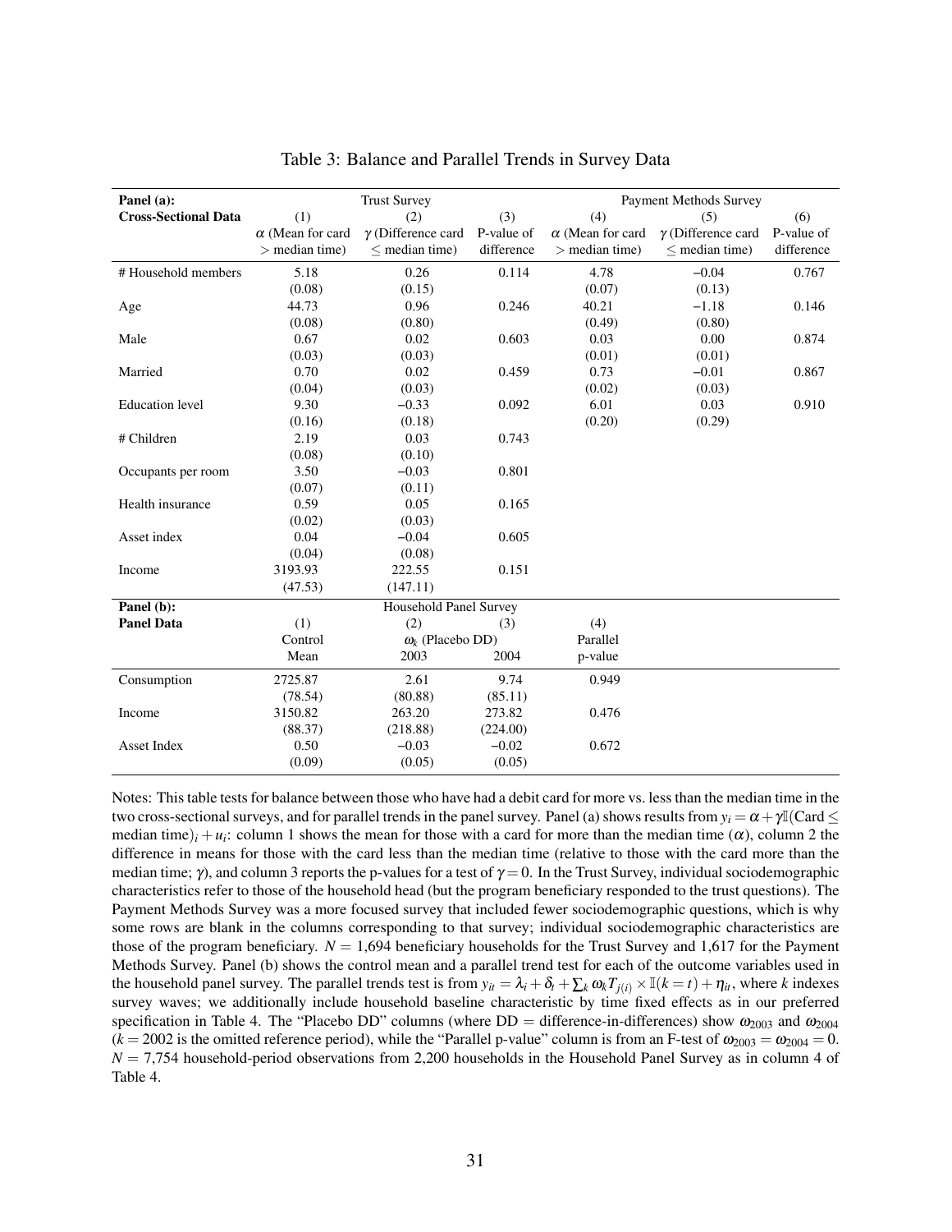# Table 3: Balance and Parallel Trends in Survey Data

| **Panel (a):** | Trust Survey | | | Payment Methods Survey | | |
|---|---|---|---|---|---|---|
| **Cross-Sectional Data** | (1) | (2) | (3) | (4) | (5) | (6) |
| | $\alpha$ (Mean for card > median time) | $\gamma$ (Difference card $\leq$ median time) | P-value of difference | $\alpha$ (Mean for card > median time) | $\gamma$ (Difference card $\leq$ median time) | P-value of difference |
| # Household members | 5.18 | 0.26 | 0.114 | 4.78 | −0.04 | 0.767 |
| | (0.08) | (0.15) | | (0.07) | (0.13) | |
| Age | 44.73 | 0.96 | 0.246 | 40.21 | −1.18 | 0.146 |
| | (0.08) | (0.80) | | (0.49) | (0.80) | |
| Male | 0.67 | 0.02 | 0.603 | 0.03 | 0.00 | 0.874 |
| | (0.03) | (0.03) | | (0.01) | (0.01) | |
| Married | 0.70 | 0.02 | 0.459 | 0.73 | −0.01 | 0.867 |
| | (0.04) | (0.03) | | (0.02) | (0.03) | |
| Education level | 9.30 | −0.33 | 0.092 | 6.01 | 0.03 | 0.910 |
| | (0.16) | (0.18) | | (0.20) | (0.29) | |
| # Children | 2.19 | 0.03 | 0.743 | | | |
| | (0.08) | (0.10) | | | | |
| Occupants per room | 3.50 | −0.03 | 0.801 | | | |
| | (0.07) | (0.11) | | | | |
| Health insurance | 0.59 | 0.05 | 0.165 | | | |
| | (0.02) | (0.03) | | | | |
| Asset index | 0.04 | −0.04 | 0.605 | | | |
| | (0.04) | (0.08) | | | | |
| Income | 3193.93 | 222.55 | 0.151 | | | |
| | (47.53) | (147.11) | | | | |

| **Panel (b):** | Household Panel Survey | | | |
|---|---|---|---|---|
| **Panel Data** | (1) | (2) | (3) | (4) |
| | Control | $\omega_k$ (Placebo DD) | | Parallel |
| | Mean | 2003 | 2004 | p-value |
| Consumption | 2725.87 | 2.61 | 9.74 | 0.949 |
| | (78.54) | (80.88) | (85.11) | |
| Income | 3150.82 | 263.20 | 273.82 | 0.476 |
| | (88.37) | (218.88) | (224.00) | |
| Asset Index | 0.50 | −0.03 | −0.02 | 0.672 |
| | (0.09) | (0.05) | (0.05) | |

Notes: This table tests for balance between those who have had a debit card for more vs. less than the median time in the two cross-sectional surveys, and for parallel trends in the panel survey. Panel (a) shows results from $y_i = \alpha + \gamma \mathbb{I}(\text{Card} \leq \text{median time})_i + u_i$: column 1 shows the mean for those with a card for more than the median time ($\alpha$), column 2 the difference in means for those with the card less than the median time (relative to those with the card more than the median time; $\gamma$), and column 3 reports the p-values for a test of $\gamma = 0$. In the Trust Survey, individual sociodemographic characteristics refer to those of the household head (but the program beneficiary responded to the trust questions). The Payment Methods Survey was a more focused survey that included fewer sociodemographic questions, which is why some rows are blank in the columns corresponding to that survey; individual sociodemographic characteristics are those of the program beneficiary. $N = 1{,}694$ beneficiary households for the Trust Survey and 1,617 for the Payment Methods Survey. Panel (b) shows the control mean and a parallel trend test for each of the outcome variables used in the household panel survey. The parallel trends test is from $y_{it} = \lambda_i + \delta_t + \sum_k \omega_k T_{j(i)} \times \mathbb{I}(k = t) + \eta_{it}$, where $k$ indexes survey waves; we additionally include household baseline characteristic by time fixed effects as in our preferred specification in Table 4. The "Placebo DD" columns (where DD = difference-in-differences) show $\omega_{2003}$ and $\omega_{2004}$ ($k = 2002$ is the omitted reference period), while the "Parallel p-value" column is from an F-test of $\omega_{2003} = \omega_{2004} = 0$. $N = 7{,}754$ household-period observations from 2,200 households in the Household Panel Survey as in column 4 of Table 4.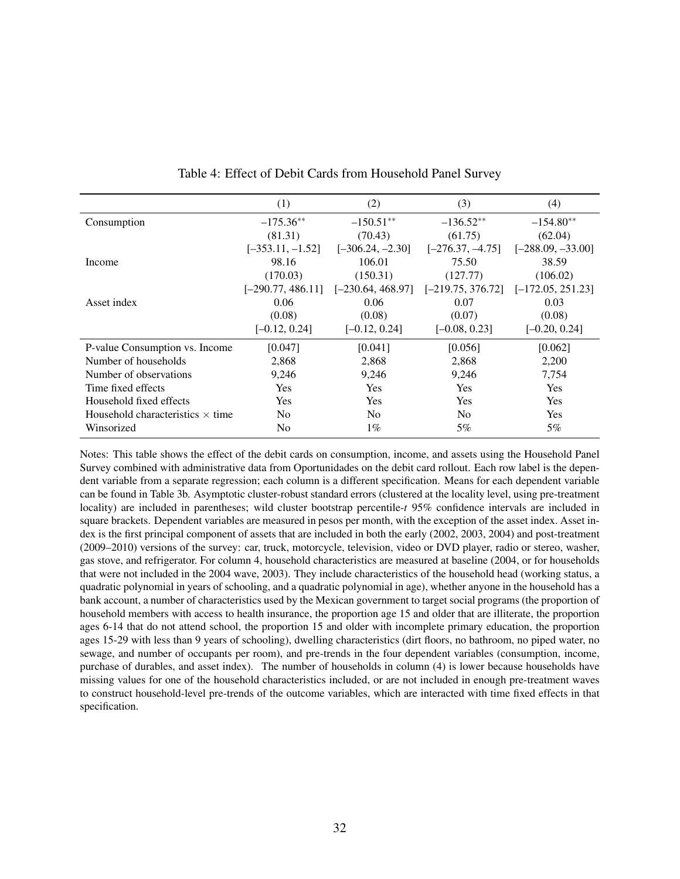Table 4: Effect of Debit Cards from Household Panel Survey

| | (1) | (2) | (3) | (4) |
|---|---|---|---|---|
| Consumption | −175.36** | −150.51** | −136.52** | −154.80** |
| | (81.31) | (70.43) | (61.75) | (62.04) |
| | [−353.11, −1.52] | [−306.24, −2.30] | [−276.37, −4.75] | [−288.09, −33.00] |
| Income | 98.16 | 106.01 | 75.50 | 38.59 |
| | (170.03) | (150.31) | (127.77) | (106.02) |
| | [−290.77, 486.11] | [−230.64, 468.97] | [−219.75, 376.72] | [−172.05, 251.23] |
| Asset index | 0.06 | 0.06 | 0.07 | 0.03 |
| | (0.08) | (0.08) | (0.07) | (0.08) |
| | [−0.12, 0.24] | [−0.12, 0.24] | [−0.08, 0.23] | [−0.20, 0.24] |
| P-value Consumption vs. Income | [0.047] | [0.041] | [0.056] | [0.062] |
| Number of households | 2,868 | 2,868 | 2,868 | 2,200 |
| Number of observations | 9,246 | 9,246 | 9,246 | 7,754 |
| Time fixed effects | Yes | Yes | Yes | Yes |
| Household fixed effects | Yes | Yes | Yes | Yes |
| Household characteristics × time | No | No | No | Yes |
| Winsorized | No | 1% | 5% | 5% |

Notes: This table shows the effect of the debit cards on consumption, income, and assets using the Household Panel Survey combined with administrative data from Oportunidades on the debit card rollout. Each row label is the dependent variable from a separate regression; each column is a different specification. Means for each dependent variable can be found in Table 3b. Asymptotic cluster-robust standard errors (clustered at the locality level, using pre-treatment locality) are included in parentheses; wild cluster bootstrap percentile-*t* 95% confidence intervals are included in square brackets. Dependent variables are measured in pesos per month, with the exception of the asset index. Asset index is the first principal component of assets that are included in both the early (2002, 2003, 2004) and post-treatment (2009–2010) versions of the survey: car, truck, motorcycle, television, video or DVD player, radio or stereo, washer, gas stove, and refrigerator. For column 4, household characteristics are measured at baseline (2004, or for households that were not included in the 2004 wave, 2003). They include characteristics of the household head (working status, a quadratic polynomial in years of schooling, and a quadratic polynomial in age), whether anyone in the household has a bank account, a number of characteristics used by the Mexican government to target social programs (the proportion of household members with access to health insurance, the proportion age 15 and older that are illiterate, the proportion ages 6-14 that do not attend school, the proportion 15 and older with incomplete primary education, the proportion ages 15-29 with less than 9 years of schooling), dwelling characteristics (dirt floors, no bathroom, no piped water, no sewage, and number of occupants per room), and pre-trends in the four dependent variables (consumption, income, purchase of durables, and asset index). The number of households in column (4) is lower because households have missing values for one of the household characteristics included, or are not included in enough pre-treatment waves to construct household-level pre-trends of the outcome variables, which are interacted with time fixed effects in that specification.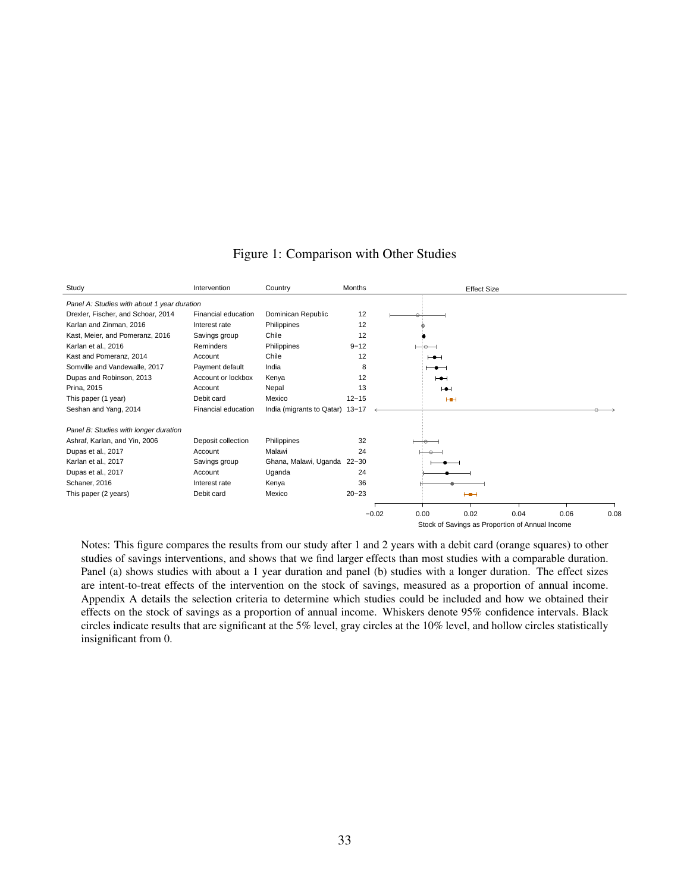Figure 1: Comparison with Other Studies

| Study | Intervention | Country | Months |
|---|---|---|---|
| *Panel A: Studies with about 1 year duration* | | | |
| Drexler, Fischer, and Schoar, 2014 | Financial education | Dominican Republic | 12 |
| Karlan and Zinman, 2016 | Interest rate | Philippines | 12 |
| Kast, Meier, and Pomeranz, 2016 | Savings group | Chile | 12 |
| Karlan et al., 2016 | Reminders | Philippines | 9−12 |
| Kast and Pomeranz, 2014 | Account | Chile | 12 |
| Somville and Vandewalle, 2017 | Payment default | India | 8 |
| Dupas and Robinson, 2013 | Account or lockbox | Kenya | 12 |
| Prina, 2015 | Account | Nepal | 13 |
| This paper (1 year) | Debit card | Mexico | 12−15 |
| Seshan and Yang, 2014 | Financial education | India (migrants to Qatar) | 13−17 |
| *Panel B: Studies with longer duration* | | | |
| Ashraf, Karlan, and Yin, 2006 | Deposit collection | Philippines | 32 |
| Dupas et al., 2017 | Account | Malawi | 24 |
| Karlan et al., 2017 | Savings group | Ghana, Malawi, Uganda | 22−30 |
| Dupas et al., 2017 | Account | Uganda | 24 |
| Schaner, 2016 | Interest rate | Kenya | 36 |
| This paper (2 years) | Debit card | Mexico | 20−23 |

Effect Size — Stock of Savings as Proportion of Annual Income (axis: −0.02, 0.00, 0.02, 0.04, 0.06, 0.08)

Notes: This figure compares the results from our study after 1 and 2 years with a debit card (orange squares) to other studies of savings interventions, and shows that we find larger effects than most studies with a comparable duration. Panel (a) shows studies with about a 1 year duration and panel (b) studies with a longer duration. The effect sizes are intent-to-treat effects of the intervention on the stock of savings, measured as a proportion of annual income. Appendix A details the selection criteria to determine which studies could be included and how we obtained their effects on the stock of savings as a proportion of annual income. Whiskers denote 95% confidence intervals. Black circles indicate results that are significant at the 5% level, gray circles at the 10% level, and hollow circles statistically insignificant from 0.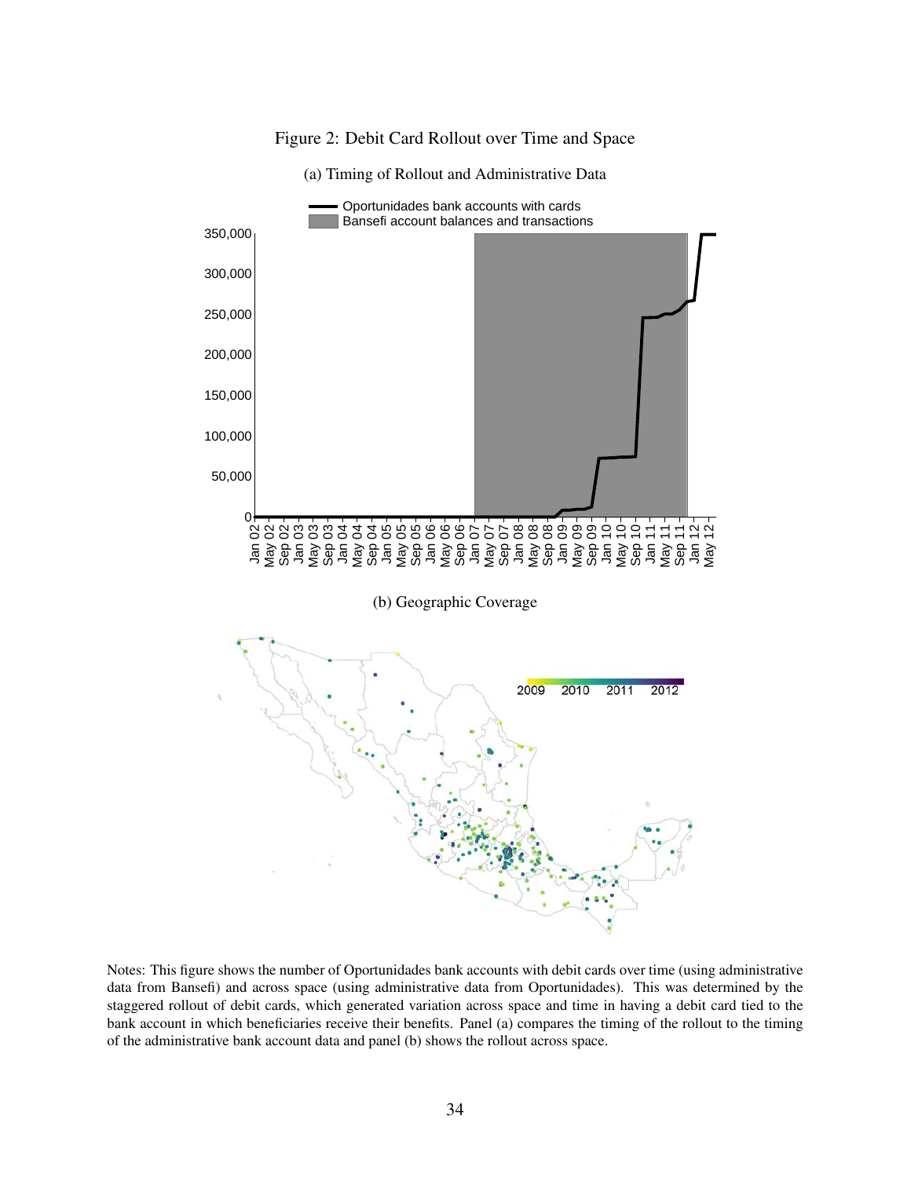Figure 2: Debit Card Rollout over Time and Space

(a) Timing of Rollout and Administrative Data

(b) Geographic Coverage

Notes: This figure shows the number of Oportunidades bank accounts with debit cards over time (using administrative data from Bansefi) and across space (using administrative data from Oportunidades). This was determined by the staggered rollout of debit cards, which generated variation across space and time in having a debit card tied to the bank account in which beneficiaries receive their benefits. Panel (a) compares the timing of the rollout to the timing of the administrative bank account data and panel (b) shows the rollout across space.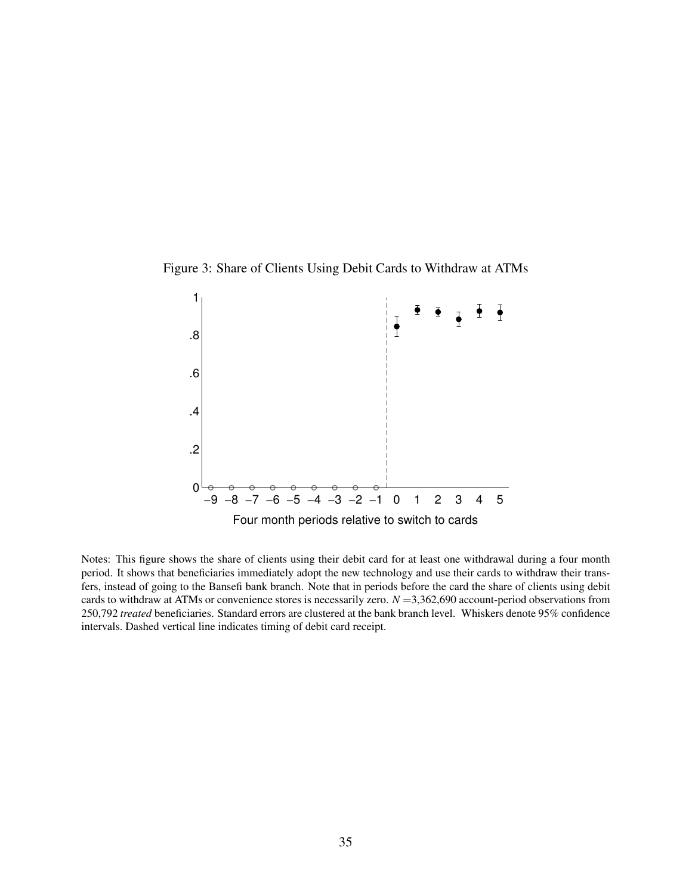Figure 3: Share of Clients Using Debit Cards to Withdraw at ATMs

Notes: This figure shows the share of clients using their debit card for at least one withdrawal during a four month period. It shows that beneficiaries immediately adopt the new technology and use their cards to withdraw their transfers, instead of going to the Bansefi bank branch. Note that in periods before the card the share of clients using debit cards to withdraw at ATMs or convenience stores is necessarily zero. $N$ =3,362,690 account-period observations from 250,792 *treated* beneficiaries. Standard errors are clustered at the bank branch level. Whiskers denote 95% confidence intervals. Dashed vertical line indicates timing of debit card receipt.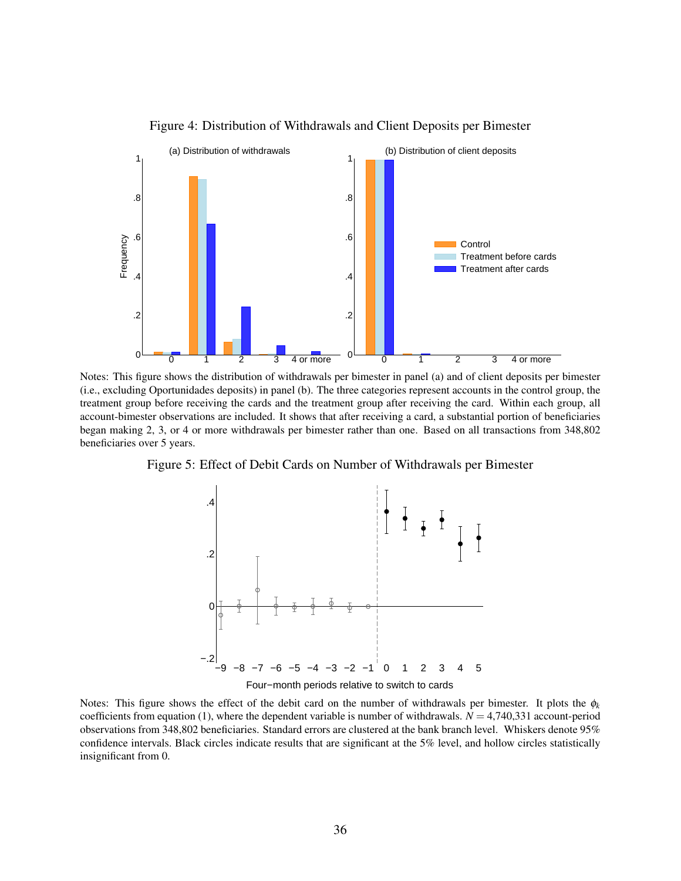Figure 4: Distribution of Withdrawals and Client Deposits per Bimester

Notes: This figure shows the distribution of withdrawals per bimester in panel (a) and of client deposits per bimester (i.e., excluding Oportunidades deposits) in panel (b). The three categories represent accounts in the control group, the treatment group before receiving the cards and the treatment group after receiving the card. Within each group, all account-bimester observations are included. It shows that after receiving a card, a substantial portion of beneficiaries began making 2, 3, or 4 or more withdrawals per bimester rather than one. Based on all transactions from 348,802 beneficiaries over 5 years.

Figure 5: Effect of Debit Cards on Number of Withdrawals per Bimester

Notes: This figure shows the effect of the debit card on the number of withdrawals per bimester. It plots the $\phi_k$ coefficients from equation (1), where the dependent variable is number of withdrawals. $N = 4{,}740{,}331$ account-period observations from 348,802 beneficiaries. Standard errors are clustered at the bank branch level. Whiskers denote 95% confidence intervals. Black circles indicate results that are significant at the 5% level, and hollow circles statistically insignificant from 0.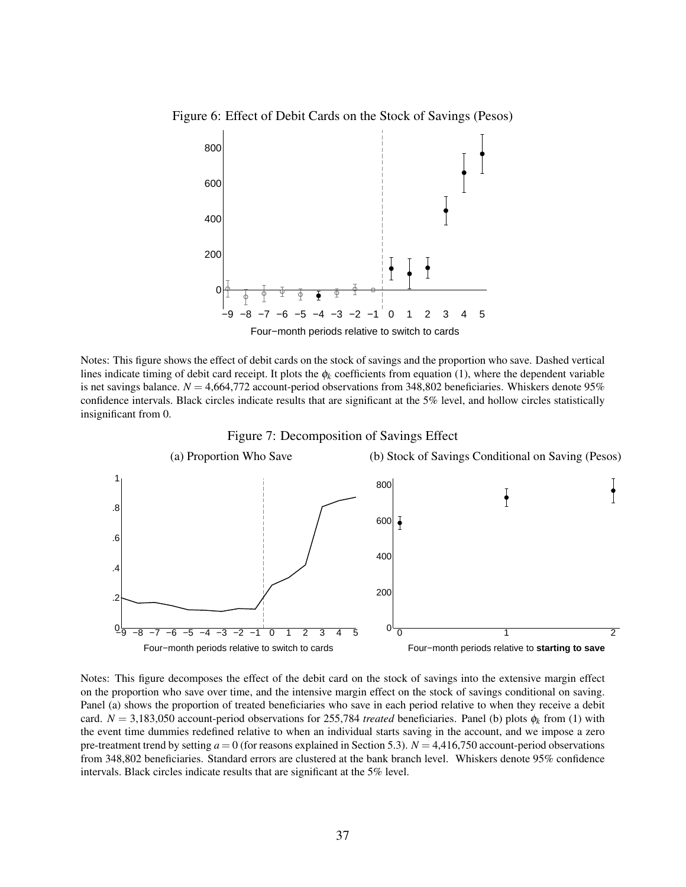Figure 6: Effect of Debit Cards on the Stock of Savings (Pesos)

Notes: This figure shows the effect of debit cards on the stock of savings and the proportion who save. Dashed vertical lines indicate timing of debit card receipt. It plots the $\phi_k$ coefficients from equation (1), where the dependent variable is net savings balance. $N = 4{,}664{,}772$ account-period observations from 348,802 beneficiaries. Whiskers denote 95% confidence intervals. Black circles indicate results that are significant at the 5% level, and hollow circles statistically insignificant from 0.

Figure 7: Decomposition of Savings Effect

(a) Proportion Who Save

(b) Stock of Savings Conditional on Saving (Pesos)

Notes: This figure decomposes the effect of the debit card on the stock of savings into the extensive margin effect on the proportion who save over time, and the intensive margin effect on the stock of savings conditional on saving. Panel (a) shows the proportion of treated beneficiaries who save in each period relative to when they receive a debit card. $N = 3{,}183{,}050$ account-period observations for 255,784 *treated* beneficiaries. Panel (b) plots $\phi_k$ from (1) with the event time dummies redefined relative to when an individual starts saving in the account, and we impose a zero pre-treatment trend by setting $a = 0$ (for reasons explained in Section 5.3). $N = 4{,}416{,}750$ account-period observations from 348,802 beneficiaries. Standard errors are clustered at the bank branch level. Whiskers denote 95% confidence intervals. Black circles indicate results that are significant at the 5% level.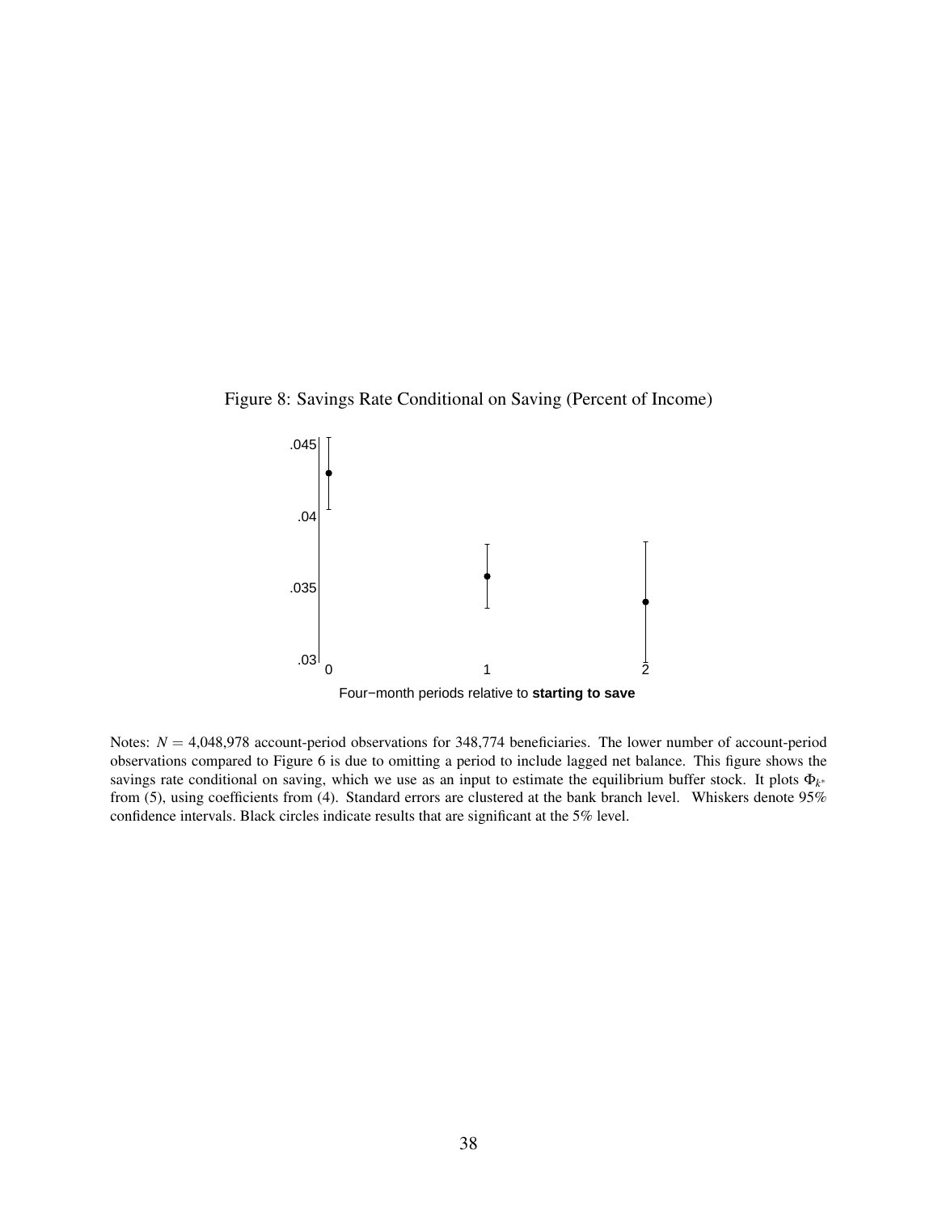Figure 8: Savings Rate Conditional on Saving (Percent of Income)

Notes: $N = 4{,}048{,}978$ account-period observations for 348,774 beneficiaries. The lower number of account-period observations compared to Figure 6 is due to omitting a period to include lagged net balance. This figure shows the savings rate conditional on saving, which we use as an input to estimate the equilibrium buffer stock. It plots $\Phi_{k^*}$ from (5), using coefficients from (4). Standard errors are clustered at the bank branch level. Whiskers denote 95% confidence intervals. Black circles indicate results that are significant at the 5% level.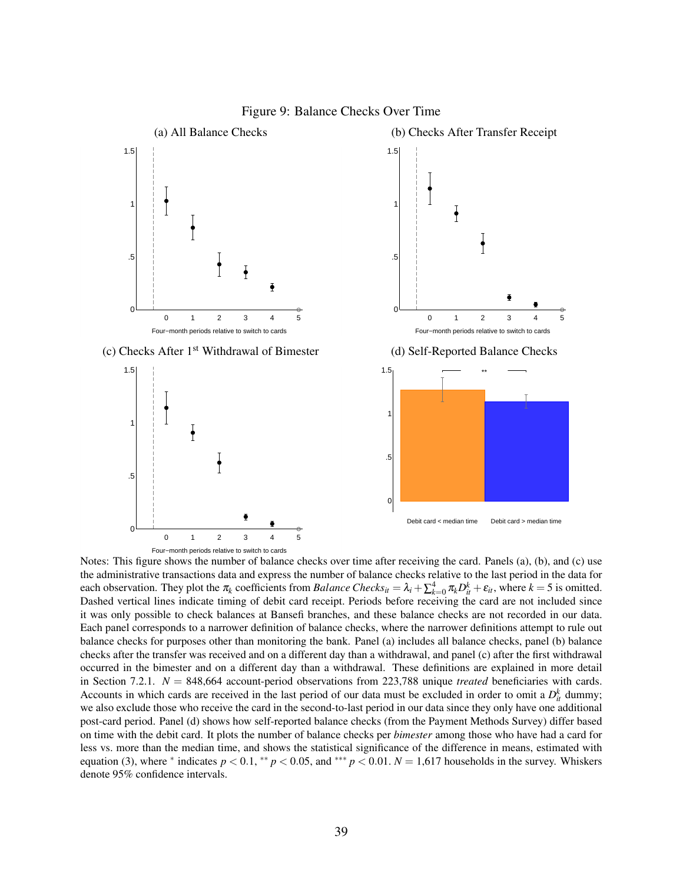Figure 9: Balance Checks Over Time

(a) All Balance Checks

(b) Checks After Transfer Receipt

(c) Checks After 1st Withdrawal of Bimester

(d) Self-Reported Balance Checks

Notes: This figure shows the number of balance checks over time after receiving the card. Panels (a), (b), and (c) use the administrative transactions data and express the number of balance checks relative to the last period in the data for each observation. They plot the $\pi_k$ coefficients from *Balance Checks*$_{it} = \lambda_i + \sum_{k=0}^{4} \pi_k D_{it}^k + \varepsilon_{it}$, where $k = 5$ is omitted. Dashed vertical lines indicate timing of debit card receipt. Periods before receiving the card are not included since it was only possible to check balances at Bansefi branches, and these balance checks are not recorded in our data. Each panel corresponds to a narrower definition of balance checks, where the narrower definitions attempt to rule out balance checks for purposes other than monitoring the bank. Panel (a) includes all balance checks, panel (b) balance checks after the transfer was received and on a different day than a withdrawal, and panel (c) after the first withdrawal occurred in the bimester and on a different day than a withdrawal. These definitions are explained in more detail in Section 7.2.1. $N = 848{,}664$ account-period observations from 223,788 unique *treated* beneficiaries with cards. Accounts in which cards are received in the last period of our data must be excluded in order to omit a $D_{it}^k$ dummy; we also exclude those who receive the card in the second-to-last period in our data since they only have one additional post-card period. Panel (d) shows how self-reported balance checks (from the Payment Methods Survey) differ based on time with the debit card. It plots the number of balance checks per *bimester* among those who have had a card for less vs. more than the median time, and shows the statistical significance of the difference in means, estimated with equation (3), where $^{*}$ indicates $p < 0.1$, $^{**}$ $p < 0.05$, and $^{***}$ $p < 0.01$. $N = 1{,}617$ households in the survey. Whiskers denote 95% confidence intervals.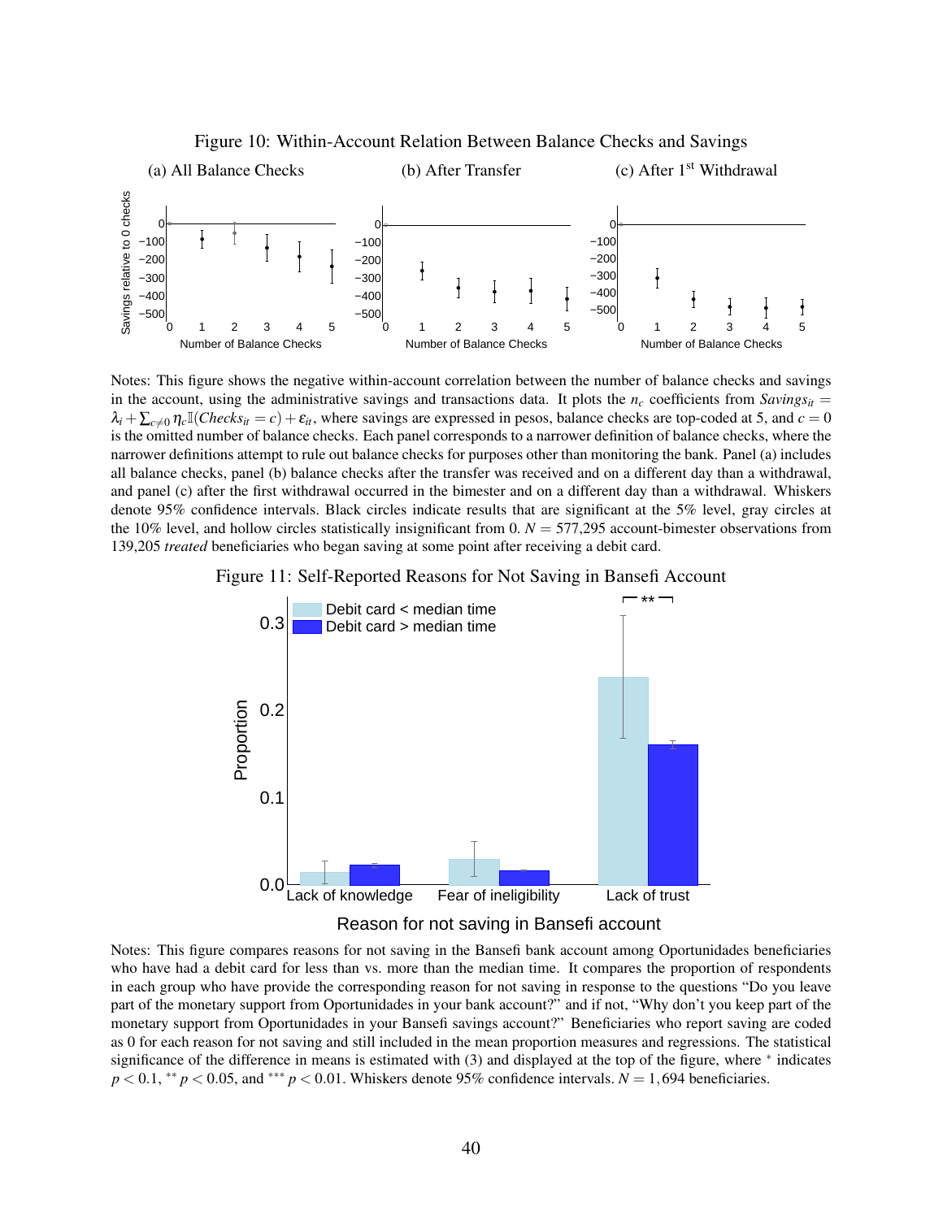Figure 10: Within-Account Relation Between Balance Checks and Savings

(a) All Balance Checks (b) After Transfer (c) After 1[st] Withdrawal

Notes: This figure shows the negative within-account correlation between the number of balance checks and savings in the account, using the administrative savings and transactions data. It plots the $n_c$ coefficients from $Savings_{it} = \lambda_i + \sum_{c \neq 0} \eta_c \mathbb{I}(Checks_{it} = c) + \varepsilon_{it}$, where savings are expressed in pesos, balance checks are top-coded at 5, and $c = 0$ is the omitted number of balance checks. Each panel corresponds to a narrower definition of balance checks, where the narrower definitions attempt to rule out balance checks for purposes other than monitoring the bank. Panel (a) includes all balance checks, panel (b) balance checks after the transfer was received and on a different day than a withdrawal, and panel (c) after the first withdrawal occurred in the bimester and on a different day than a withdrawal. Whiskers denote 95% confidence intervals. Black circles indicate results that are significant at the 5% level, gray circles at the 10% level, and hollow circles statistically insignificant from 0. $N = 577{,}295$ account-bimester observations from 139,205 *treated* beneficiaries who began saving at some point after receiving a debit card.

Figure 11: Self-Reported Reasons for Not Saving in Bansefi Account

Notes: This figure compares reasons for not saving in the Bansefi bank account among Oportunidades beneficiaries who have had a debit card for less than vs. more than the median time. It compares the proportion of respondents in each group who have provide the corresponding reason for not saving in response to the questions "Do you leave part of the monetary support from Oportunidades in your bank account?" and if not, "Why don't you keep part of the monetary support from Oportunidades in your Bansefi savings account?" Beneficiaries who report saving are coded as 0 for each reason for not saving and still included in the mean proportion measures and regressions. The statistical significance of the difference in means is estimated with (3) and displayed at the top of the figure, where $^{*}$ indicates $p < 0.1$, $^{**}$ $p < 0.05$, and $^{***}$ $p < 0.01$. Whiskers denote 95% confidence intervals. $N = 1{,}694$ beneficiaries.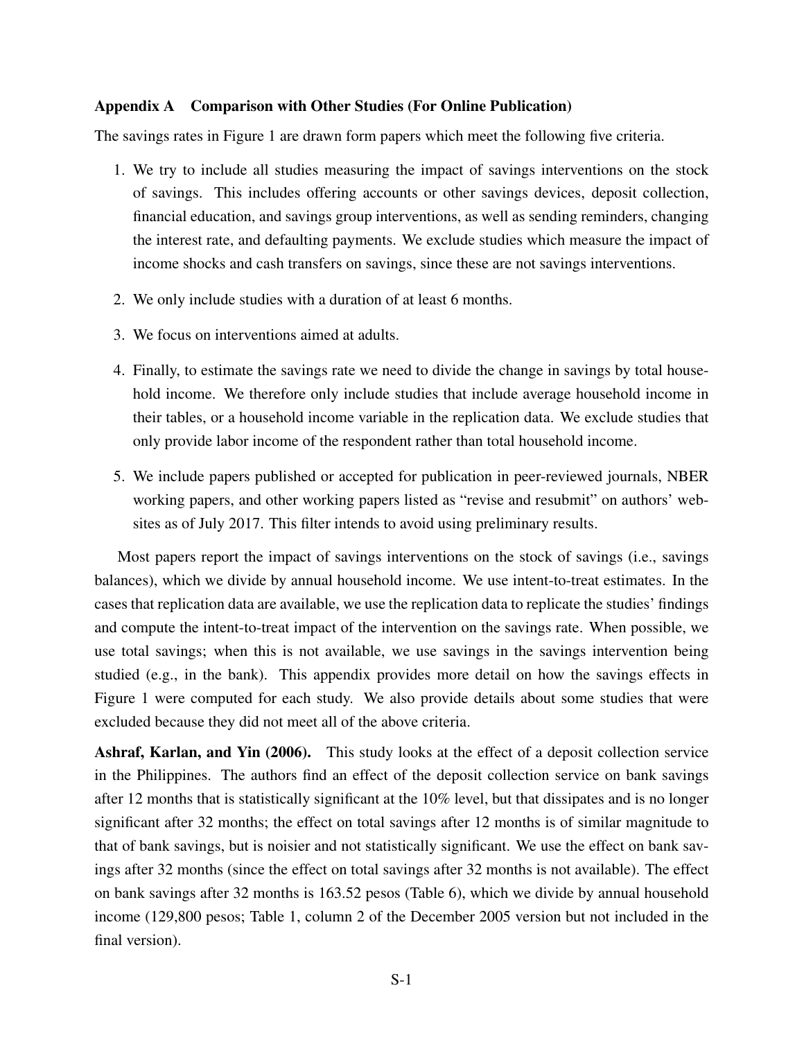## Appendix A  Comparison with Other Studies (For Online Publication)

The savings rates in Figure 1 are drawn form papers which meet the following five criteria.

1. We try to include all studies measuring the impact of savings interventions on the stock of savings. This includes offering accounts or other savings devices, deposit collection, financial education, and savings group interventions, as well as sending reminders, changing the interest rate, and defaulting payments. We exclude studies which measure the impact of income shocks and cash transfers on savings, since these are not savings interventions.

2. We only include studies with a duration of at least 6 months.

3. We focus on interventions aimed at adults.

4. Finally, to estimate the savings rate we need to divide the change in savings by total household income. We therefore only include studies that include average household income in their tables, or a household income variable in the replication data. We exclude studies that only provide labor income of the respondent rather than total household income.

5. We include papers published or accepted for publication in peer-reviewed journals, NBER working papers, and other working papers listed as "revise and resubmit" on authors' websites as of July 2017. This filter intends to avoid using preliminary results.

Most papers report the impact of savings interventions on the stock of savings (i.e., savings balances), which we divide by annual household income. We use intent-to-treat estimates. In the cases that replication data are available, we use the replication data to replicate the studies' findings and compute the intent-to-treat impact of the intervention on the savings rate. When possible, we use total savings; when this is not available, we use savings in the savings intervention being studied (e.g., in the bank). This appendix provides more detail on how the savings effects in Figure 1 were computed for each study. We also provide details about some studies that were excluded because they did not meet all of the above criteria.

**Ashraf, Karlan, and Yin (2006).** This study looks at the effect of a deposit collection service in the Philippines. The authors find an effect of the deposit collection service on bank savings after 12 months that is statistically significant at the 10% level, but that dissipates and is no longer significant after 32 months; the effect on total savings after 12 months is of similar magnitude to that of bank savings, but is noisier and not statistically significant. We use the effect on bank savings after 32 months (since the effect on total savings after 32 months is not available). The effect on bank savings after 32 months is 163.52 pesos (Table 6), which we divide by annual household income (129,800 pesos; Table 1, column 2 of the December 2005 version but not included in the final version).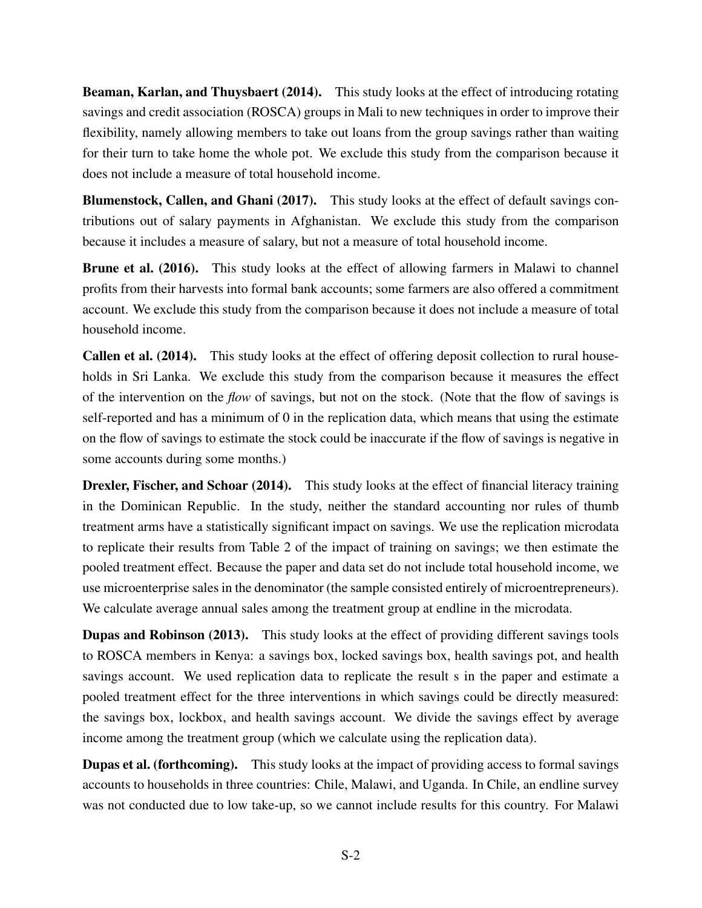**Beaman, Karlan, and Thuysbaert (2014).** This study looks at the effect of introducing rotating savings and credit association (ROSCA) groups in Mali to new techniques in order to improve their flexibility, namely allowing members to take out loans from the group savings rather than waiting for their turn to take home the whole pot. We exclude this study from the comparison because it does not include a measure of total household income.

**Blumenstock, Callen, and Ghani (2017).** This study looks at the effect of default savings contributions out of salary payments in Afghanistan. We exclude this study from the comparison because it includes a measure of salary, but not a measure of total household income.

**Brune et al. (2016).** This study looks at the effect of allowing farmers in Malawi to channel profits from their harvests into formal bank accounts; some farmers are also offered a commitment account. We exclude this study from the comparison because it does not include a measure of total household income.

**Callen et al. (2014).** This study looks at the effect of offering deposit collection to rural households in Sri Lanka. We exclude this study from the comparison because it measures the effect of the intervention on the *flow* of savings, but not on the stock. (Note that the flow of savings is self-reported and has a minimum of 0 in the replication data, which means that using the estimate on the flow of savings to estimate the stock could be inaccurate if the flow of savings is negative in some accounts during some months.)

**Drexler, Fischer, and Schoar (2014).** This study looks at the effect of financial literacy training in the Dominican Republic. In the study, neither the standard accounting nor rules of thumb treatment arms have a statistically significant impact on savings. We use the replication microdata to replicate their results from Table 2 of the impact of training on savings; we then estimate the pooled treatment effect. Because the paper and data set do not include total household income, we use microenterprise sales in the denominator (the sample consisted entirely of microentrepreneurs). We calculate average annual sales among the treatment group at endline in the microdata.

**Dupas and Robinson (2013).** This study looks at the effect of providing different savings tools to ROSCA members in Kenya: a savings box, locked savings box, health savings pot, and health savings account. We used replication data to replicate the result s in the paper and estimate a pooled treatment effect for the three interventions in which savings could be directly measured: the savings box, lockbox, and health savings account. We divide the savings effect by average income among the treatment group (which we calculate using the replication data).

**Dupas et al. (forthcoming).** This study looks at the impact of providing access to formal savings accounts to households in three countries: Chile, Malawi, and Uganda. In Chile, an endline survey was not conducted due to low take-up, so we cannot include results for this country. For Malawi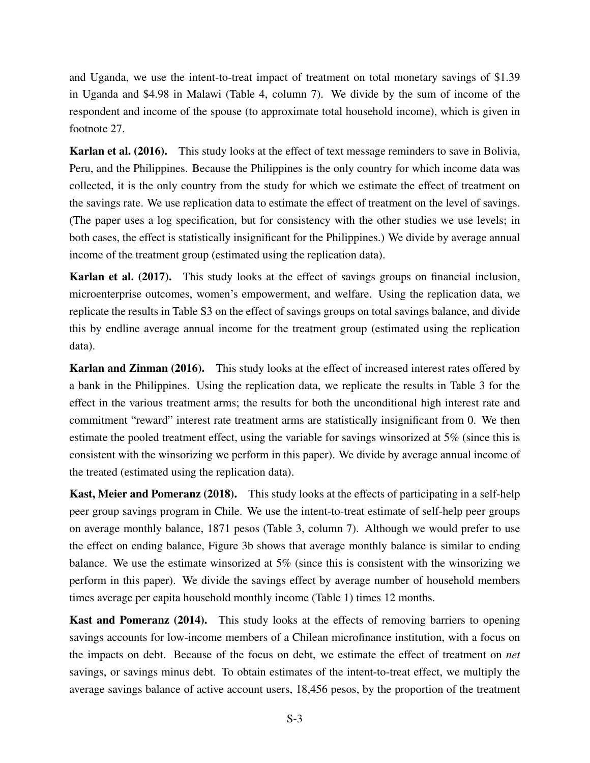and Uganda, we use the intent-to-treat impact of treatment on total monetary savings of \$1.39 in Uganda and \$4.98 in Malawi (Table 4, column 7). We divide by the sum of income of the respondent and income of the spouse (to approximate total household income), which is given in footnote 27.

**Karlan et al. (2016).** This study looks at the effect of text message reminders to save in Bolivia, Peru, and the Philippines. Because the Philippines is the only country for which income data was collected, it is the only country from the study for which we estimate the effect of treatment on the savings rate. We use replication data to estimate the effect of treatment on the level of savings. (The paper uses a log specification, but for consistency with the other studies we use levels; in both cases, the effect is statistically insignificant for the Philippines.) We divide by average annual income of the treatment group (estimated using the replication data).

**Karlan et al. (2017).** This study looks at the effect of savings groups on financial inclusion, microenterprise outcomes, women's empowerment, and welfare. Using the replication data, we replicate the results in Table S3 on the effect of savings groups on total savings balance, and divide this by endline average annual income for the treatment group (estimated using the replication data).

**Karlan and Zinman (2016).** This study looks at the effect of increased interest rates offered by a bank in the Philippines. Using the replication data, we replicate the results in Table 3 for the effect in the various treatment arms; the results for both the unconditional high interest rate and commitment "reward" interest rate treatment arms are statistically insignificant from 0. We then estimate the pooled treatment effect, using the variable for savings winsorized at 5% (since this is consistent with the winsorizing we perform in this paper). We divide by average annual income of the treated (estimated using the replication data).

**Kast, Meier and Pomeranz (2018).** This study looks at the effects of participating in a self-help peer group savings program in Chile. We use the intent-to-treat estimate of self-help peer groups on average monthly balance, 1871 pesos (Table 3, column 7). Although we would prefer to use the effect on ending balance, Figure 3b shows that average monthly balance is similar to ending balance. We use the estimate winsorized at 5% (since this is consistent with the winsorizing we perform in this paper). We divide the savings effect by average number of household members times average per capita household monthly income (Table 1) times 12 months.

**Kast and Pomeranz (2014).** This study looks at the effects of removing barriers to opening savings accounts for low-income members of a Chilean microfinance institution, with a focus on the impacts on debt. Because of the focus on debt, we estimate the effect of treatment on *net* savings, or savings minus debt. To obtain estimates of the intent-to-treat effect, we multiply the average savings balance of active account users, 18,456 pesos, by the proportion of the treatment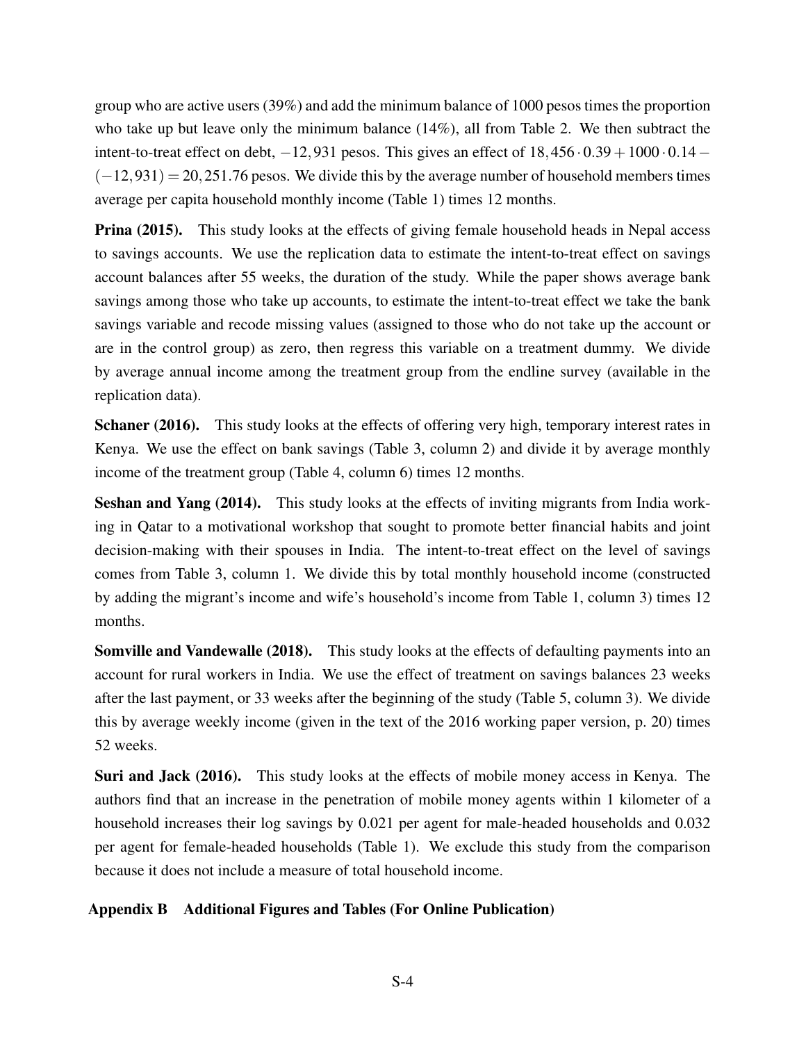group who are active users (39%) and add the minimum balance of 1000 pesos times the proportion who take up but leave only the minimum balance (14%), all from Table 2. We then subtract the intent-to-treat effect on debt, $-12,931$ pesos. This gives an effect of $18,456 \cdot 0.39 + 1000 \cdot 0.14 - (-12,931) = 20,251.76$ pesos. We divide this by the average number of household members times average per capita household monthly income (Table 1) times 12 months.

**Prina (2015).** This study looks at the effects of giving female household heads in Nepal access to savings accounts. We use the replication data to estimate the intent-to-treat effect on savings account balances after 55 weeks, the duration of the study. While the paper shows average bank savings among those who take up accounts, to estimate the intent-to-treat effect we take the bank savings variable and recode missing values (assigned to those who do not take up the account or are in the control group) as zero, then regress this variable on a treatment dummy. We divide by average annual income among the treatment group from the endline survey (available in the replication data).

**Schaner (2016).** This study looks at the effects of offering very high, temporary interest rates in Kenya. We use the effect on bank savings (Table 3, column 2) and divide it by average monthly income of the treatment group (Table 4, column 6) times 12 months.

**Seshan and Yang (2014).** This study looks at the effects of inviting migrants from India working in Qatar to a motivational workshop that sought to promote better financial habits and joint decision-making with their spouses in India. The intent-to-treat effect on the level of savings comes from Table 3, column 1. We divide this by total monthly household income (constructed by adding the migrant's income and wife's household's income from Table 1, column 3) times 12 months.

**Somville and Vandewalle (2018).** This study looks at the effects of defaulting payments into an account for rural workers in India. We use the effect of treatment on savings balances 23 weeks after the last payment, or 33 weeks after the beginning of the study (Table 5, column 3). We divide this by average weekly income (given in the text of the 2016 working paper version, p. 20) times 52 weeks.

**Suri and Jack (2016).** This study looks at the effects of mobile money access in Kenya. The authors find that an increase in the penetration of mobile money agents within 1 kilometer of a household increases their log savings by 0.021 per agent for male-headed households and 0.032 per agent for female-headed households (Table 1). We exclude this study from the comparison because it does not include a measure of total household income.

## Appendix B Additional Figures and Tables (For Online Publication)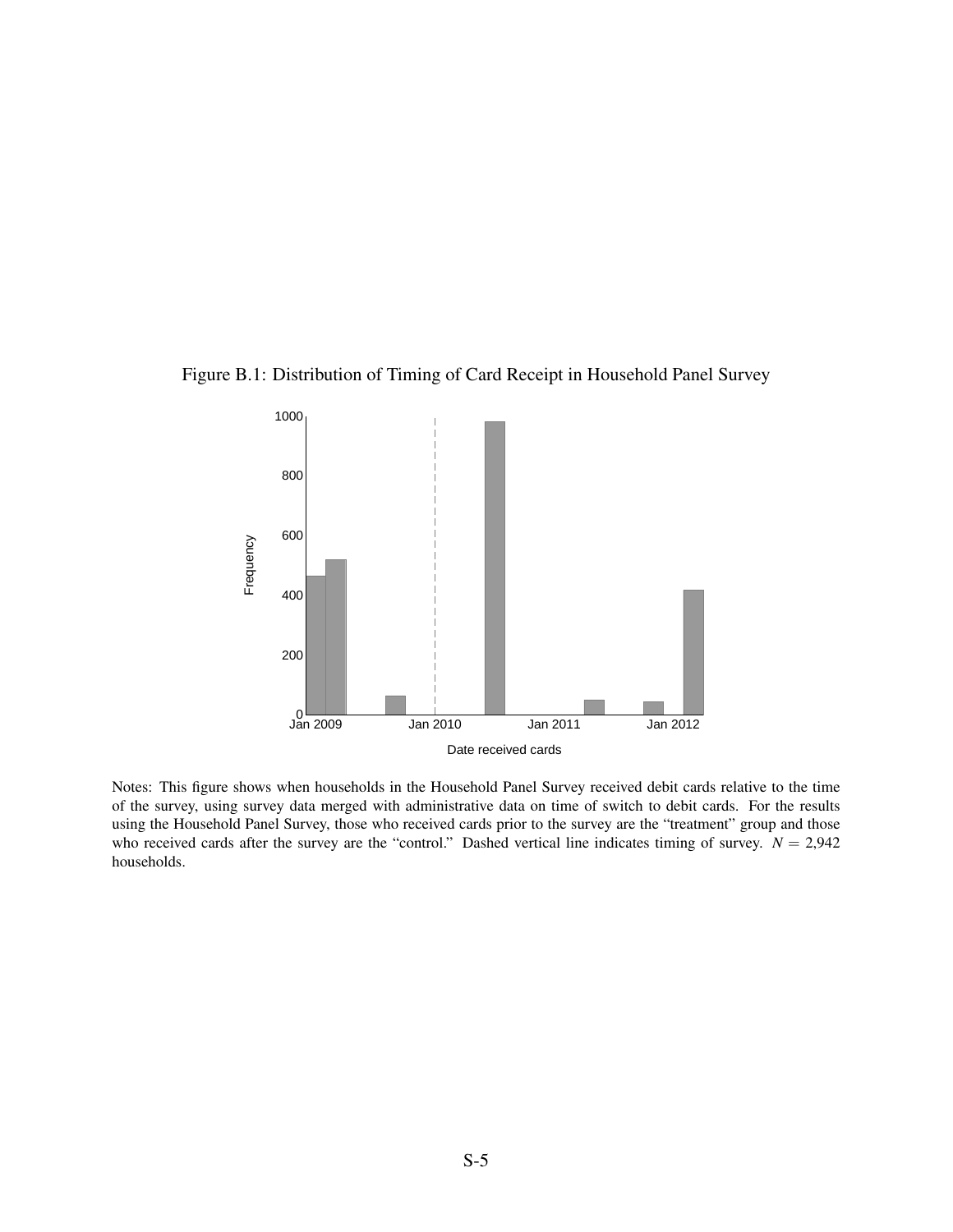Figure B.1: Distribution of Timing of Card Receipt in Household Panel Survey

Notes: This figure shows when households in the Household Panel Survey received debit cards relative to the time of the survey, using survey data merged with administrative data on time of switch to debit cards. For the results using the Household Panel Survey, those who received cards prior to the survey are the "treatment" group and those who received cards after the survey are the "control." Dashed vertical line indicates timing of survey. $N = 2{,}942$ households.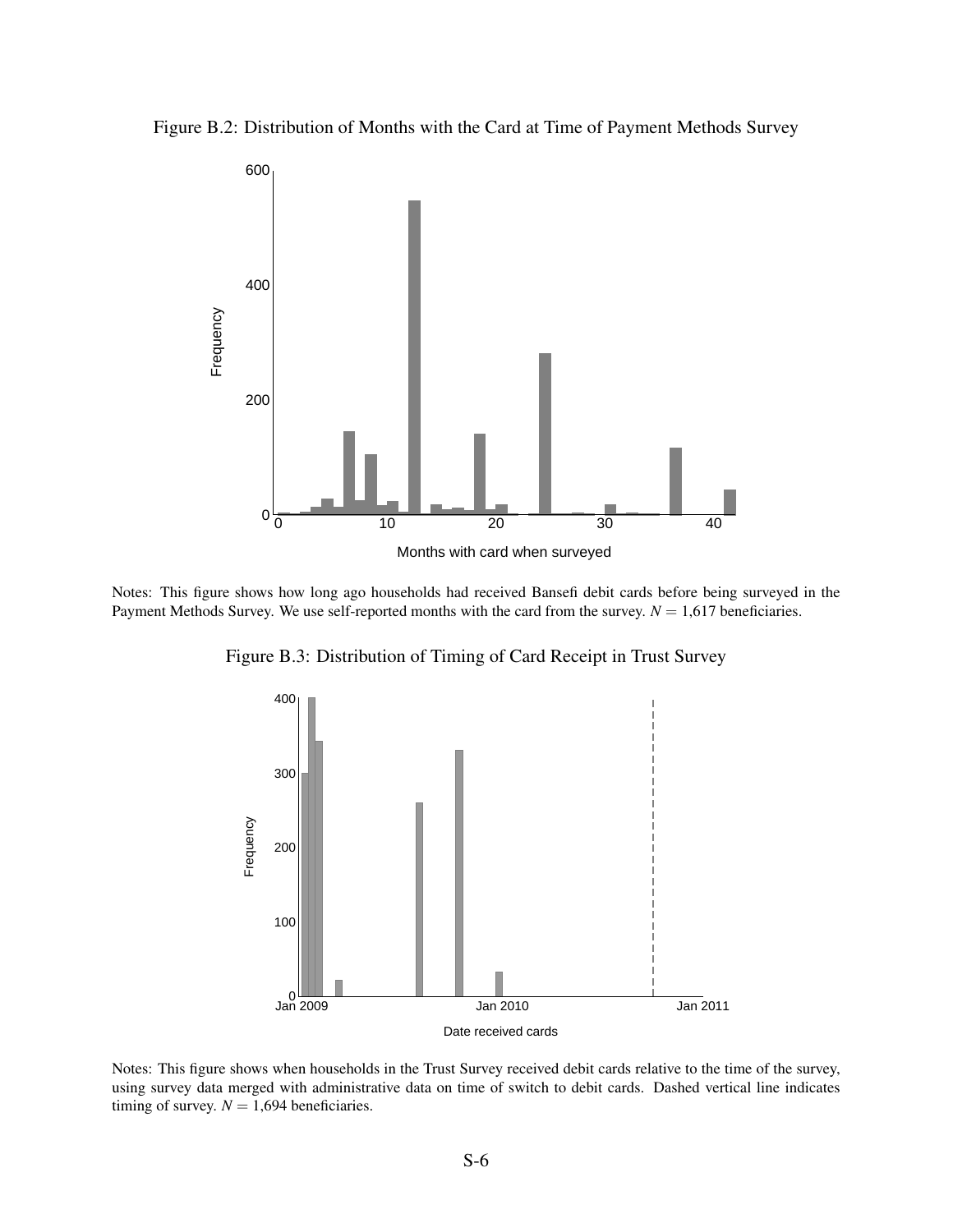Figure B.2: Distribution of Months with the Card at Time of Payment Methods Survey

Notes: This figure shows how long ago households had received Bansefi debit cards before being surveyed in the Payment Methods Survey. We use self-reported months with the card from the survey. $N = 1{,}617$ beneficiaries.

Figure B.3: Distribution of Timing of Card Receipt in Trust Survey

Notes: This figure shows when households in the Trust Survey received debit cards relative to the time of the survey, using survey data merged with administrative data on time of switch to debit cards. Dashed vertical line indicates timing of survey. $N = 1{,}694$ beneficiaries.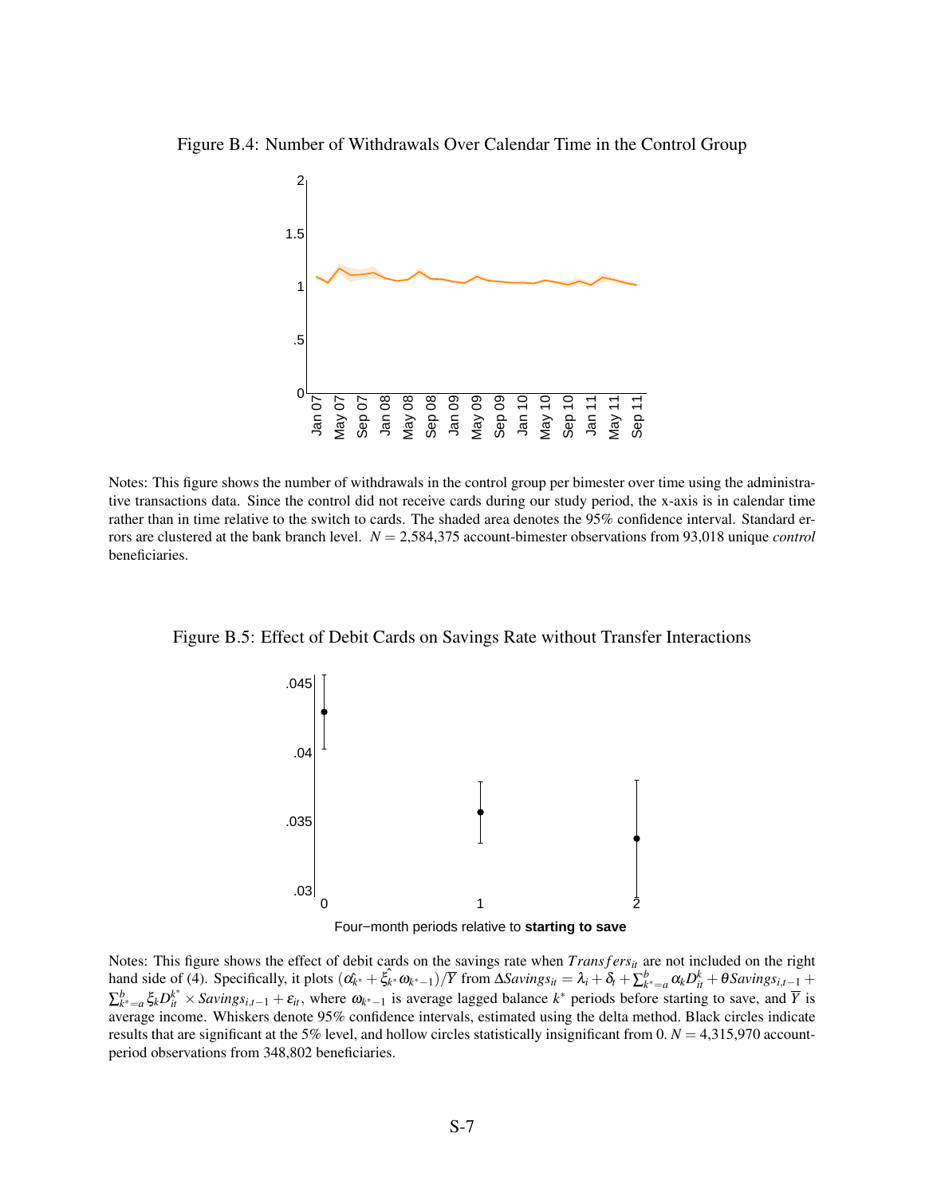Figure B.4: Number of Withdrawals Over Calendar Time in the Control Group

Notes: This figure shows the number of withdrawals in the control group per bimester over time using the administrative transactions data. Since the control did not receive cards during our study period, the x-axis is in calendar time rather than in time relative to the switch to cards. The shaded area denotes the 95% confidence interval. Standard errors are clustered at the bank branch level. $N = 2{,}584{,}375$ account-bimester observations from 93,018 unique *control* beneficiaries.

Figure B.5: Effect of Debit Cards on Savings Rate without Transfer Interactions

Notes: This figure shows the effect of debit cards on the savings rate when $Transfers_{it}$ are not included on the right hand side of (4). Specifically, it plots $(\hat{\alpha_{k^*}} + \hat{\xi_{k^*}}\omega_{k^*-1})/\overline{Y}$ from $\Delta Savings_{it} = \lambda_i + \delta_t + \sum_{k^*=a}^{b} \alpha_k D_{it}^{k} + \theta Savings_{i,t-1} + \sum_{k^*=a}^{b} \xi_k D_{it}^{k^*} \times Savings_{i,t-1} + \varepsilon_{it}$, where $\omega_{k^*-1}$ is average lagged balance $k^*$ periods before starting to save, and $\overline{Y}$ is average income. Whiskers denote 95% confidence intervals, estimated using the delta method. Black circles indicate results that are significant at the 5% level, and hollow circles statistically insignificant from 0. $N = 4{,}315{,}970$ account-period observations from 348,802 beneficiaries.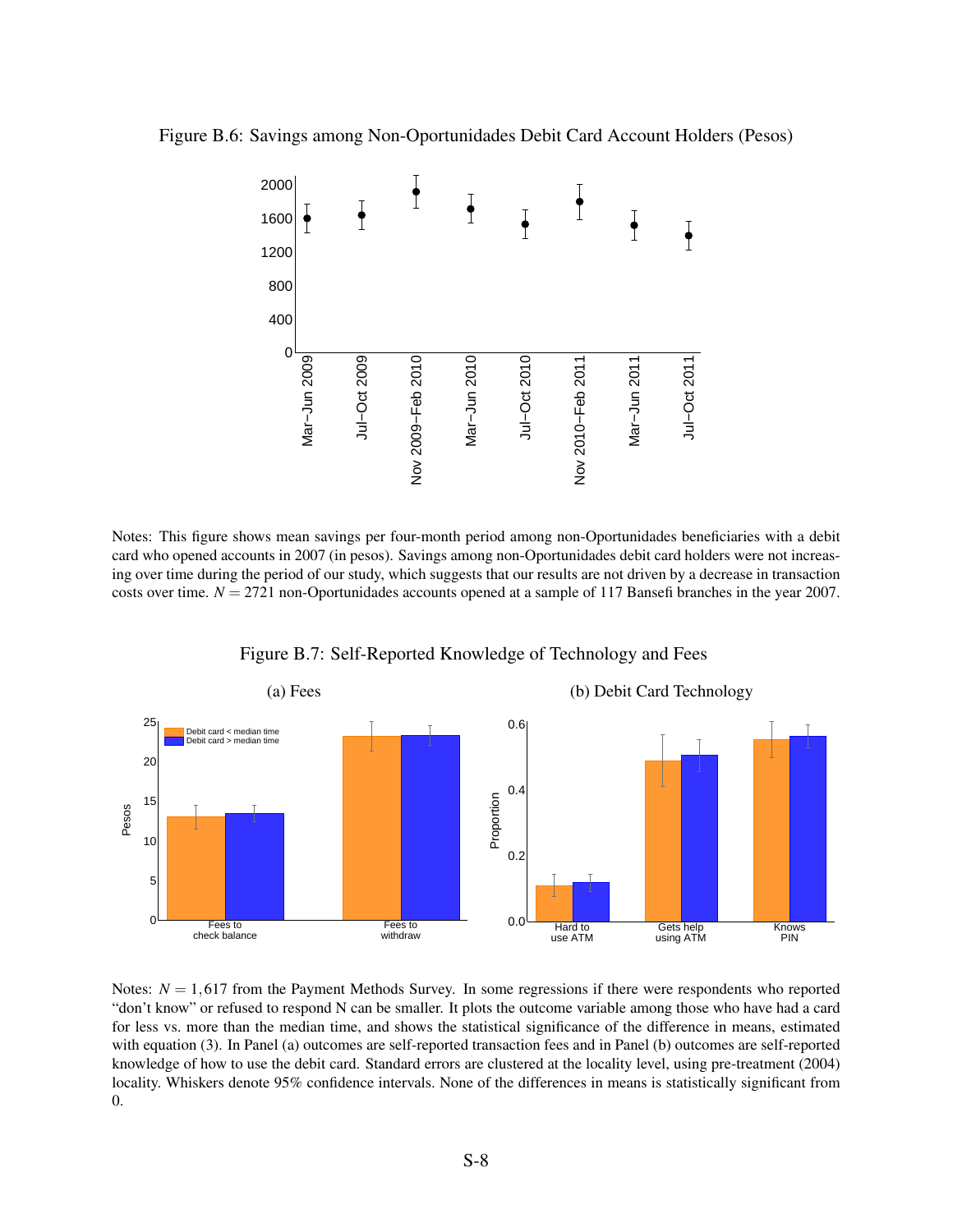Figure B.6: Savings among Non-Oportunidades Debit Card Account Holders (Pesos)

Notes: This figure shows mean savings per four-month period among non-Oportunidades beneficiaries with a debit card who opened accounts in 2007 (in pesos). Savings among non-Oportunidades debit card holders were not increasing over time during the period of our study, which suggests that our results are not driven by a decrease in transaction costs over time. $N = 2721$ non-Oportunidades accounts opened at a sample of 117 Bansefi branches in the year 2007.

Figure B.7: Self-Reported Knowledge of Technology and Fees

(a) Fees

(b) Debit Card Technology

Notes: $N = 1,617$ from the Payment Methods Survey. In some regressions if there were respondents who reported "don't know" or refused to respond N can be smaller. It plots the outcome variable among those who have had a card for less vs. more than the median time, and shows the statistical significance of the difference in means, estimated with equation (3). In Panel (a) outcomes are self-reported transaction fees and in Panel (b) outcomes are self-reported knowledge of how to use the debit card. Standard errors are clustered at the locality level, using pre-treatment (2004) locality. Whiskers denote 95% confidence intervals. None of the differences in means is statistically significant from 0.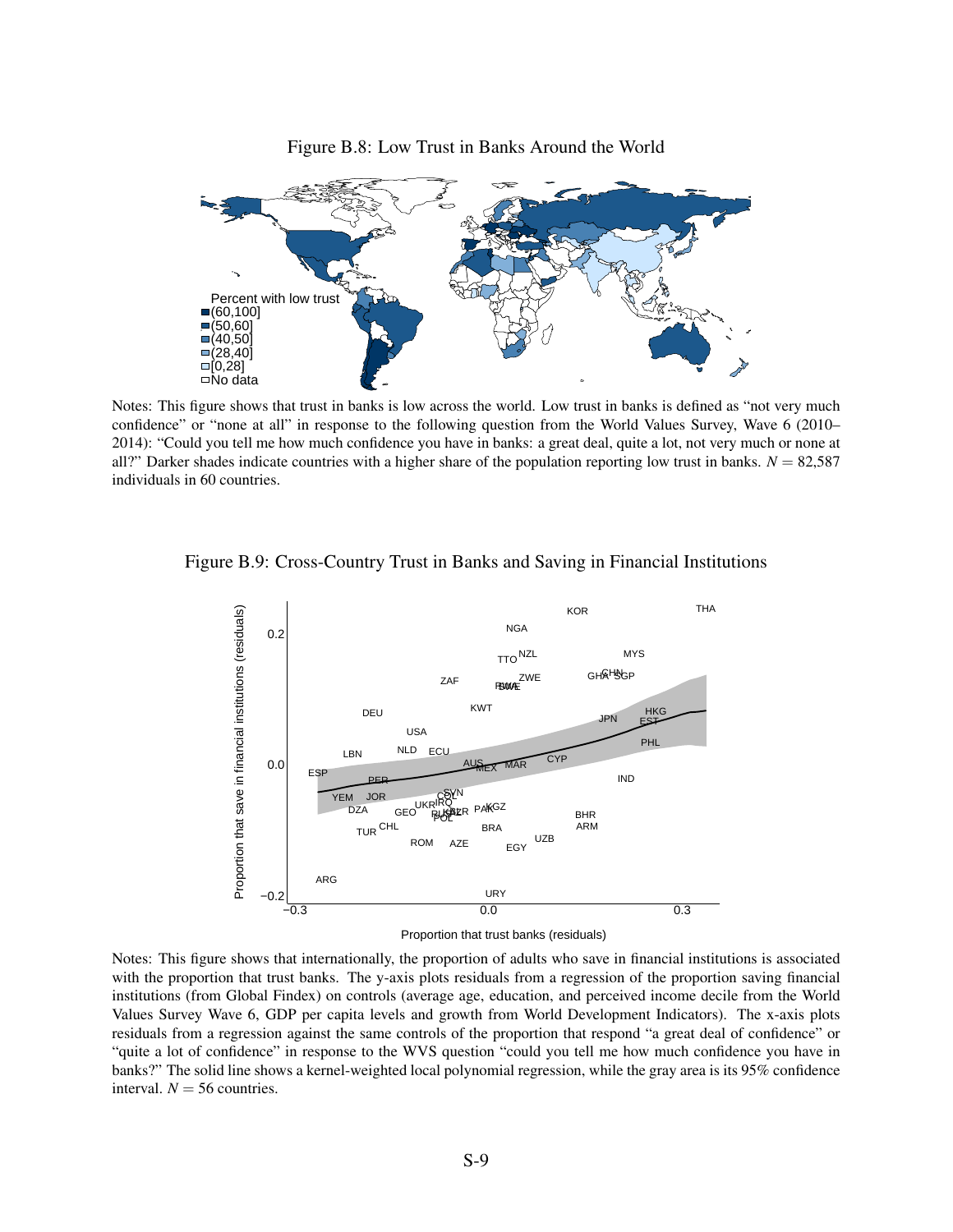Figure B.8: Low Trust in Banks Around the World

Notes: This figure shows that trust in banks is low across the world. Low trust in banks is defined as “not very much confidence” or “none at all” in response to the following question from the World Values Survey, Wave 6 (2010–2014): “Could you tell me how much confidence you have in banks: a great deal, quite a lot, not very much or none at all?” Darker shades indicate countries with a higher share of the population reporting low trust in banks. $N = 82{,}587$ individuals in 60 countries.

Figure B.9: Cross-Country Trust in Banks and Saving in Financial Institutions

Notes: This figure shows that internationally, the proportion of adults who save in financial institutions is associated with the proportion that trust banks. The y-axis plots residuals from a regression of the proportion saving financial institutions (from Global Findex) on controls (average age, education, and perceived income decile from the World Values Survey Wave 6, GDP per capita levels and growth from World Development Indicators). The x-axis plots residuals from a regression against the same controls of the proportion that respond “a great deal of confidence” or “quite a lot of confidence” in response to the WVS question “could you tell me how much confidence you have in banks?” The solid line shows a kernel-weighted local polynomial regression, while the gray area is its 95% confidence interval. $N = 56$ countries.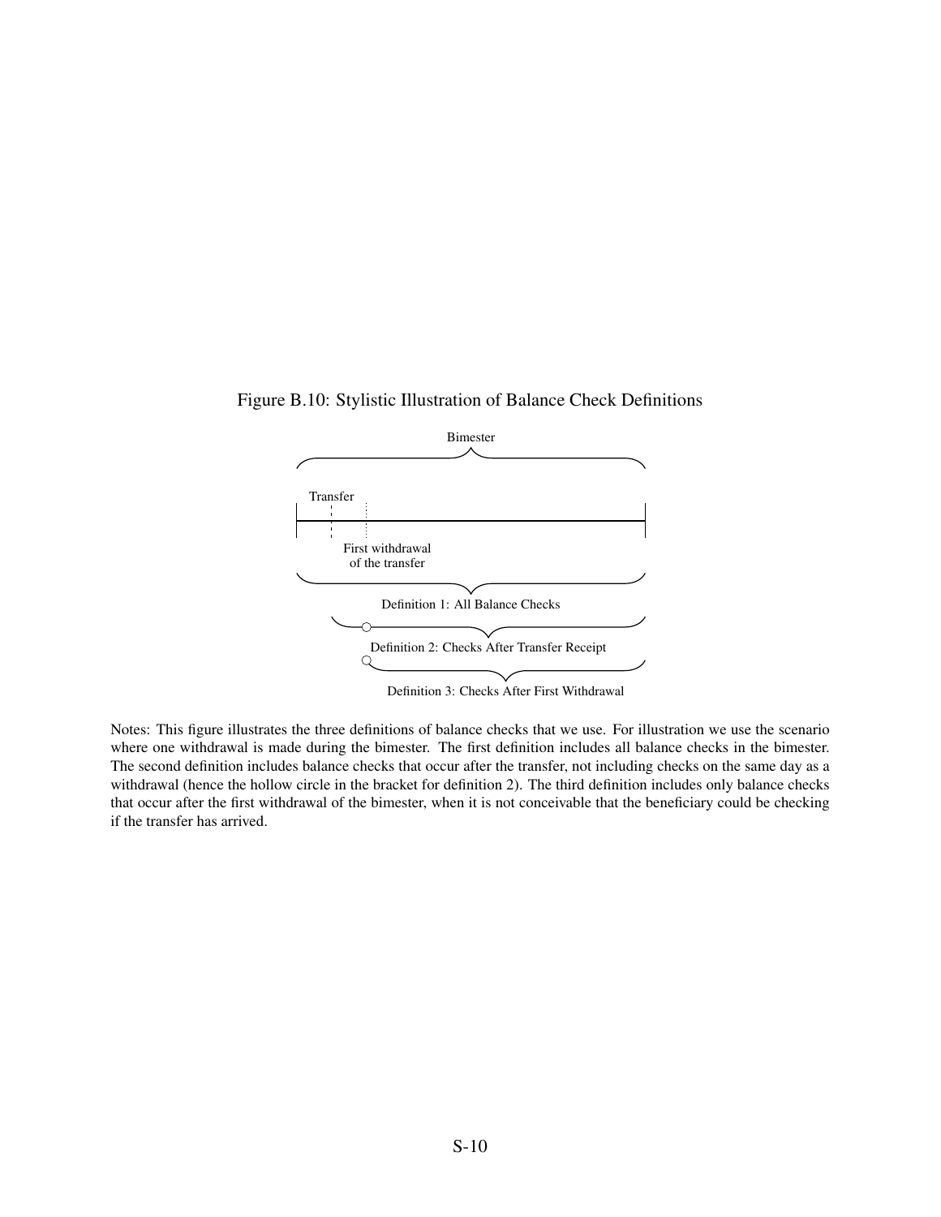Figure B.10: Stylistic Illustration of Balance Check Definitions

Bimester

Transfer

First withdrawal of the transfer

Definition 1: All Balance Checks

Definition 2: Checks After Transfer Receipt

Definition 3: Checks After First Withdrawal

Notes: This figure illustrates the three definitions of balance checks that we use. For illustration we use the scenario where one withdrawal is made during the bimester. The first definition includes all balance checks in the bimester. The second definition includes balance checks that occur after the transfer, not including checks on the same day as a withdrawal (hence the hollow circle in the bracket for definition 2). The third definition includes only balance checks that occur after the first withdrawal of the bimester, when it is not conceivable that the beneficiary could be checking if the transfer has arrived.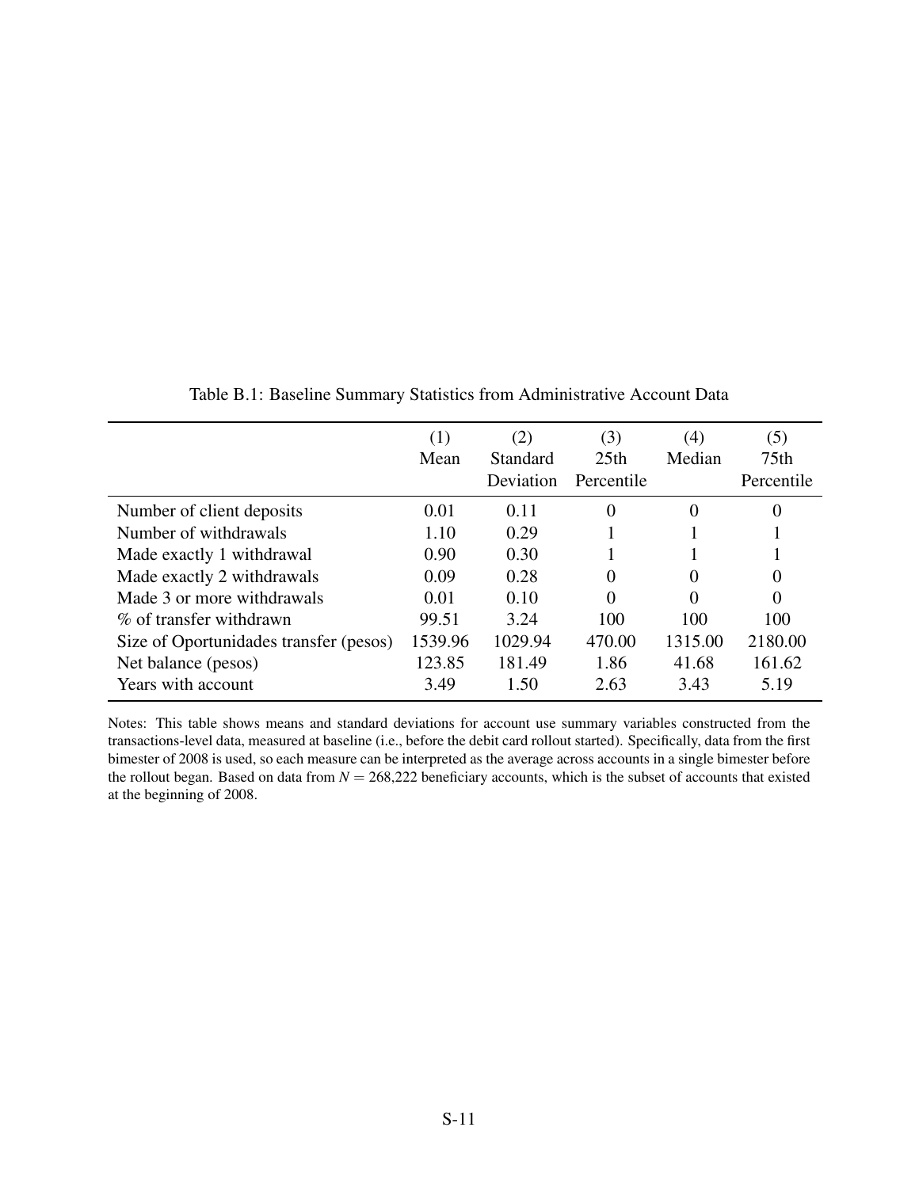Table B.1: Baseline Summary Statistics from Administrative Account Data

| | (1) Mean | (2) Standard Deviation | (3) 25th Percentile | (4) Median | (5) 75th Percentile |
|---|---|---|---|---|---|
| Number of client deposits | 0.01 | 0.11 | 0 | 0 | 0 |
| Number of withdrawals | 1.10 | 0.29 | 1 | 1 | 1 |
| Made exactly 1 withdrawal | 0.90 | 0.30 | 1 | 1 | 1 |
| Made exactly 2 withdrawals | 0.09 | 0.28 | 0 | 0 | 0 |
| Made 3 or more withdrawals | 0.01 | 0.10 | 0 | 0 | 0 |
| % of transfer withdrawn | 99.51 | 3.24 | 100 | 100 | 100 |
| Size of Oportunidades transfer (pesos) | 1539.96 | 1029.94 | 470.00 | 1315.00 | 2180.00 |
| Net balance (pesos) | 123.85 | 181.49 | 1.86 | 41.68 | 161.62 |
| Years with account | 3.49 | 1.50 | 2.63 | 3.43 | 5.19 |

Notes: This table shows means and standard deviations for account use summary variables constructed from the transactions-level data, measured at baseline (i.e., before the debit card rollout started). Specifically, data from the first bimester of 2008 is used, so each measure can be interpreted as the average across accounts in a single bimester before the rollout began. Based on data from $N = 268{,}222$ beneficiary accounts, which is the subset of accounts that existed at the beginning of 2008.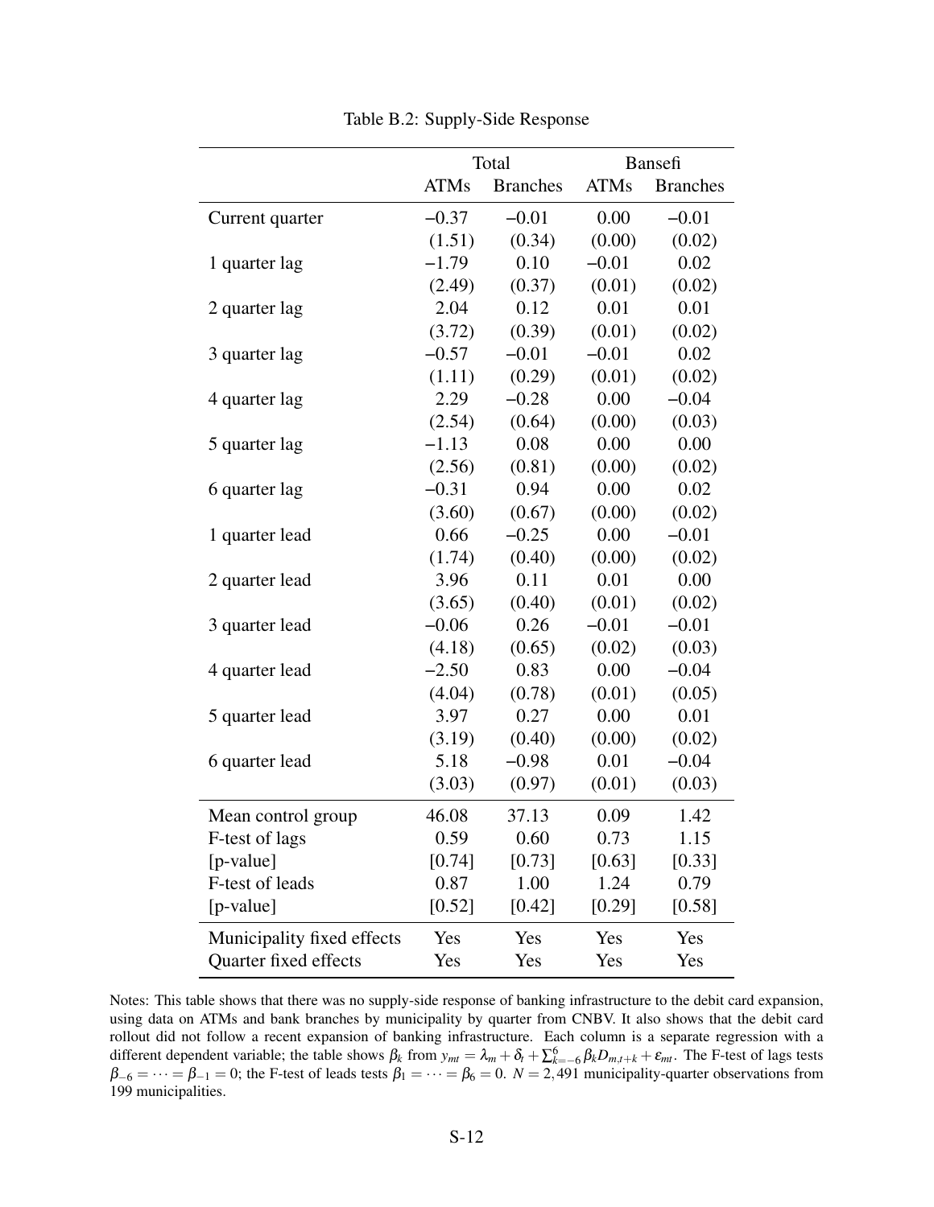Table B.2: Supply-Side Response

| | Total | | Bansefi | |
|---|---|---|---|---|
| | ATMs | Branches | ATMs | Branches |
| Current quarter | −0.37 | −0.01 | 0.00 | −0.01 |
| | (1.51) | (0.34) | (0.00) | (0.02) |
| 1 quarter lag | −1.79 | 0.10 | −0.01 | 0.02 |
| | (2.49) | (0.37) | (0.01) | (0.02) |
| 2 quarter lag | 2.04 | 0.12 | 0.01 | 0.01 |
| | (3.72) | (0.39) | (0.01) | (0.02) |
| 3 quarter lag | −0.57 | −0.01 | −0.01 | 0.02 |
| | (1.11) | (0.29) | (0.01) | (0.02) |
| 4 quarter lag | 2.29 | −0.28 | 0.00 | −0.04 |
| | (2.54) | (0.64) | (0.00) | (0.03) |
| 5 quarter lag | −1.13 | 0.08 | 0.00 | 0.00 |
| | (2.56) | (0.81) | (0.00) | (0.02) |
| 6 quarter lag | −0.31 | 0.94 | 0.00 | 0.02 |
| | (3.60) | (0.67) | (0.00) | (0.02) |
| 1 quarter lead | 0.66 | −0.25 | 0.00 | −0.01 |
| | (1.74) | (0.40) | (0.00) | (0.02) |
| 2 quarter lead | 3.96 | 0.11 | 0.01 | 0.00 |
| | (3.65) | (0.40) | (0.01) | (0.02) |
| 3 quarter lead | −0.06 | 0.26 | −0.01 | −0.01 |
| | (4.18) | (0.65) | (0.02) | (0.03) |
| 4 quarter lead | −2.50 | 0.83 | 0.00 | −0.04 |
| | (4.04) | (0.78) | (0.01) | (0.05) |
| 5 quarter lead | 3.97 | 0.27 | 0.00 | 0.01 |
| | (3.19) | (0.40) | (0.00) | (0.02) |
| 6 quarter lead | 5.18 | −0.98 | 0.01 | −0.04 |
| | (3.03) | (0.97) | (0.01) | (0.03) |
| Mean control group | 46.08 | 37.13 | 0.09 | 1.42 |
| F-test of lags | 0.59 | 0.60 | 0.73 | 1.15 |
| [p-value] | [0.74] | [0.73] | [0.63] | [0.33] |
| F-test of leads | 0.87 | 1.00 | 1.24 | 0.79 |
| [p-value] | [0.52] | [0.42] | [0.29] | [0.58] |
| Municipality fixed effects | Yes | Yes | Yes | Yes |
| Quarter fixed effects | Yes | Yes | Yes | Yes |

Notes: This table shows that there was no supply-side response of banking infrastructure to the debit card expansion, using data on ATMs and bank branches by municipality by quarter from CNBV. It also shows that the debit card rollout did not follow a recent expansion of banking infrastructure. Each column is a separate regression with a different dependent variable; the table shows $\beta_k$ from $y_{mt} = \lambda_m + \delta_t + \sum_{k=-6}^{6} \beta_k D_{m,t+k} + \varepsilon_{mt}$. The F-test of lags tests $\beta_{-6} = \cdots = \beta_{-1} = 0$; the F-test of leads tests $\beta_1 = \cdots = \beta_6 = 0$. $N = 2,491$ municipality-quarter observations from 199 municipalities.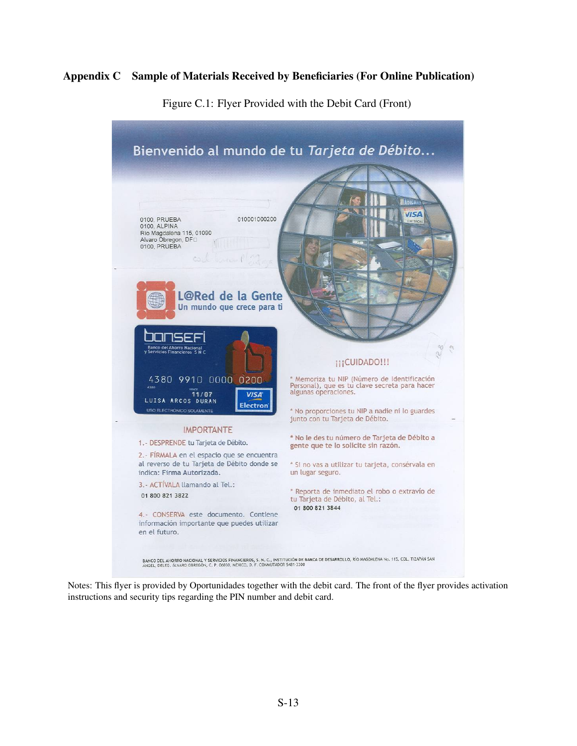## Appendix C Sample of Materials Received by Beneficiaries (For Online Publication)

Figure C.1: Flyer Provided with the Debit Card (Front)

Bienvenido al mundo de tu *Tarjeta de Débito...*

0100, PRUEBA
0100, ALPINA
Rio Magdalena 115, 01090
Alvaro Obregon, DF
0100, PRUEBA

010001000200

L@Red de la Gente
Un mundo que crece para ti

bansefi
Banco del Ahorro Nacional y Servicios Financieros S N C

4380 9910 0000 0200
11/07
LUISA ARCOS DURAN
USO ELECTRONICO SOLAMENTE

VISA Electron

IMPORTANTE

1.- DESPRENDE tu Tarjeta de Débito.

2.- FÍRMALA en el espacio que se encuentra al reverso de tu Tarjeta de Débito donde se indica: Firma Autorizada.

3.- ACTÍVALA llamando al Tel.:
01 800 821 3822

4.- CONSERVA este documento. Contiene información importante que puedes utilizar en el futuro.

¡¡¡CUIDADO!!!

* Memoriza tu NIP (Número de Identificación Personal), que es tu clave secreta para hacer algunas operaciones.

* No proporciones tu NIP a nadie ni lo guardes junto con tu Tarjeta de Débito.

* **No le des tu número de Tarjeta de Débito a gente que te lo solicite sin razón.**

* Si no vas a utilizar tu tarjeta, consérvala en un lugar seguro.

* Reporta de inmediato el robo o extravío de tu Tarjeta de Débito, al Tel.:
01 800 821 3844

BANCO DEL AHORRO NACIONAL Y SERVICIOS FINANCIEROS, S. N. C., INSTITUCIÓN DE BANCA DE DESARROLLO, RÍO MAGDALENA No. 115, COL. TIZAPÁN SAN ÁNGEL, DELEG. ÁLVARO OBREGÓN, C. P. 06030, MÉXICO, D. F. CONMUTADOR 5481-3300

Notes: This flyer is provided by Oportunidades together with the debit card. The front of the flyer provides activation instructions and security tips regarding the PIN number and debit card.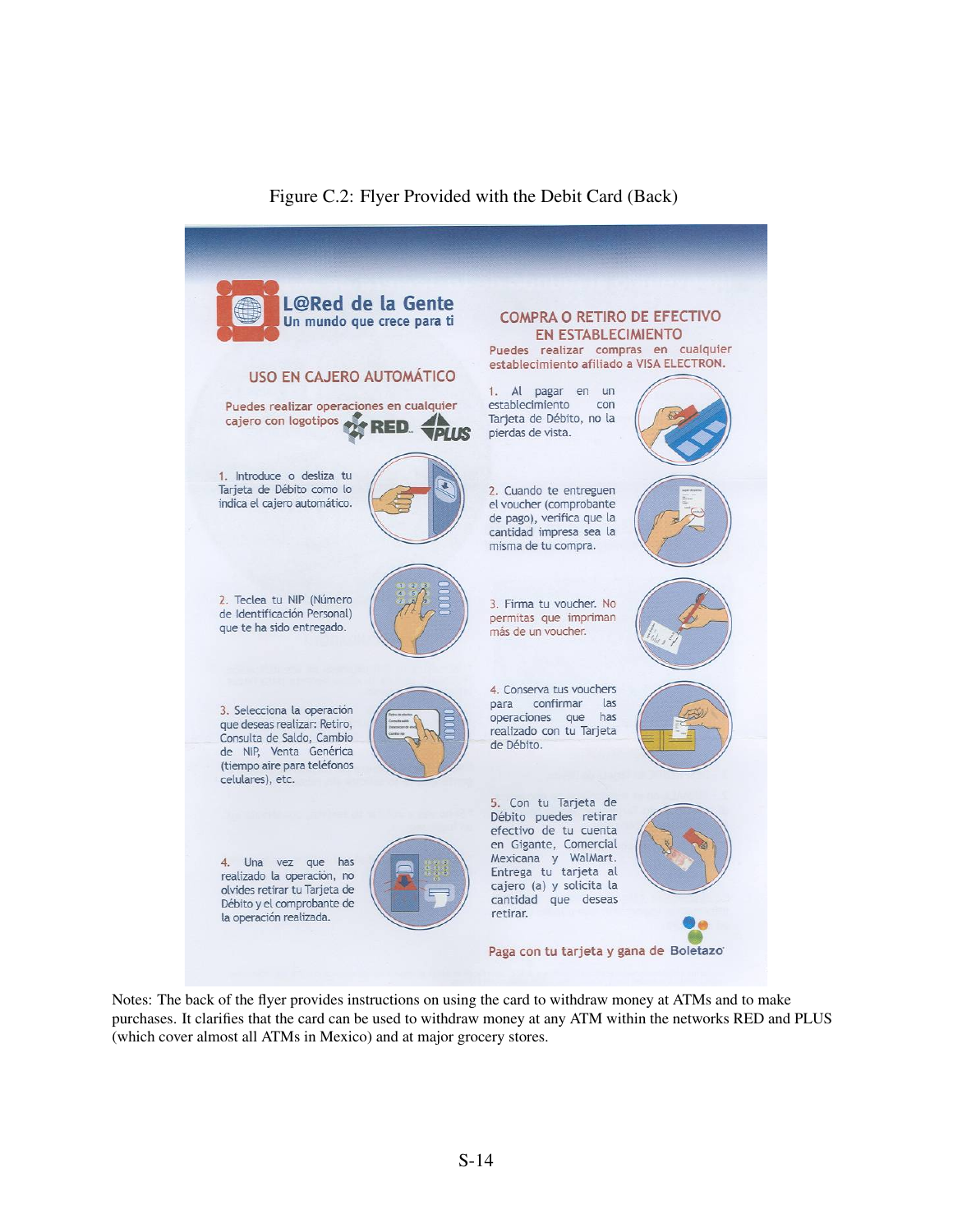Figure C.2: Flyer Provided with the Debit Card (Back)

L@Red de la Gente
Un mundo que crece para ti

## USO EN CAJERO AUTOMÁTICO

Puedes realizar operaciones en cualquier cajero con logotipos RED PLUS

1. Introduce o desliza tu Tarjeta de Débito como lo indica el cajero automático.

2. Teclea tu NIP (Número de Identificación Personal) que te ha sido entregado.

3. Selecciona la operación que deseas realizar: Retiro, Consulta de Saldo, Cambio de NIP, Venta Genérica (tiempo aire para teléfonos celulares), etc.

4. Una vez que has realizado la operación, no olvides retirar tu Tarjeta de Débito y el comprobante de la operación realizada.

## COMPRA O RETIRO DE EFECTIVO EN ESTABLECIMIENTO

Puedes realizar compras en cualquier establecimiento afiliado a VISA ELECTRON.

1. Al pagar en un establecimiento con Tarjeta de Débito, no la pierdas de vista.

2. Cuando te entreguen el voucher (comprobante de pago), verifica que la cantidad impresa sea la misma de tu compra.

3. Firma tu voucher. No permitas que impriman más de un voucher.

4. Conserva tus vouchers para confirmar las operaciones que has realizado con tu Tarjeta de Débito.

5. Con tu Tarjeta de Débito puedes retirar efectivo de tu cuenta en Gigante, Comercial Mexicana y WalMart. Entrega tu tarjeta al cajero (a) y solicita la cantidad que deseas retirar.

Paga con tu tarjeta y gana de Boletazo

Notes: The back of the flyer provides instructions on using the card to withdraw money at ATMs and to make purchases. It clarifies that the card can be used to withdraw money at any ATM within the networks RED and PLUS (which cover almost all ATMs in Mexico) and at major grocery stores.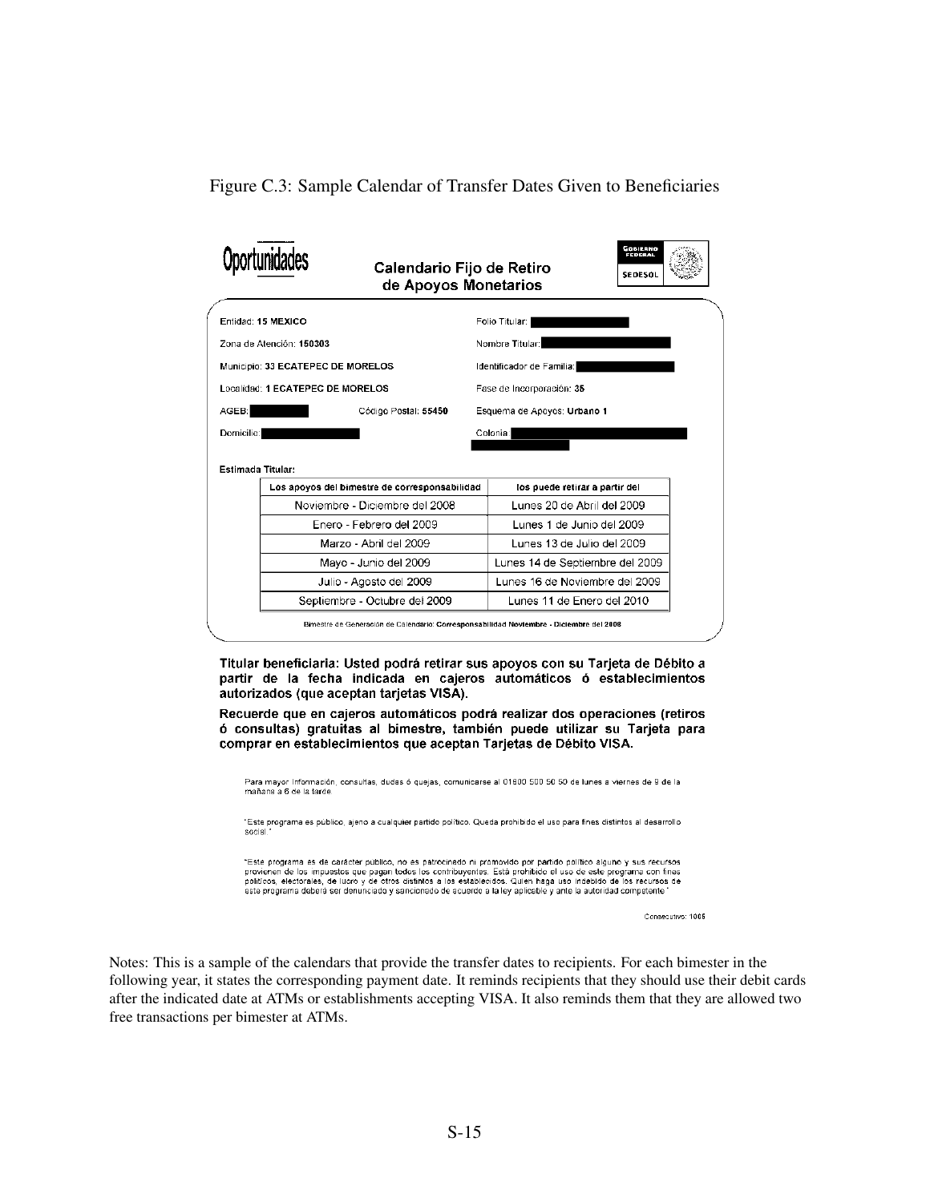Figure C.3: Sample Calendar of Transfer Dates Given to Beneficiaries

**Oportunidades** — **Calendario Fijo de Retiro de Apoyos Monetarios** — GOBIERNO FEDERAL SEDESOL

Entidad: **15 MEXICO**

Zona de Atención: **150303**

Municipio: **33 ECATEPEC DE MORELOS**

Localidad: **1 ECATEPEC DE MORELOS**

AGEB: ████ Código Postal: **55450**

Domicilio: ████

Folio Titular: ████

Nombre Titular: ████

Identificador de Familia: ████

Fase de Incorporación: **35**

Esquema de Apoyos: **Urbano 1**

Colonia: ████

**Estimada Titular:**

| Los apoyos del bimestre de corresponsabilidad | los puede retirar a partir del |
|---|---|
| Noviembre - Diciembre del 2008 | Lunes 20 de Abril del 2009 |
| Enero - Febrero del 2009 | Lunes 1 de Junio del 2009 |
| Marzo - Abril del 2009 | Lunes 13 de Julio del 2009 |
| Mayo - Junio del 2009 | Lunes 14 de Septiembre del 2009 |
| Julio - Agosto del 2009 | Lunes 16 de Noviembre del 2009 |
| Septiembre - Octubre del 2009 | Lunes 11 de Enero del 2010 |

Bimestre de Generación de Calendario: **Corresponsabilidad Noviembre - Diciembre del 2008**

**Titular beneficiaria: Usted podrá retirar sus apoyos con su Tarjeta de Débito a partir de la fecha indicada en cajeros automáticos ó establecimientos autorizados (que aceptan tarjetas VISA).**

**Recuerde que en cajeros automáticos podrá realizar dos operaciones (retiros ó consultas) gratuitas al bimestre, también puede utilizar su Tarjeta para comprar en establecimientos que aceptan Tarjetas de Débito VISA.**

Para mayor información, consultas, dudas ó quejas, comunicarse al 01800 500 50 50 de lunes a viernes de 9 de la mañana a 6 de la tarde.

"Este programa es público, ajeno a cualquier partido político. Queda prohibido el uso para fines distintos al desarrollo social."

"Este programa es de carácter público, no es patrocinado ni promovido por partido político alguno y sus recursos provienen de los impuestos que pagan todos los contribuyentes. Está prohibido el uso de este programa con fines políticos, electorales, de lucro y de otros distintos a los establecidos. Quien haga uso indebido de los recursos de este programa deberá ser denunciado y sancionado de acuerdo a la ley aplicable y ante la autoridad competente."

Consecutivo: 1005

Notes: This is a sample of the calendars that provide the transfer dates to recipients. For each bimester in the following year, it states the corresponding payment date. It reminds recipients that they should use their debit cards after the indicated date at ATMs or establishments accepting VISA. It also reminds them that they are allowed two free transactions per bimester at ATMs.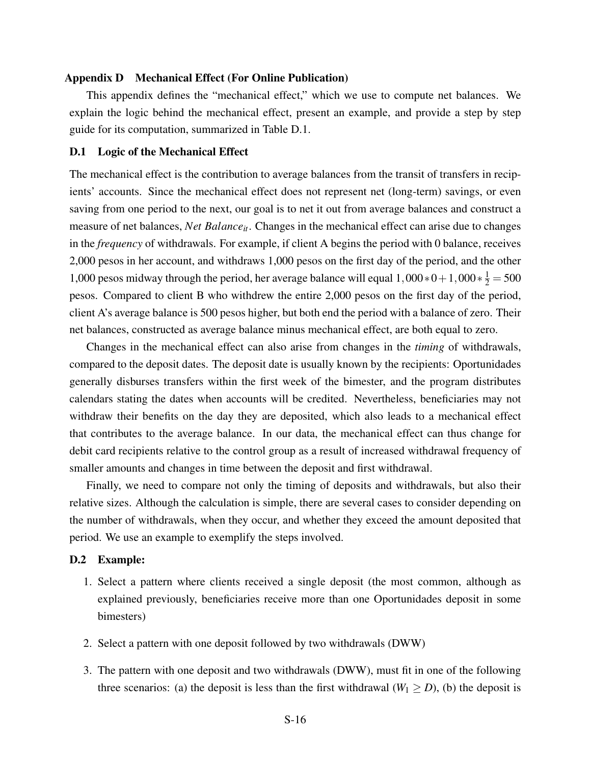## Appendix D Mechanical Effect (For Online Publication)

This appendix defines the "mechanical effect," which we use to compute net balances. We explain the logic behind the mechanical effect, present an example, and provide a step by step guide for its computation, summarized in Table D.1.

### D.1 Logic of the Mechanical Effect

The mechanical effect is the contribution to average balances from the transit of transfers in recipients' accounts. Since the mechanical effect does not represent net (long-term) savings, or even saving from one period to the next, our goal is to net it out from average balances and construct a measure of net balances, *Net Balance*$_{it}$. Changes in the mechanical effect can arise due to changes in the *frequency* of withdrawals. For example, if client A begins the period with 0 balance, receives 2,000 pesos in her account, and withdraws 1,000 pesos on the first day of the period, and the other 1,000 pesos midway through the period, her average balance will equal $1{,}000 * 0 + 1{,}000 * \frac{1}{2} = 500$ pesos. Compared to client B who withdrew the entire 2,000 pesos on the first day of the period, client A's average balance is 500 pesos higher, but both end the period with a balance of zero. Their net balances, constructed as average balance minus mechanical effect, are both equal to zero.

Changes in the mechanical effect can also arise from changes in the *timing* of withdrawals, compared to the deposit dates. The deposit date is usually known by the recipients: Oportunidades generally disburses transfers within the first week of the bimester, and the program distributes calendars stating the dates when accounts will be credited. Nevertheless, beneficiaries may not withdraw their benefits on the day they are deposited, which also leads to a mechanical effect that contributes to the average balance. In our data, the mechanical effect can thus change for debit card recipients relative to the control group as a result of increased withdrawal frequency of smaller amounts and changes in time between the deposit and first withdrawal.

Finally, we need to compare not only the timing of deposits and withdrawals, but also their relative sizes. Although the calculation is simple, there are several cases to consider depending on the number of withdrawals, when they occur, and whether they exceed the amount deposited that period. We use an example to exemplify the steps involved.

### D.2 Example:

1. Select a pattern where clients received a single deposit (the most common, although as explained previously, beneficiaries receive more than one Oportunidades deposit in some bimesters)
2. Select a pattern with one deposit followed by two withdrawals (DWW)
3. The pattern with one deposit and two withdrawals (DWW), must fit in one of the following three scenarios: (a) the deposit is less than the first withdrawal ($W_1 \geq D$), (b) the deposit is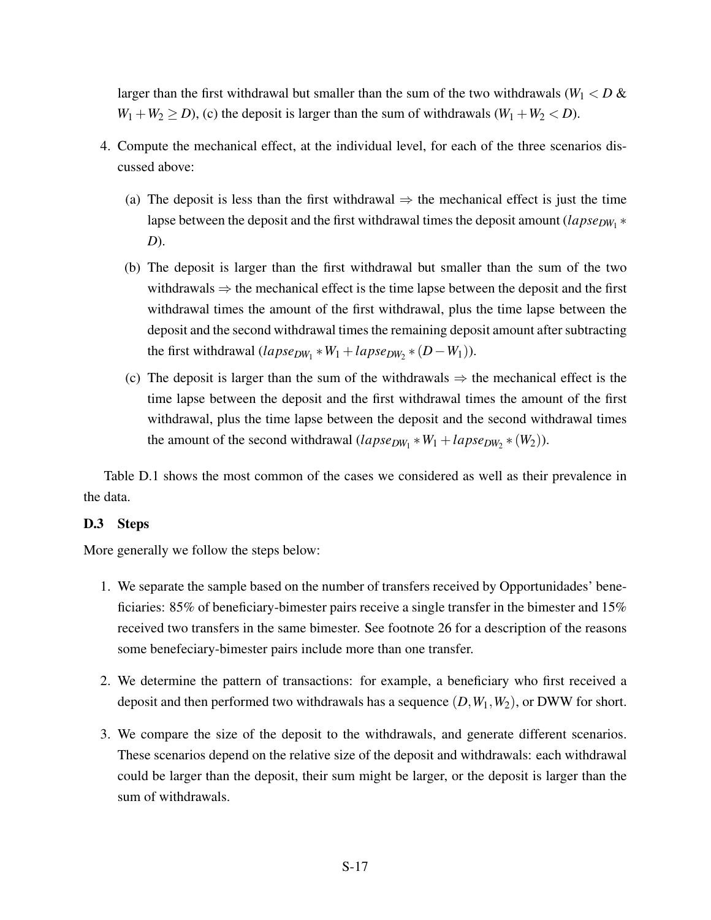larger than the first withdrawal but smaller than the sum of the two withdrawals ($W_1 < D$ & $W_1 + W_2 \geq D$), (c) the deposit is larger than the sum of withdrawals ($W_1 + W_2 < D$).

4. Compute the mechanical effect, at the individual level, for each of the three scenarios discussed above:

   (a) The deposit is less than the first withdrawal $\Rightarrow$ the mechanical effect is just the time lapse between the deposit and the first withdrawal times the deposit amount ($lapse_{DW_1} * D$).

   (b) The deposit is larger than the first withdrawal but smaller than the sum of the two withdrawals $\Rightarrow$ the mechanical effect is the time lapse between the deposit and the first withdrawal times the amount of the first withdrawal, plus the time lapse between the deposit and the second withdrawal times the remaining deposit amount after subtracting the first withdrawal ($lapse_{DW_1} * W_1 + lapse_{DW_2} * (D - W_1)$).

   (c) The deposit is larger than the sum of the withdrawals $\Rightarrow$ the mechanical effect is the time lapse between the deposit and the first withdrawal times the amount of the first withdrawal, plus the time lapse between the deposit and the second withdrawal times the amount of the second withdrawal ($lapse_{DW_1} * W_1 + lapse_{DW_2} * (W_2)$).

Table D.1 shows the most common of the cases we considered as well as their prevalence in the data.

### D.3 Steps

More generally we follow the steps below:

1. We separate the sample based on the number of transfers received by Opportunidades' beneficiaries: 85% of beneficiary-bimester pairs receive a single transfer in the bimester and 15% received two transfers in the same bimester. See footnote 26 for a description of the reasons some benefeciary-bimester pairs include more than one transfer.

2. We determine the pattern of transactions: for example, a beneficiary who first received a deposit and then performed two withdrawals has a sequence $(D, W_1, W_2)$, or DWW for short.

3. We compare the size of the deposit to the withdrawals, and generate different scenarios. These scenarios depend on the relative size of the deposit and withdrawals: each withdrawal could be larger than the deposit, their sum might be larger, or the deposit is larger than the sum of withdrawals.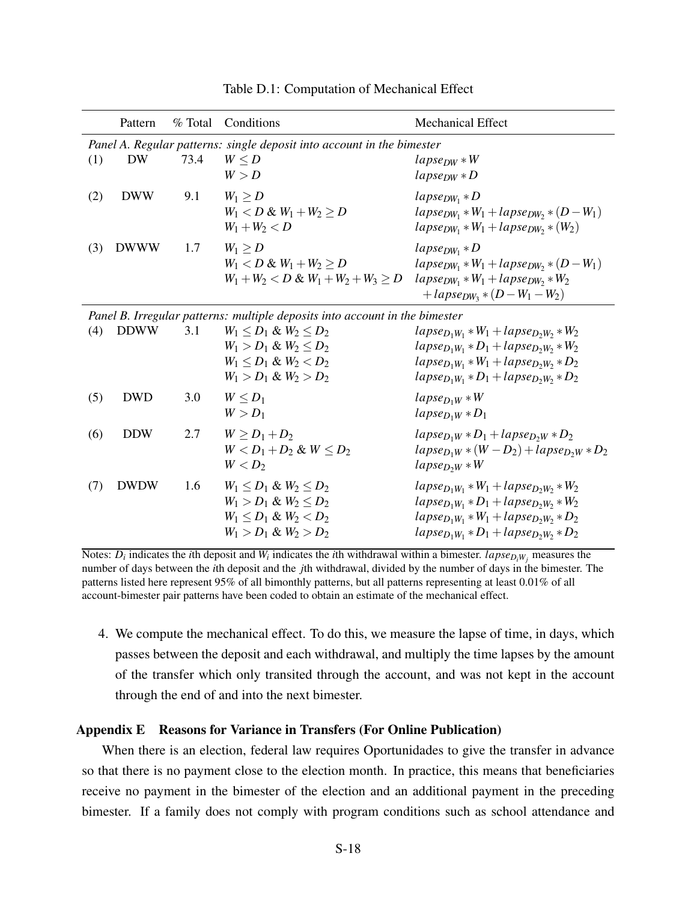Table D.1: Computation of Mechanical Effect

| | Pattern | % Total | Conditions | Mechanical Effect |
|---|---|---|---|---|
| *Panel A. Regular patterns: single deposit into account in the bimester* | | | | |
| (1) | DW | 73.4 | $W \leq D$ | $lapse_{DW} * W$ |
| | | | $W > D$ | $lapse_{DW} * D$ |
| (2) | DWW | 9.1 | $W_1 \geq D$ | $lapse_{DW_1} * D$ |
| | | | $W_1 < D$ & $W_1 + W_2 \geq D$ | $lapse_{DW_1} * W_1 + lapse_{DW_2} * (D - W_1)$ |
| | | | $W_1 + W_2 < D$ | $lapse_{DW_1} * W_1 + lapse_{DW_2} * (W_2)$ |
| (3) | DWWW | 1.7 | $W_1 \geq D$ | $lapse_{DW_1} * D$ |
| | | | $W_1 < D$ & $W_1 + W_2 \geq D$ | $lapse_{DW_1} * W_1 + lapse_{DW_2} * (D - W_1)$ |
| | | | $W_1 + W_2 < D$ & $W_1 + W_2 + W_3 \geq D$ | $lapse_{DW_1} * W_1 + lapse_{DW_2} * W_2 + lapse_{DW_3} * (D - W_1 - W_2)$ |
| *Panel B. Irregular patterns: multiple deposits into account in the bimester* | | | | |
| (4) | DDWW | 3.1 | $W_1 \leq D_1$ & $W_2 \leq D_2$ | $lapse_{D_1W_1} * W_1 + lapse_{D_2W_2} * W_2$ |
| | | | $W_1 > D_1$ & $W_2 \leq D_2$ | $lapse_{D_1W_1} * D_1 + lapse_{D_2W_2} * W_2$ |
| | | | $W_1 \leq D_1$ & $W_2 < D_2$ | $lapse_{D_1W_1} * W_1 + lapse_{D_2W_2} * D_2$ |
| | | | $W_1 > D_1$ & $W_2 > D_2$ | $lapse_{D_1W_1} * D_1 + lapse_{D_2W_2} * D_2$ |
| (5) | DWD | 3.0 | $W \leq D_1$ | $lapse_{D_1W} * W$ |
| | | | $W > D_1$ | $lapse_{D_1W} * D_1$ |
| (6) | DDW | 2.7 | $W \geq D_1 + D_2$ | $lapse_{D_1W} * D_1 + lapse_{D_2W} * D_2$ |
| | | | $W < D_1 + D_2$ & $W \leq D_2$ | $lapse_{D_1W} * (W - D_2) + lapse_{D_2W} * D_2$ |
| | | | $W < D_2$ | $lapse_{D_2W} * W$ |
| (7) | DWDW | 1.6 | $W_1 \leq D_1$ & $W_2 \leq D_2$ | $lapse_{D_1W_1} * W_1 + lapse_{D_2W_2} * W_2$ |
| | | | $W_1 > D_1$ & $W_2 \leq D_2$ | $lapse_{D_1W_1} * D_1 + lapse_{D_2W_2} * W_2$ |
| | | | $W_1 \leq D_1$ & $W_2 < D_2$ | $lapse_{D_1W_1} * W_1 + lapse_{D_2W_2} * D_2$ |
| | | | $W_1 > D_1$ & $W_2 > D_2$ | $lapse_{D_1W_1} * D_1 + lapse_{D_2W_2} * D_2$ |

Notes: $D_i$ indicates the $i$th deposit and $W_i$ indicates the $i$th withdrawal within a bimester. $lapse_{D_iW_j}$ measures the number of days between the $i$th deposit and the $j$th withdrawal, divided by the number of days in the bimester. The patterns listed here represent 95% of all bimonthly patterns, but all patterns representing at least 0.01% of all account-bimester pair patterns have been coded to obtain an estimate of the mechanical effect.

4. We compute the mechanical effect. To do this, we measure the lapse of time, in days, which passes between the deposit and each withdrawal, and multiply the time lapses by the amount of the transfer which only transited through the account, and was not kept in the account through the end of and into the next bimester.

## Appendix E  Reasons for Variance in Transfers (For Online Publication)

When there is an election, federal law requires Oportunidades to give the transfer in advance so that there is no payment close to the election month. In practice, this means that beneficiaries receive no payment in the bimester of the election and an additional payment in the preceding bimester. If a family does not comply with program conditions such as school attendance and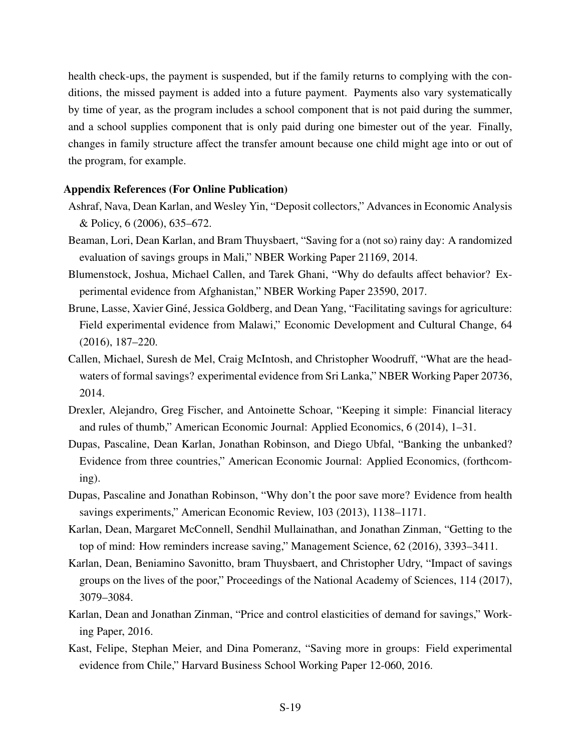health check-ups, the payment is suspended, but if the family returns to complying with the conditions, the missed payment is added into a future payment. Payments also vary systematically by time of year, as the program includes a school component that is not paid during the summer, and a school supplies component that is only paid during one bimester out of the year. Finally, changes in family structure affect the transfer amount because one child might age into or out of the program, for example.

## Appendix References (For Online Publication)

Ashraf, Nava, Dean Karlan, and Wesley Yin, "Deposit collectors," Advances in Economic Analysis & Policy, 6 (2006), 635–672.

Beaman, Lori, Dean Karlan, and Bram Thuysbaert, "Saving for a (not so) rainy day: A randomized evaluation of savings groups in Mali," NBER Working Paper 21169, 2014.

Blumenstock, Joshua, Michael Callen, and Tarek Ghani, "Why do defaults affect behavior? Experimental evidence from Afghanistan," NBER Working Paper 23590, 2017.

Brune, Lasse, Xavier Giné, Jessica Goldberg, and Dean Yang, "Facilitating savings for agriculture: Field experimental evidence from Malawi," Economic Development and Cultural Change, 64 (2016), 187–220.

Callen, Michael, Suresh de Mel, Craig McIntosh, and Christopher Woodruff, "What are the headwaters of formal savings? experimental evidence from Sri Lanka," NBER Working Paper 20736, 2014.

Drexler, Alejandro, Greg Fischer, and Antoinette Schoar, "Keeping it simple: Financial literacy and rules of thumb," American Economic Journal: Applied Economics, 6 (2014), 1–31.

Dupas, Pascaline, Dean Karlan, Jonathan Robinson, and Diego Ubfal, "Banking the unbanked? Evidence from three countries," American Economic Journal: Applied Economics, (forthcoming).

Dupas, Pascaline and Jonathan Robinson, "Why don't the poor save more? Evidence from health savings experiments," American Economic Review, 103 (2013), 1138–1171.

Karlan, Dean, Margaret McConnell, Sendhil Mullainathan, and Jonathan Zinman, "Getting to the top of mind: How reminders increase saving," Management Science, 62 (2016), 3393–3411.

Karlan, Dean, Beniamino Savonitto, bram Thuysbaert, and Christopher Udry, "Impact of savings groups on the lives of the poor," Proceedings of the National Academy of Sciences, 114 (2017), 3079–3084.

Karlan, Dean and Jonathan Zinman, "Price and control elasticities of demand for savings," Working Paper, 2016.

Kast, Felipe, Stephan Meier, and Dina Pomeranz, "Saving more in groups: Field experimental evidence from Chile," Harvard Business School Working Paper 12-060, 2016.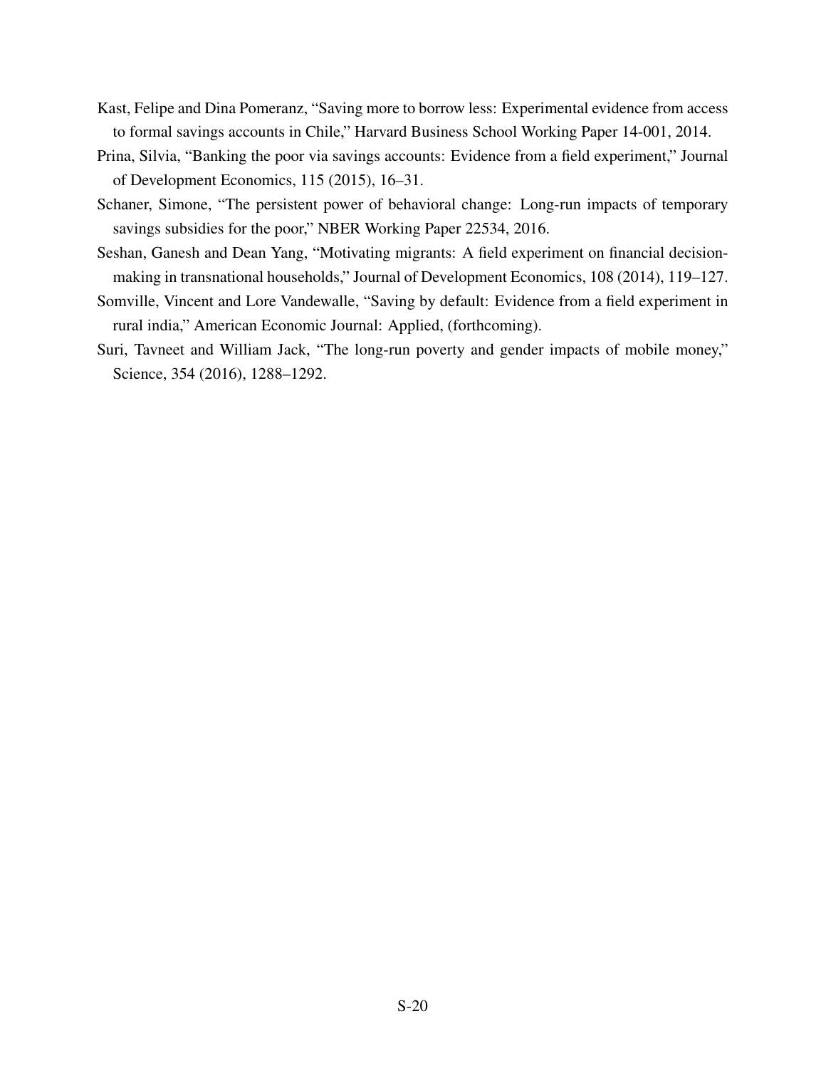Kast, Felipe and Dina Pomeranz, "Saving more to borrow less: Experimental evidence from access to formal savings accounts in Chile," Harvard Business School Working Paper 14-001, 2014.

Prina, Silvia, "Banking the poor via savings accounts: Evidence from a field experiment," Journal of Development Economics, 115 (2015), 16–31.

Schaner, Simone, "The persistent power of behavioral change: Long-run impacts of temporary savings subsidies for the poor," NBER Working Paper 22534, 2016.

Seshan, Ganesh and Dean Yang, "Motivating migrants: A field experiment on financial decision-making in transnational households," Journal of Development Economics, 108 (2014), 119–127.

Somville, Vincent and Lore Vandewalle, "Saving by default: Evidence from a field experiment in rural india," American Economic Journal: Applied, (forthcoming).

Suri, Tavneet and William Jack, "The long-run poverty and gender impacts of mobile money," Science, 354 (2016), 1288–1292.